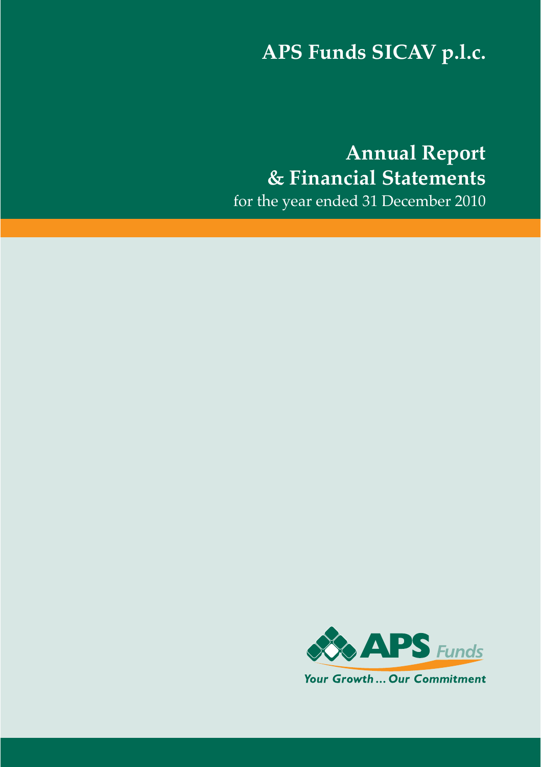# APS Funds SICAV p.l.c.

## Annual Report & Financial Statements

for the year ended 31 December 2010

APS Funds

*Your Growth ... Our Commitment*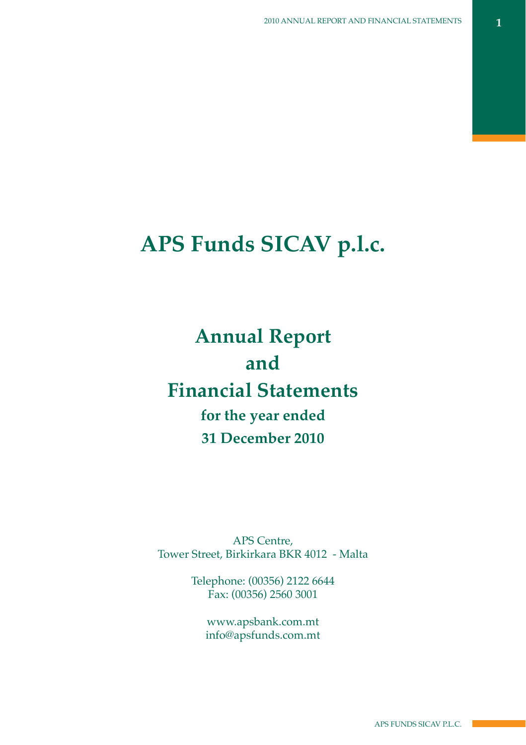# APS Funds SICAV p.l.c.

## Annual Report and Financial Statements

### for the year ended 31 December 2010

APS Centre,
Tower Street, Birkirkara BKR 4012 - Malta

Telephone: (00356) 2122 6644
Fax: (00356) 2560 3001

www.apsbank.com.mt
info@apsfunds.com.mt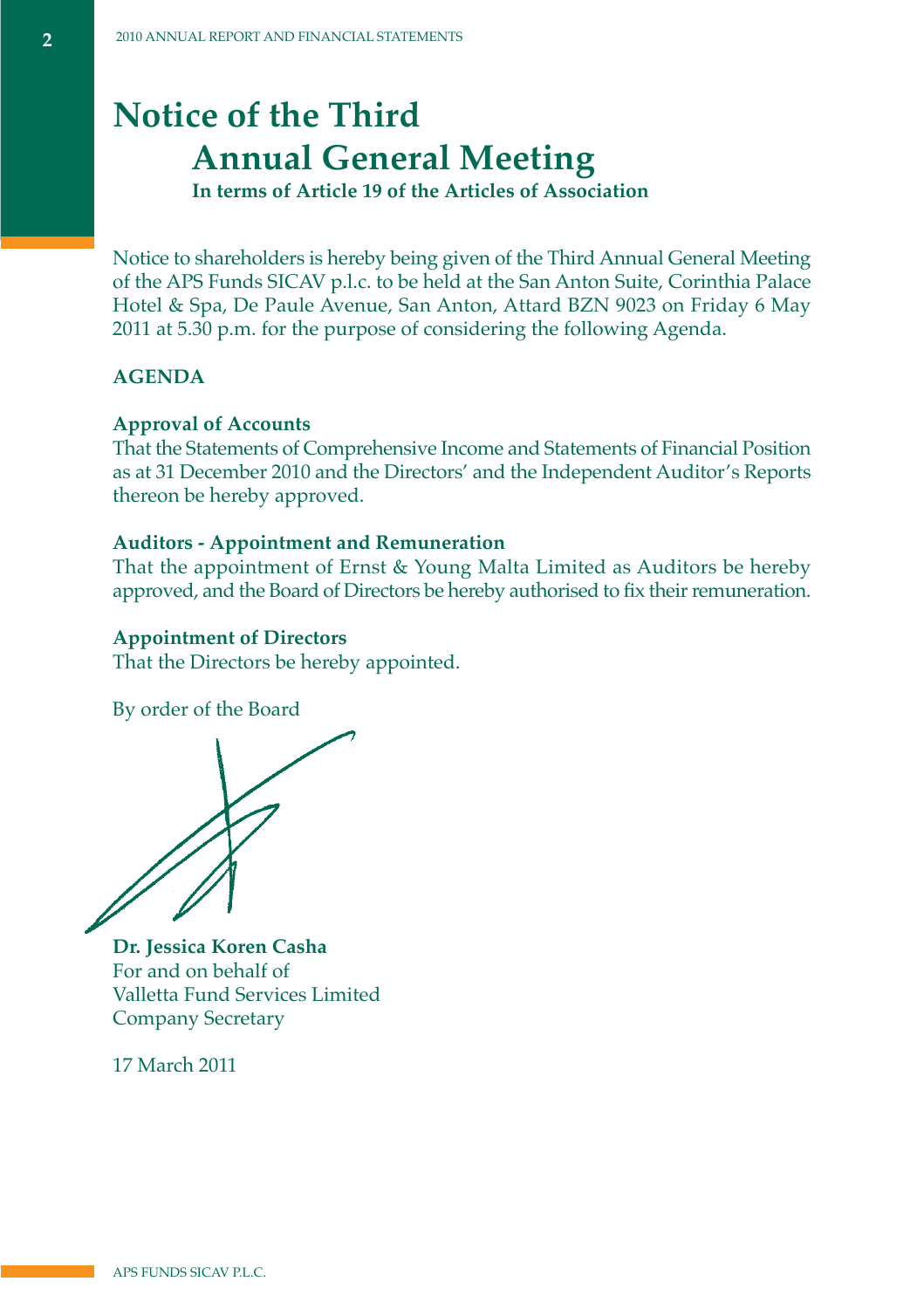# Notice of the Third Annual General Meeting

**In terms of Article 19 of the Articles of Association**

Notice to shareholders is hereby being given of the Third Annual General Meeting of the APS Funds SICAV p.l.c. to be held at the San Anton Suite, Corinthia Palace Hotel & Spa, De Paule Avenue, San Anton, Attard BZN 9023 on Friday 6 May 2011 at 5.30 p.m. for the purpose of considering the following Agenda.

## AGENDA

**Approval of Accounts**

That the Statements of Comprehensive Income and Statements of Financial Position as at 31 December 2010 and the Directors' and the Independent Auditor's Reports thereon be hereby approved.

**Auditors - Appointment and Remuneration**

That the appointment of Ernst & Young Malta Limited as Auditors be hereby approved, and the Board of Directors be hereby authorised to fix their remuneration.

**Appointment of Directors**

That the Directors be hereby appointed.

By order of the Board

**Dr. Jessica Koren Casha**
For and on behalf of
Valletta Fund Services Limited
Company Secretary

17 March 2011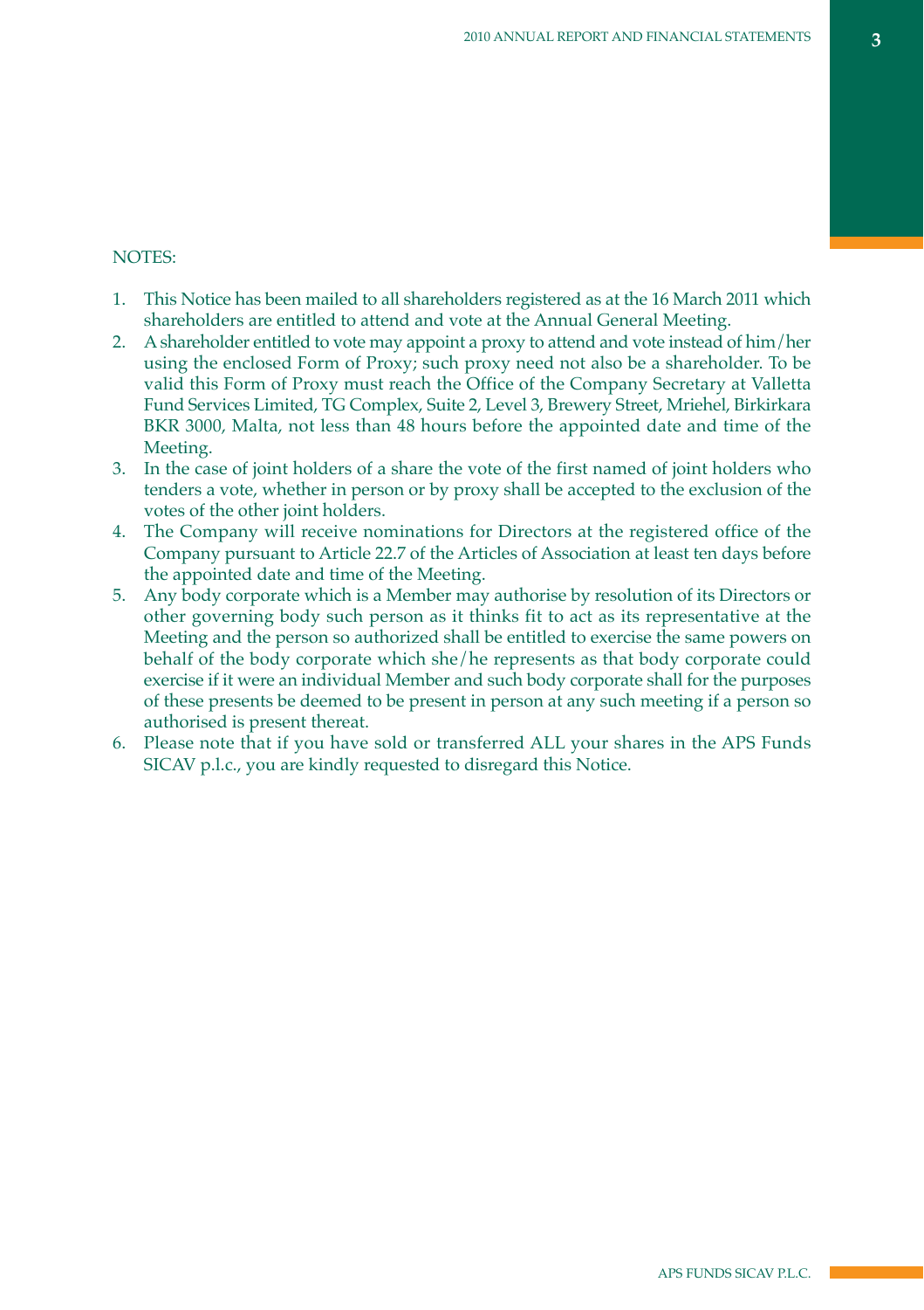NOTES:

1. This Notice has been mailed to all shareholders registered as at the 16 March 2011 which shareholders are entitled to attend and vote at the Annual General Meeting.
2. A shareholder entitled to vote may appoint a proxy to attend and vote instead of him/her using the enclosed Form of Proxy; such proxy need not also be a shareholder. To be valid this Form of Proxy must reach the Office of the Company Secretary at Valletta Fund Services Limited, TG Complex, Suite 2, Level 3, Brewery Street, Mriehel, Birkirkara BKR 3000, Malta, not less than 48 hours before the appointed date and time of the Meeting.
3. In the case of joint holders of a share the vote of the first named of joint holders who tenders a vote, whether in person or by proxy shall be accepted to the exclusion of the votes of the other joint holders.
4. The Company will receive nominations for Directors at the registered office of the Company pursuant to Article 22.7 of the Articles of Association at least ten days before the appointed date and time of the Meeting.
5. Any body corporate which is a Member may authorise by resolution of its Directors or other governing body such person as it thinks fit to act as its representative at the Meeting and the person so authorized shall be entitled to exercise the same powers on behalf of the body corporate which she/he represents as that body corporate could exercise if it were an individual Member and such body corporate shall for the purposes of these presents be deemed to be present in person at any such meeting if a person so authorised is present thereat.
6. Please note that if you have sold or transferred ALL your shares in the APS Funds SICAV p.l.c., you are kindly requested to disregard this Notice.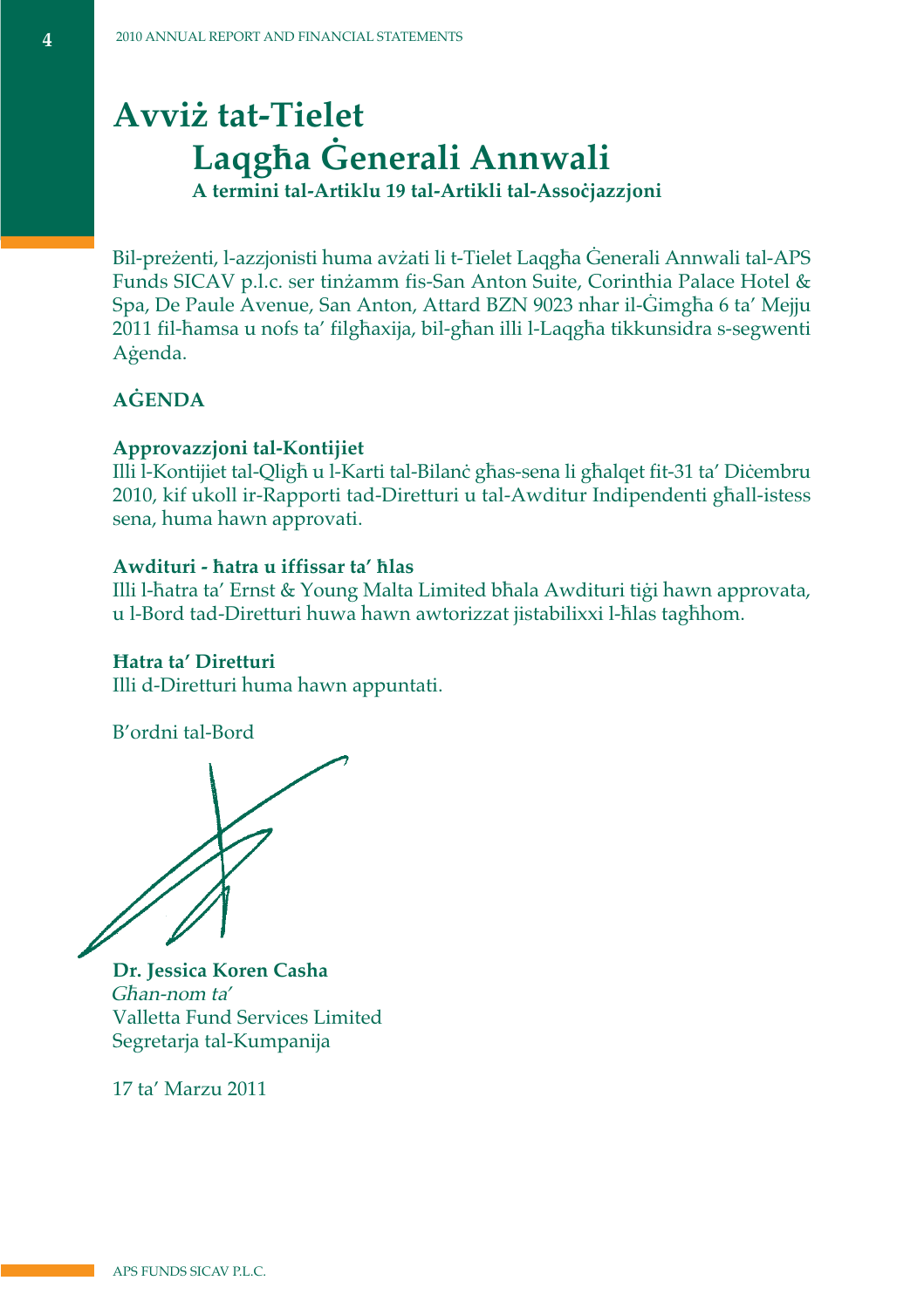# Avviż tat-Tielet
# Laqgħa Ġenerali Annwali

**A termini tal-Artiklu 19 tal-Artikli tal-Assoċjazzjoni**

Bil-preżenti, l-azzjonisti huma avżati li t-Tielet Laqgħa Ġenerali Annwali tal-APS Funds SICAV p.l.c. ser tinżamm fis-San Anton Suite, Corinthia Palace Hotel & Spa, De Paule Avenue, San Anton, Attard BZN 9023 nhar il-Ġimgħa 6 ta' Mejju 2011 fil-ħamsa u nofs ta' filgħaxija, bil-għan illi l-Laqgħa tikkunsidra s-segwenti Aġenda.

## AĠENDA

**Approvazzjoni tal-Kontijiet**
Illi l-Kontijiet tal-Qligħ u l-Karti tal-Bilanċ għas-sena li għalqet fit-31 ta' Diċembru 2010, kif ukoll ir-Rapporti tad-Diretturi u tal-Awditur Indipendenti għall-istess sena, huma hawn approvati.

**Awdituri - ħatra u iffissar ta' ħlas**
Illi l-ħatra ta' Ernst & Young Malta Limited bħala Awdituri tiġi hawn approvata, u l-Bord tad-Diretturi huwa hawn awtorizzat jistabilixxi l-ħlas tagħhom.

**Ħatra ta' Diretturi**
Illi d-Diretturi huma hawn appuntati.

B'ordni tal-Bord

**Dr. Jessica Koren Casha**
*Għan-nom ta'*
Valletta Fund Services Limited
Segretarja tal-Kumpanija

17 ta' Marzu 2011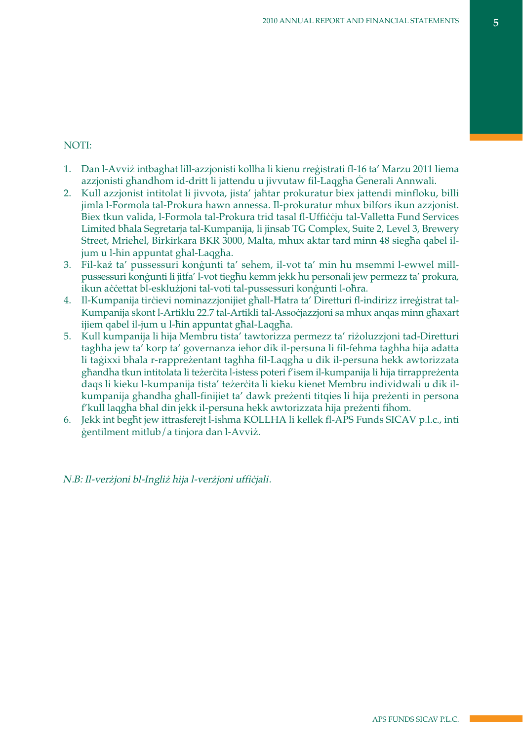NOTI:

1. Dan l-Avviż intbagħat lill-azzjonisti kollha li kienu rreġistrati fl-16 ta' Marzu 2011 liema azzjonisti għandhom id-dritt li jattendu u jivvutaw fil-Laqgħa Ġenerali Annwali.
2. Kull azzjonist intitolat li jivvota, jista' jaħtar prokuratur biex jattendi minfloku, billi jimla l-Formola tal-Prokura hawn annessa. Il-prokuratur mhux bilfors ikun azzjonist. Biex tkun valida, l-Formola tal-Prokura trid tasal fl-Uffiċċju tal-Valletta Fund Services Limited bħala Segretarja tal-Kumpanija, li jinsab TG Complex, Suite 2, Level 3, Brewery Street, Mriehel, Birkirkara BKR 3000, Malta, mhux aktar tard minn 48 siegħa qabel il-jum u l-ħin appuntat għal-Laqgħa.
3. Fil-każ ta' pussessuri konġunti ta' sehem, il-vot ta' min hu msemmi l-ewwel mill-pussessuri konġunti li jitfa' l-vot tiegħu kemm jekk hu personali jew permezz ta' prokura, ikun aċċettat bl-esklużjoni tal-voti tal-pussessuri konġunti l-oħra.
4. Il-Kumpanija tirċievi nominazzjonijiet għall-Ħatra ta' Diretturi fl-indirizz irreġistrat tal-Kumpanija skont l-Artiklu 22.7 tal-Artikli tal-Assoċjazzjoni sa mhux anqas minn għaxart ijiem qabel il-jum u l-ħin appuntat għal-Laqgħa.
5. Kull kumpanija li hija Membru tista' tawtorizza permezz ta' riżoluzzjoni tad-Diretturi tagħha jew ta' korp ta' governanza ieħor dik il-persuna li fil-fehma tagħha hija adatta li taġixxi bħala r-rappreżentant tagħha fil-Laqgħa u dik il-persuna hekk awtorizzata għandha tkun intitolata li teżerċita l-istess poteri f'isem il-kumpanija li hija tirrappreżenta daqs li kieku l-kumpanija tista' teżerċita li kieku kienet Membru individwali u dik il-kumpanija għandha għall-finijiet ta' dawk preżenti titqies li hija preżenti in persona f'kull laqgħa bħal din jekk il-persuna hekk awtorizzata hija preżenti fihom.
6. Jekk int begħt jew ittrasferejt l-ishma KOLLHA li kellek fl-APS Funds SICAV p.l.c., inti ġentilment mitlub/a tinjora dan l-Avviż.

*N.B: Il-verżjoni bl-Ingliż hija l-verżjoni uffiċjali.*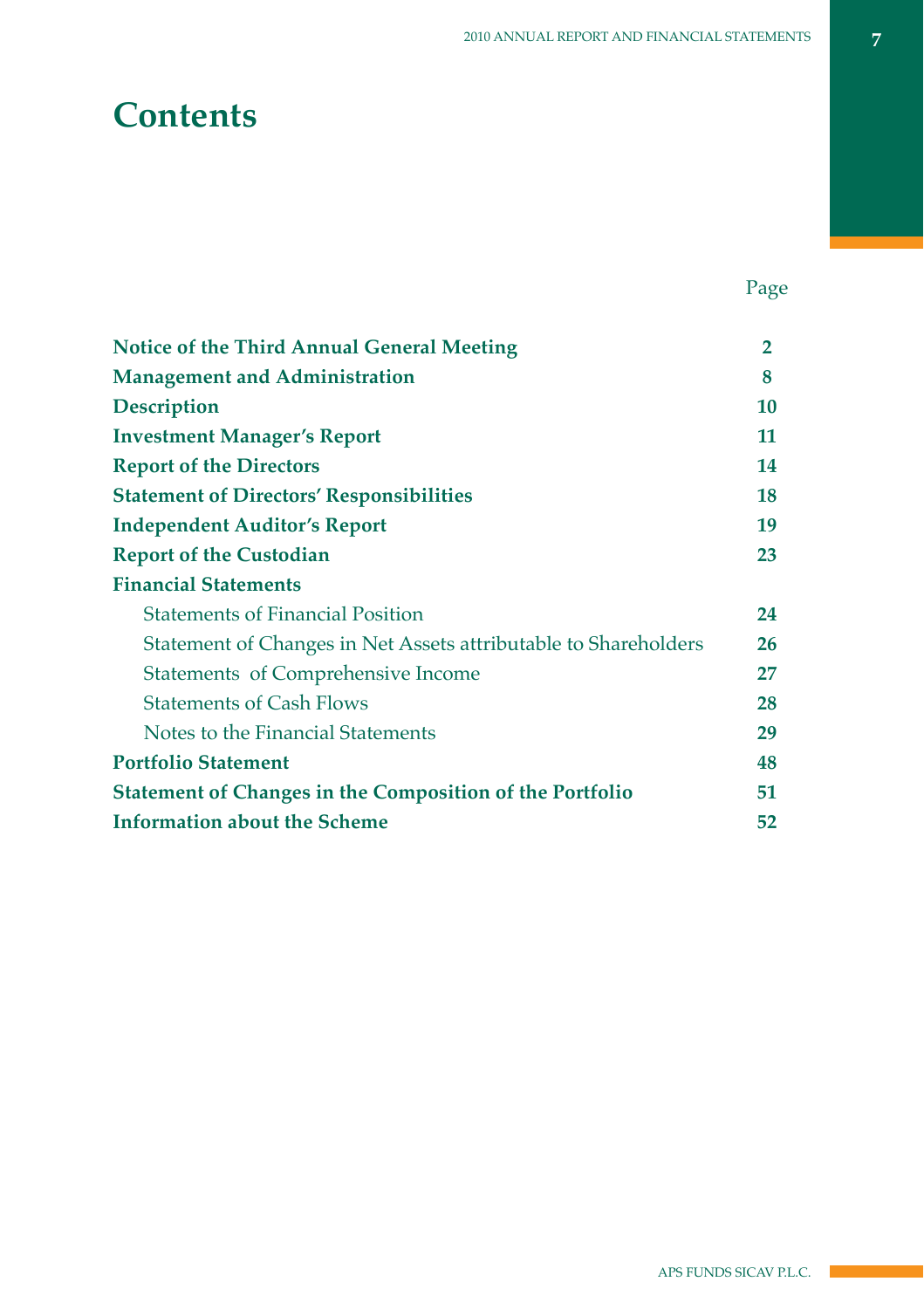# Contents

| | Page |
|---|---|
| **Notice of the Third Annual General Meeting** | **2** |
| **Management and Administration** | **8** |
| **Description** | **10** |
| **Investment Manager's Report** | **11** |
| **Report of the Directors** | **14** |
| **Statement of Directors' Responsibilities** | **18** |
| **Independent Auditor's Report** | **19** |
| **Report of the Custodian** | **23** |
| **Financial Statements** | |
| Statements of Financial Position | **24** |
| Statement of Changes in Net Assets attributable to Shareholders | **26** |
| Statements of Comprehensive Income | **27** |
| Statements of Cash Flows | **28** |
| Notes to the Financial Statements | **29** |
| **Portfolio Statement** | **48** |
| **Statement of Changes in the Composition of the Portfolio** | **51** |
| **Information about the Scheme** | **52** |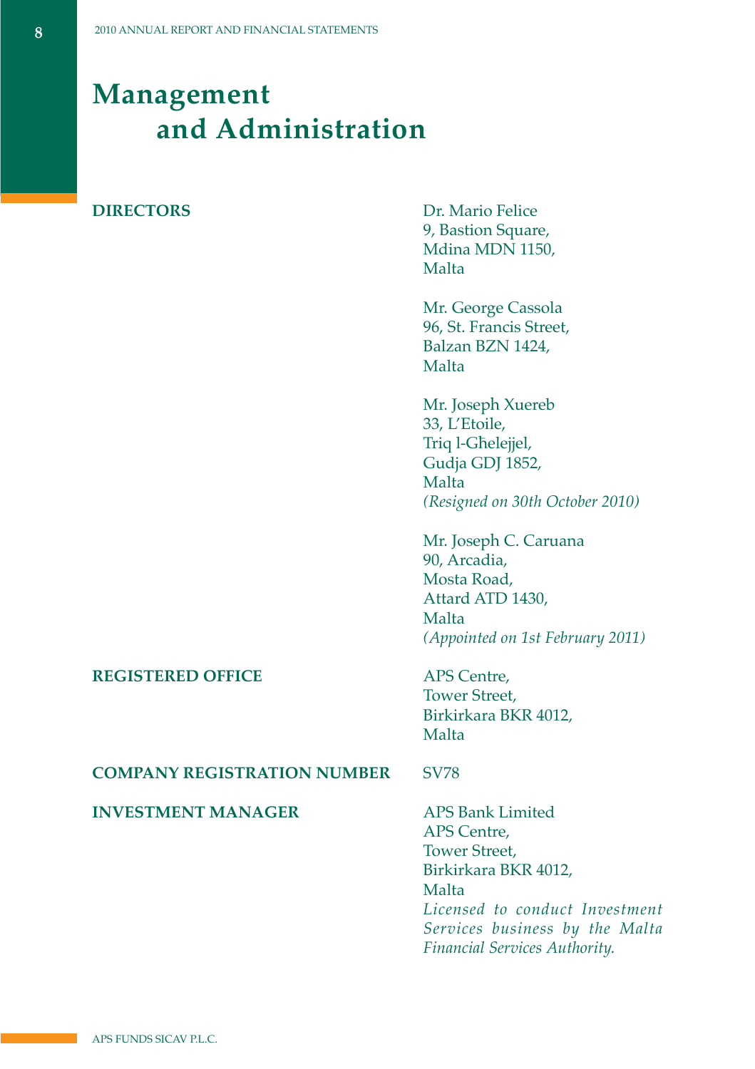# Management and Administration

**DIRECTORS**

Dr. Mario Felice
9, Bastion Square,
Mdina MDN 1150,
Malta

Mr. George Cassola
96, St. Francis Street,
Balzan BZN 1424,
Malta

Mr. Joseph Xuereb
33, L'Etoile,
Triq l-Għelejjel,
Gudja GDJ 1852,
Malta
*(Resigned on 30th October 2010)*

Mr. Joseph C. Caruana
90, Arcadia,
Mosta Road,
Attard ATD 1430,
Malta
*(Appointed on 1st February 2011)*

**REGISTERED OFFICE**

APS Centre,
Tower Street,
Birkirkara BKR 4012,
Malta

**COMPANY REGISTRATION NUMBER**

SV78

**INVESTMENT MANAGER**

APS Bank Limited
APS Centre,
Tower Street,
Birkirkara BKR 4012,
Malta
*Licensed to conduct Investment Services business by the Malta Financial Services Authority.*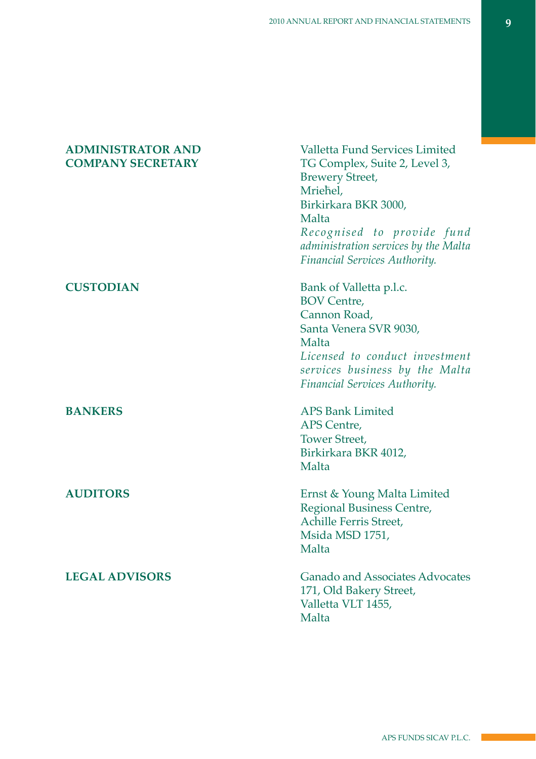**ADMINISTRATOR AND COMPANY SECRETARY**

Valletta Fund Services Limited
TG Complex, Suite 2, Level 3,
Brewery Street,
Mrieħel,
Birkirkara BKR 3000,
Malta
*Recognised to provide fund administration services by the Malta Financial Services Authority.*

**CUSTODIAN**

Bank of Valletta p.l.c.
BOV Centre,
Cannon Road,
Santa Venera SVR 9030,
Malta
*Licensed to conduct investment services business by the Malta Financial Services Authority.*

**BANKERS**

APS Bank Limited
APS Centre,
Tower Street,
Birkirkara BKR 4012,
Malta

**AUDITORS**

Ernst & Young Malta Limited
Regional Business Centre,
Achille Ferris Street,
Msida MSD 1751,
Malta

**LEGAL ADVISORS**

Ganado and Associates Advocates
171, Old Bakery Street,
Valletta VLT 1455,
Malta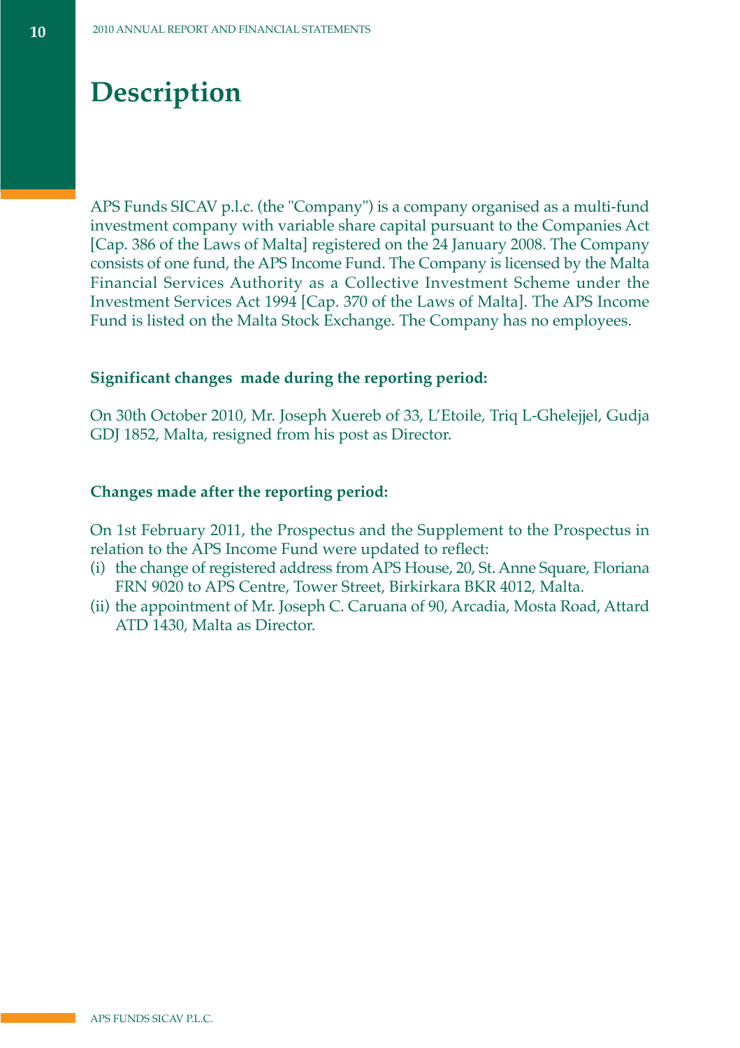# Description

APS Funds SICAV p.l.c. (the "Company") is a company organised as a multi-fund investment company with variable share capital pursuant to the Companies Act [Cap. 386 of the Laws of Malta] registered on the 24 January 2008. The Company consists of one fund, the APS Income Fund. The Company is licensed by the Malta Financial Services Authority as a Collective Investment Scheme under the Investment Services Act 1994 [Cap. 370 of the Laws of Malta]. The APS Income Fund is listed on the Malta Stock Exchange. The Company has no employees.

**Significant changes made during the reporting period:**

On 30th October 2010, Mr. Joseph Xuereb of 33, L'Etoile, Triq L-Ghelejjel, Gudja GDJ 1852, Malta, resigned from his post as Director.

**Changes made after the reporting period:**

On 1st February 2011, the Prospectus and the Supplement to the Prospectus in relation to the APS Income Fund were updated to reflect:

(i) the change of registered address from APS House, 20, St. Anne Square, Floriana FRN 9020 to APS Centre, Tower Street, Birkirkara BKR 4012, Malta.

(ii) the appointment of Mr. Joseph C. Caruana of 90, Arcadia, Mosta Road, Attard ATD 1430, Malta as Director.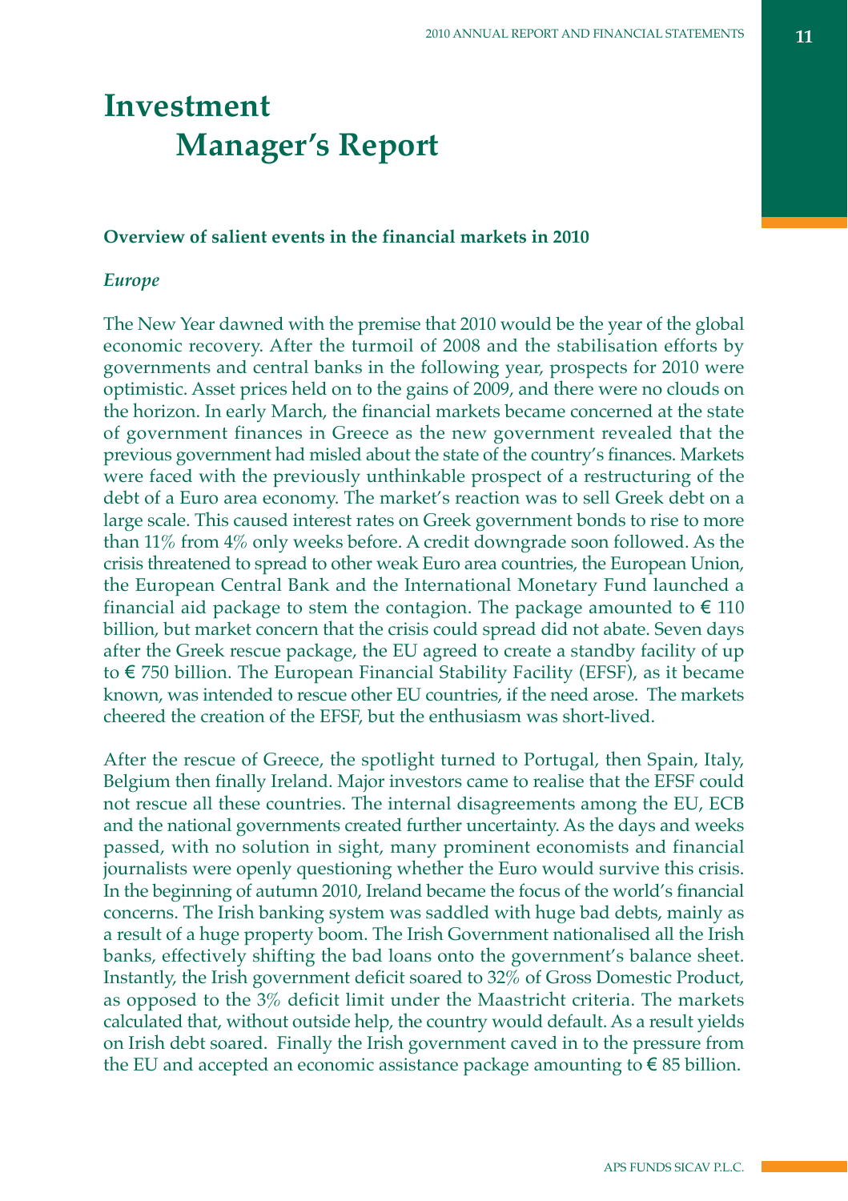# Investment Manager's Report

### Overview of salient events in the financial markets in 2010

#### *Europe*

The New Year dawned with the premise that 2010 would be the year of the global economic recovery. After the turmoil of 2008 and the stabilisation efforts by governments and central banks in the following year, prospects for 2010 were optimistic. Asset prices held on to the gains of 2009, and there were no clouds on the horizon. In early March, the financial markets became concerned at the state of government finances in Greece as the new government revealed that the previous government had misled about the state of the country's finances. Markets were faced with the previously unthinkable prospect of a restructuring of the debt of a Euro area economy. The market's reaction was to sell Greek debt on a large scale. This caused interest rates on Greek government bonds to rise to more than 11% from 4% only weeks before. A credit downgrade soon followed. As the crisis threatened to spread to other weak Euro area countries, the European Union, the European Central Bank and the International Monetary Fund launched a financial aid package to stem the contagion. The package amounted to € 110 billion, but market concern that the crisis could spread did not abate. Seven days after the Greek rescue package, the EU agreed to create a standby facility of up to € 750 billion. The European Financial Stability Facility (EFSF), as it became known, was intended to rescue other EU countries, if the need arose. The markets cheered the creation of the EFSF, but the enthusiasm was short-lived.

After the rescue of Greece, the spotlight turned to Portugal, then Spain, Italy, Belgium then finally Ireland. Major investors came to realise that the EFSF could not rescue all these countries. The internal disagreements among the EU, ECB and the national governments created further uncertainty. As the days and weeks passed, with no solution in sight, many prominent economists and financial journalists were openly questioning whether the Euro would survive this crisis. In the beginning of autumn 2010, Ireland became the focus of the world's financial concerns. The Irish banking system was saddled with huge bad debts, mainly as a result of a huge property boom. The Irish Government nationalised all the Irish banks, effectively shifting the bad loans onto the government's balance sheet. Instantly, the Irish government deficit soared to 32% of Gross Domestic Product, as opposed to the 3% deficit limit under the Maastricht criteria. The markets calculated that, without outside help, the country would default. As a result yields on Irish debt soared. Finally the Irish government caved in to the pressure from the EU and accepted an economic assistance package amounting to € 85 billion.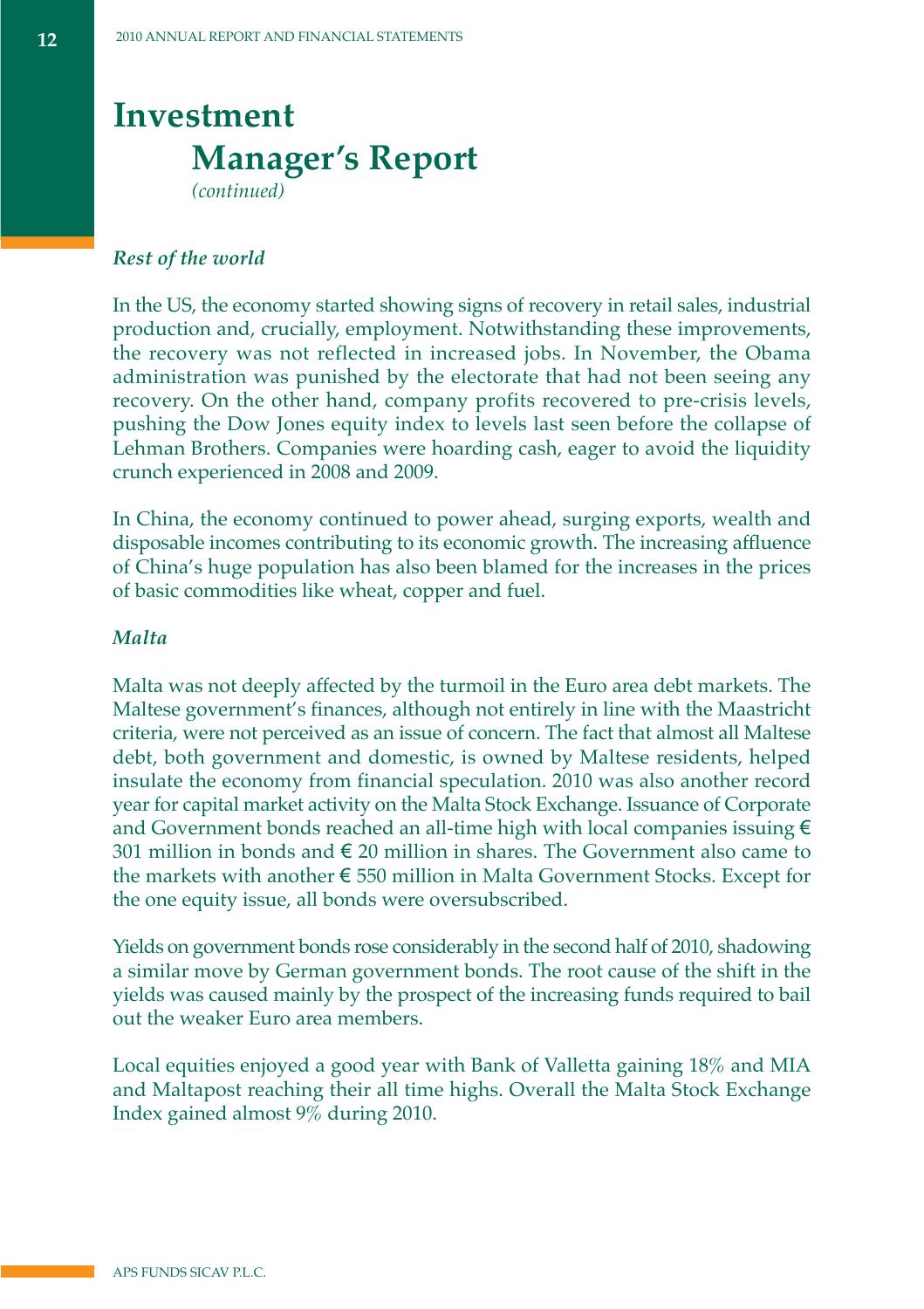# Investment Manager's Report

*(continued)*

### *Rest of the world*

In the US, the economy started showing signs of recovery in retail sales, industrial production and, crucially, employment. Notwithstanding these improvements, the recovery was not reflected in increased jobs. In November, the Obama administration was punished by the electorate that had not been seeing any recovery. On the other hand, company profits recovered to pre-crisis levels, pushing the Dow Jones equity index to levels last seen before the collapse of Lehman Brothers. Companies were hoarding cash, eager to avoid the liquidity crunch experienced in 2008 and 2009.

In China, the economy continued to power ahead, surging exports, wealth and disposable incomes contributing to its economic growth. The increasing affluence of China's huge population has also been blamed for the increases in the prices of basic commodities like wheat, copper and fuel.

### *Malta*

Malta was not deeply affected by the turmoil in the Euro area debt markets. The Maltese government's finances, although not entirely in line with the Maastricht criteria, were not perceived as an issue of concern. The fact that almost all Maltese debt, both government and domestic, is owned by Maltese residents, helped insulate the economy from financial speculation. 2010 was also another record year for capital market activity on the Malta Stock Exchange. Issuance of Corporate and Government bonds reached an all-time high with local companies issuing € 301 million in bonds and € 20 million in shares. The Government also came to the markets with another € 550 million in Malta Government Stocks. Except for the one equity issue, all bonds were oversubscribed.

Yields on government bonds rose considerably in the second half of 2010, shadowing a similar move by German government bonds. The root cause of the shift in the yields was caused mainly by the prospect of the increasing funds required to bail out the weaker Euro area members.

Local equities enjoyed a good year with Bank of Valletta gaining 18% and MIA and Maltapost reaching their all time highs. Overall the Malta Stock Exchange Index gained almost 9% during 2010.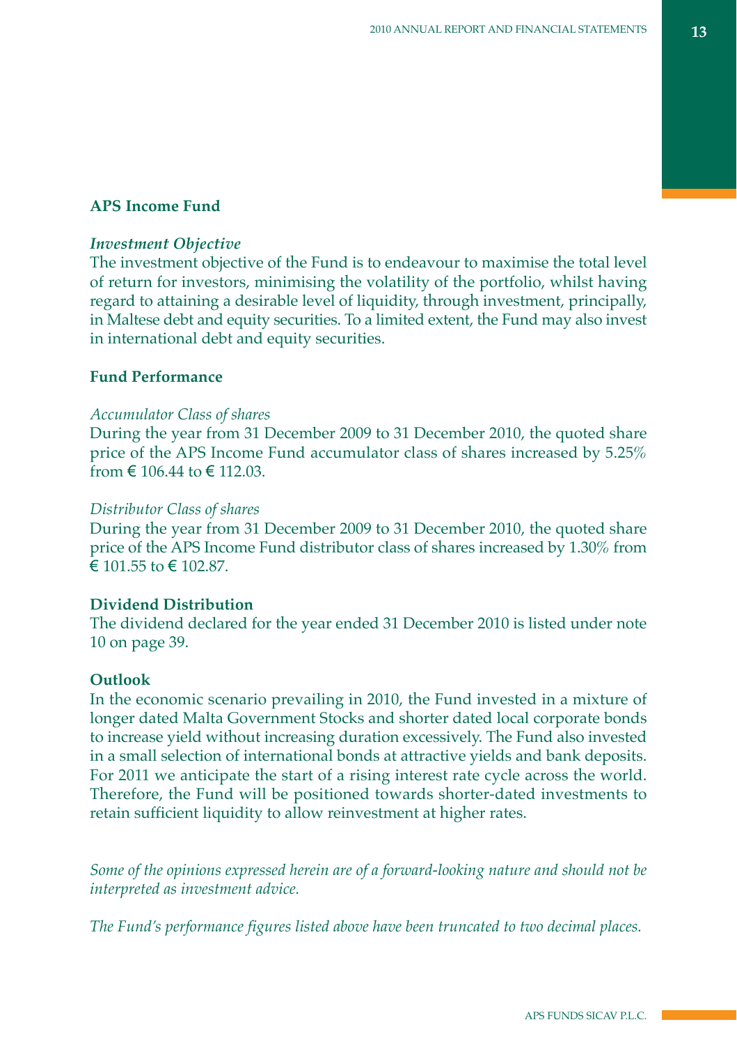## APS Income Fund

### *Investment Objective*

The investment objective of the Fund is to endeavour to maximise the total level of return for investors, minimising the volatility of the portfolio, whilst having regard to attaining a desirable level of liquidity, through investment, principally, in Maltese debt and equity securities. To a limited extent, the Fund may also invest in international debt and equity securities.

### Fund Performance

*Accumulator Class of shares*

During the year from 31 December 2009 to 31 December 2010, the quoted share price of the APS Income Fund accumulator class of shares increased by 5.25% from € 106.44 to € 112.03.

*Distributor Class of shares*

During the year from 31 December 2009 to 31 December 2010, the quoted share price of the APS Income Fund distributor class of shares increased by 1.30% from € 101.55 to € 102.87.

### Dividend Distribution

The dividend declared for the year ended 31 December 2010 is listed under note 10 on page 39.

### Outlook

In the economic scenario prevailing in 2010, the Fund invested in a mixture of longer dated Malta Government Stocks and shorter dated local corporate bonds to increase yield without increasing duration excessively. The Fund also invested in a small selection of international bonds at attractive yields and bank deposits. For 2011 we anticipate the start of a rising interest rate cycle across the world. Therefore, the Fund will be positioned towards shorter-dated investments to retain sufficient liquidity to allow reinvestment at higher rates.

*Some of the opinions expressed herein are of a forward-looking nature and should not be interpreted as investment advice.*

*The Fund's performance figures listed above have been truncated to two decimal places.*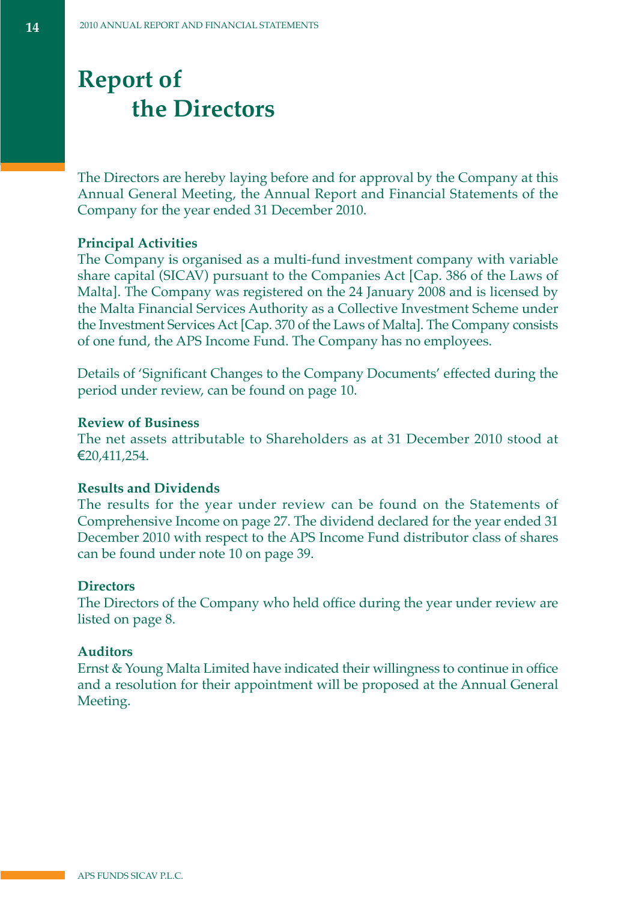# Report of the Directors

The Directors are hereby laying before and for approval by the Company at this Annual General Meeting, the Annual Report and Financial Statements of the Company for the year ended 31 December 2010.

**Principal Activities**

The Company is organised as a multi-fund investment company with variable share capital (SICAV) pursuant to the Companies Act [Cap. 386 of the Laws of Malta]. The Company was registered on the 24 January 2008 and is licensed by the Malta Financial Services Authority as a Collective Investment Scheme under the Investment Services Act [Cap. 370 of the Laws of Malta]. The Company consists of one fund, the APS Income Fund. The Company has no employees.

Details of 'Significant Changes to the Company Documents' effected during the period under review, can be found on page 10.

**Review of Business**

The net assets attributable to Shareholders as at 31 December 2010 stood at €20,411,254.

**Results and Dividends**

The results for the year under review can be found on the Statements of Comprehensive Income on page 27. The dividend declared for the year ended 31 December 2010 with respect to the APS Income Fund distributor class of shares can be found under note 10 on page 39.

**Directors**

The Directors of the Company who held office during the year under review are listed on page 8.

**Auditors**

Ernst & Young Malta Limited have indicated their willingness to continue in office and a resolution for their appointment will be proposed at the Annual General Meeting.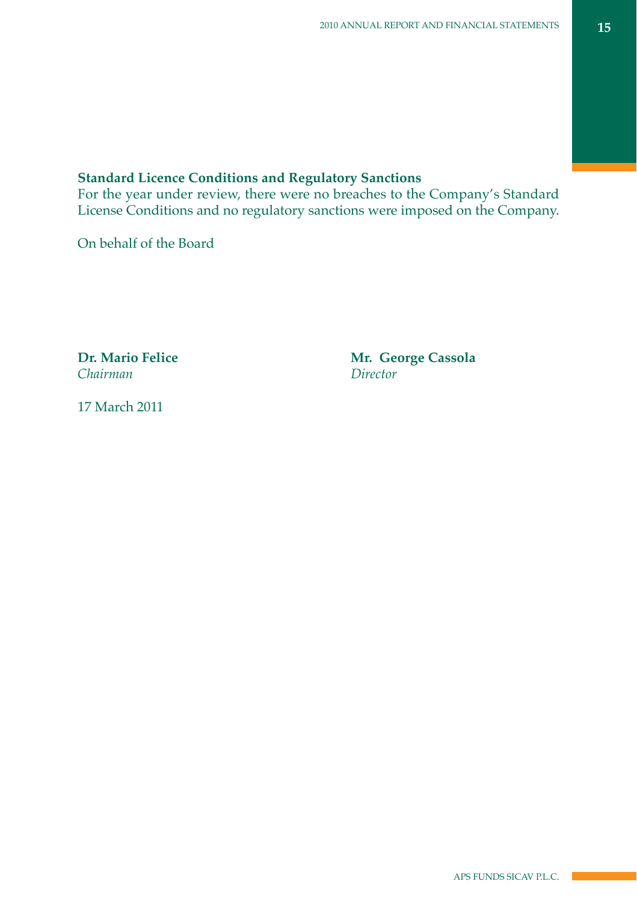**Standard Licence Conditions and Regulatory Sanctions**
For the year under review, there were no breaches to the Company's Standard License Conditions and no regulatory sanctions were imposed on the Company.

On behalf of the Board

**Dr. Mario Felice**
*Chairman*

**Mr. George Cassola**
*Director*

17 March 2011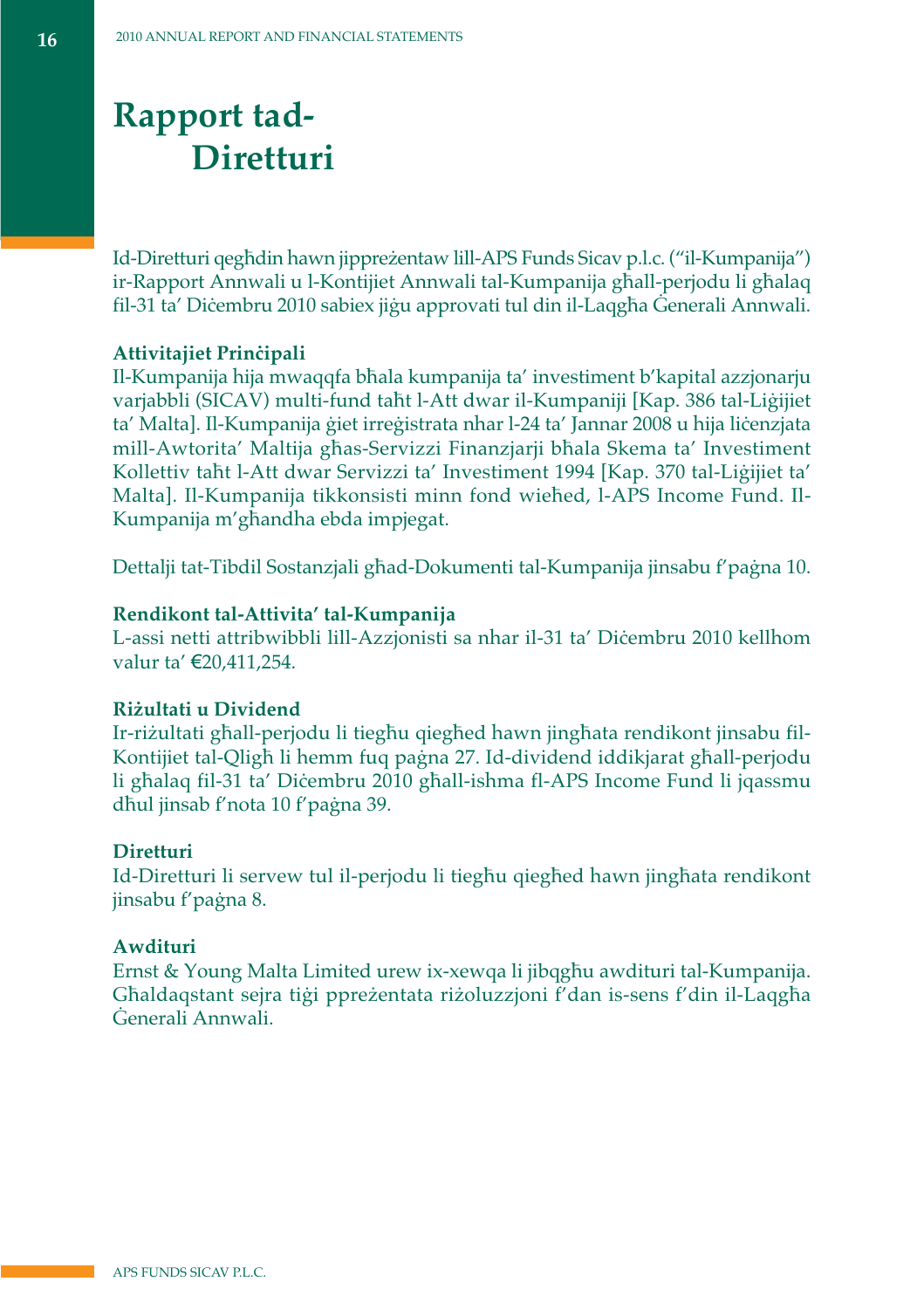# Rapport tad-Diretturi

Id-Diretturi qegħdin hawn jippreżentaw lill-APS Funds Sicav p.l.c. ("il-Kumpanija") ir-Rapport Annwali u l-Kontijiet Annwali tal-Kumpanija għall-perjodu li għalaq fil-31 ta' Diċembru 2010 sabiex jiġu approvati tul din il-Laqgħa Ġenerali Annwali.

**Attivitajiet Prinċipali**

Il-Kumpanija hija mwaqqfa bħala kumpanija ta' investiment b'kapital azzjonarju varjabbli (SICAV) multi-fund taħt l-Att dwar il-Kumpaniji [Kap. 386 tal-Liġijiet ta' Malta]. Il-Kumpanija ġiet irreġistrata nhar l-24 ta' Jannar 2008 u hija liċenzjata mill-Awtorita' Maltija għas-Servizzi Finanzjarji bħala Skema ta' Investiment Kollettiv taħt l-Att dwar Servizzi ta' Investiment 1994 [Kap. 370 tal-Liġijiet ta' Malta]. Il-Kumpanija tikkonsisti minn fond wieħed, l-APS Income Fund. Il-Kumpanija m'għandha ebda impjegat.

Dettalji tat-Tibdil Sostanzjali għad-Dokumenti tal-Kumpanija jinsabu f'paġna 10.

**Rendikont tal-Attivita' tal-Kumpanija**

L-assi netti attribwibbli lill-Azzjonisti sa nhar il-31 ta' Diċembru 2010 kellhom valur ta' €20,411,254.

**Riżultati u Dividend**

Ir-riżultati għall-perjodu li tiegħu qiegħed hawn jingħata rendikont jinsabu fil-Kontijiet tal-Qligħ li hemm fuq paġna 27. Id-dividend iddikjarat għall-perjodu li għalaq fil-31 ta' Diċembru 2010 għall-ishma fl-APS Income Fund li jqassmu dħul jinsab f'nota 10 f'paġna 39.

**Diretturi**

Id-Diretturi li servew tul il-perjodu li tiegħu qiegħed hawn jingħata rendikont jinsabu f'paġna 8.

**Awdituri**

Ernst & Young Malta Limited urew ix-xewqa li jibqgħu awdituri tal-Kumpanija. Għaldaqstant sejra tiġi ppreżentata riżoluzzjoni f'dan is-sens f'din il-Laqgħa Ġenerali Annwali.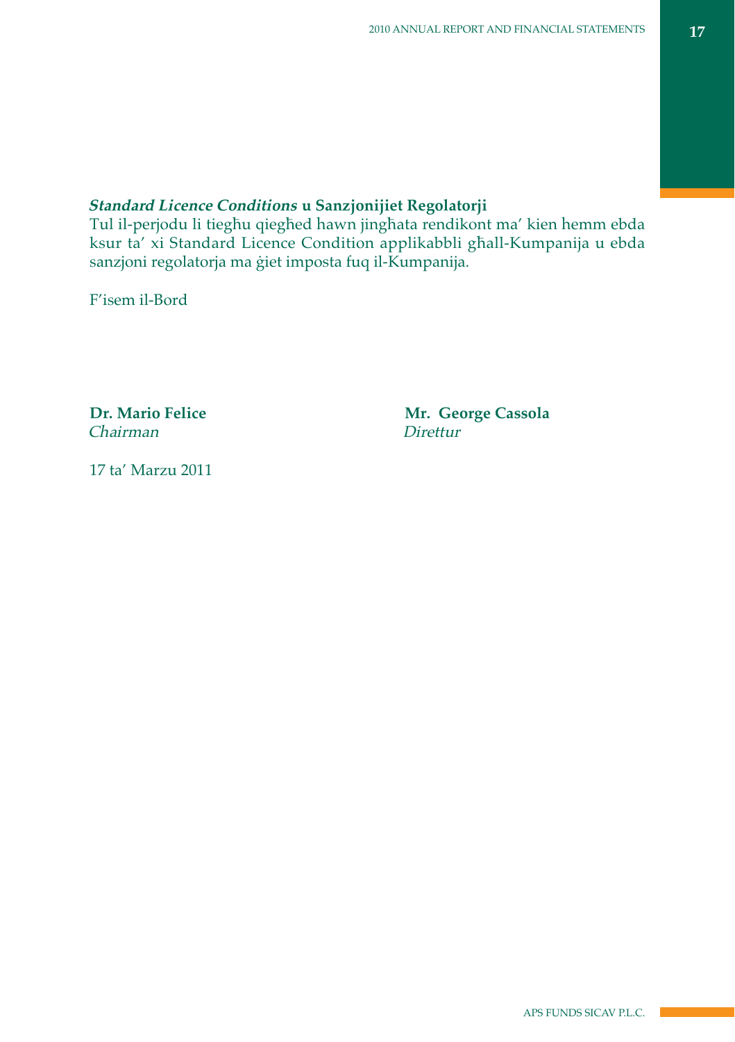***Standard Licence Conditions*** **u Sanzjonijiet Regolatorji**
Tul il-perjodu li tiegħu qiegħed hawn jingħata rendikont ma' kien hemm ebda ksur ta' xi Standard Licence Condition applikabbli għall-Kumpanija u ebda sanzjoni regolatorja ma ġiet imposta fuq il-Kumpanija.

F'isem il-Bord

**Dr. Mario Felice**
*Chairman*

**Mr. George Cassola**
*Direttur*

17 ta' Marzu 2011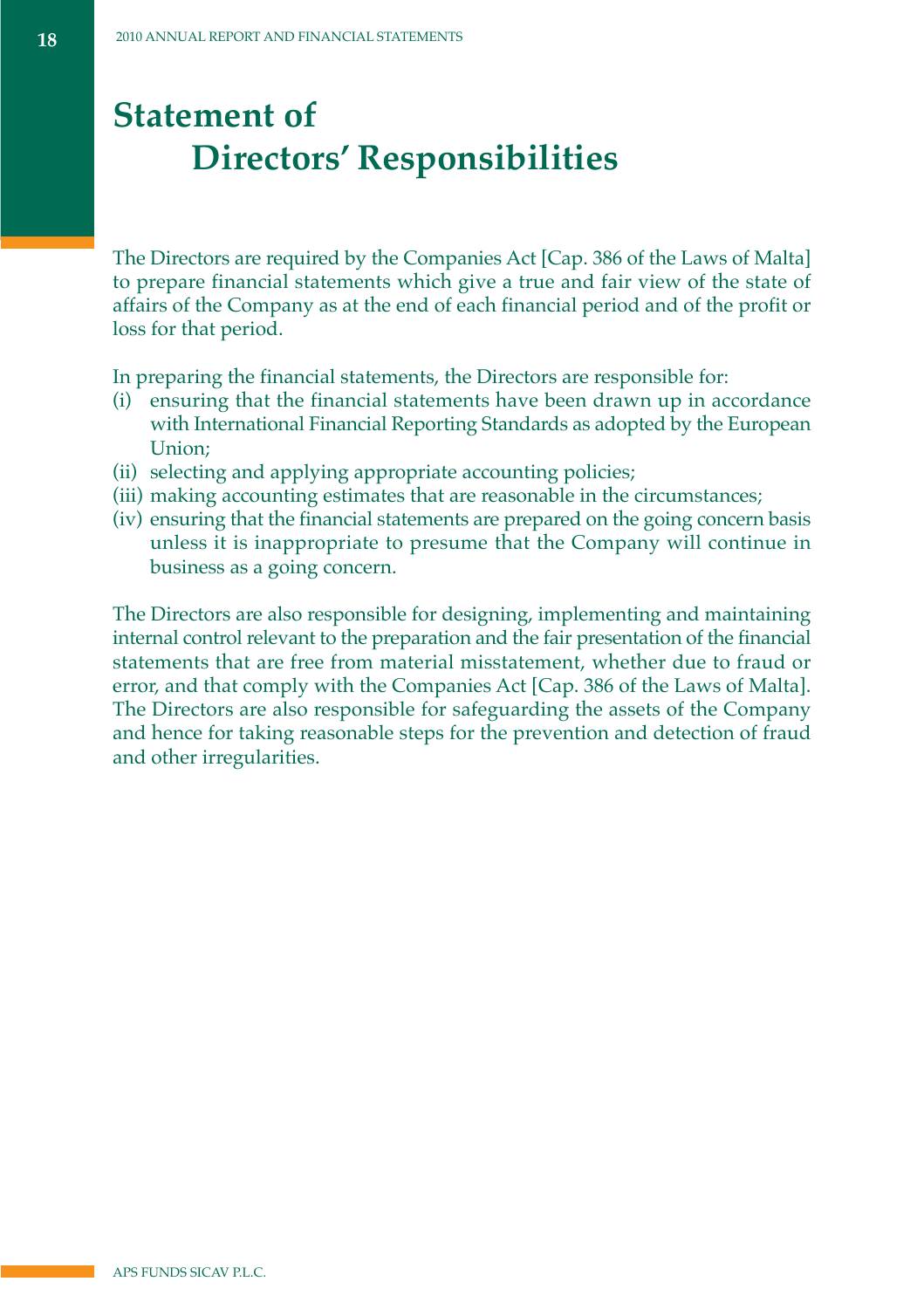# Statement of Directors' Responsibilities

The Directors are required by the Companies Act [Cap. 386 of the Laws of Malta] to prepare financial statements which give a true and fair view of the state of affairs of the Company as at the end of each financial period and of the profit or loss for that period.

In preparing the financial statements, the Directors are responsible for:

(i) ensuring that the financial statements have been drawn up in accordance with International Financial Reporting Standards as adopted by the European Union;
(ii) selecting and applying appropriate accounting policies;
(iii) making accounting estimates that are reasonable in the circumstances;
(iv) ensuring that the financial statements are prepared on the going concern basis unless it is inappropriate to presume that the Company will continue in business as a going concern.

The Directors are also responsible for designing, implementing and maintaining internal control relevant to the preparation and the fair presentation of the financial statements that are free from material misstatement, whether due to fraud or error, and that comply with the Companies Act [Cap. 386 of the Laws of Malta]. The Directors are also responsible for safeguarding the assets of the Company and hence for taking reasonable steps for the prevention and detection of fraud and other irregularities.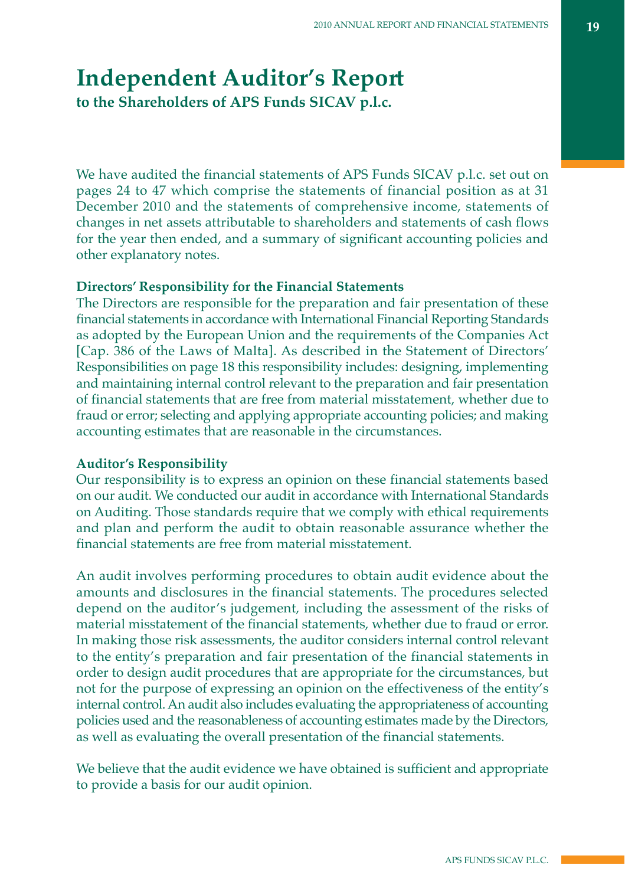# Independent Auditor's Report

**to the Shareholders of APS Funds SICAV p.l.c.**

We have audited the financial statements of APS Funds SICAV p.l.c. set out on pages 24 to 47 which comprise the statements of financial position as at 31 December 2010 and the statements of comprehensive income, statements of changes in net assets attributable to shareholders and statements of cash flows for the year then ended, and a summary of significant accounting policies and other explanatory notes.

### Directors' Responsibility for the Financial Statements

The Directors are responsible for the preparation and fair presentation of these financial statements in accordance with International Financial Reporting Standards as adopted by the European Union and the requirements of the Companies Act [Cap. 386 of the Laws of Malta]. As described in the Statement of Directors' Responsibilities on page 18 this responsibility includes: designing, implementing and maintaining internal control relevant to the preparation and fair presentation of financial statements that are free from material misstatement, whether due to fraud or error; selecting and applying appropriate accounting policies; and making accounting estimates that are reasonable in the circumstances.

### Auditor's Responsibility

Our responsibility is to express an opinion on these financial statements based on our audit. We conducted our audit in accordance with International Standards on Auditing. Those standards require that we comply with ethical requirements and plan and perform the audit to obtain reasonable assurance whether the financial statements are free from material misstatement.

An audit involves performing procedures to obtain audit evidence about the amounts and disclosures in the financial statements. The procedures selected depend on the auditor's judgement, including the assessment of the risks of material misstatement of the financial statements, whether due to fraud or error. In making those risk assessments, the auditor considers internal control relevant to the entity's preparation and fair presentation of the financial statements in order to design audit procedures that are appropriate for the circumstances, but not for the purpose of expressing an opinion on the effectiveness of the entity's internal control. An audit also includes evaluating the appropriateness of accounting policies used and the reasonableness of accounting estimates made by the Directors, as well as evaluating the overall presentation of the financial statements.

We believe that the audit evidence we have obtained is sufficient and appropriate to provide a basis for our audit opinion.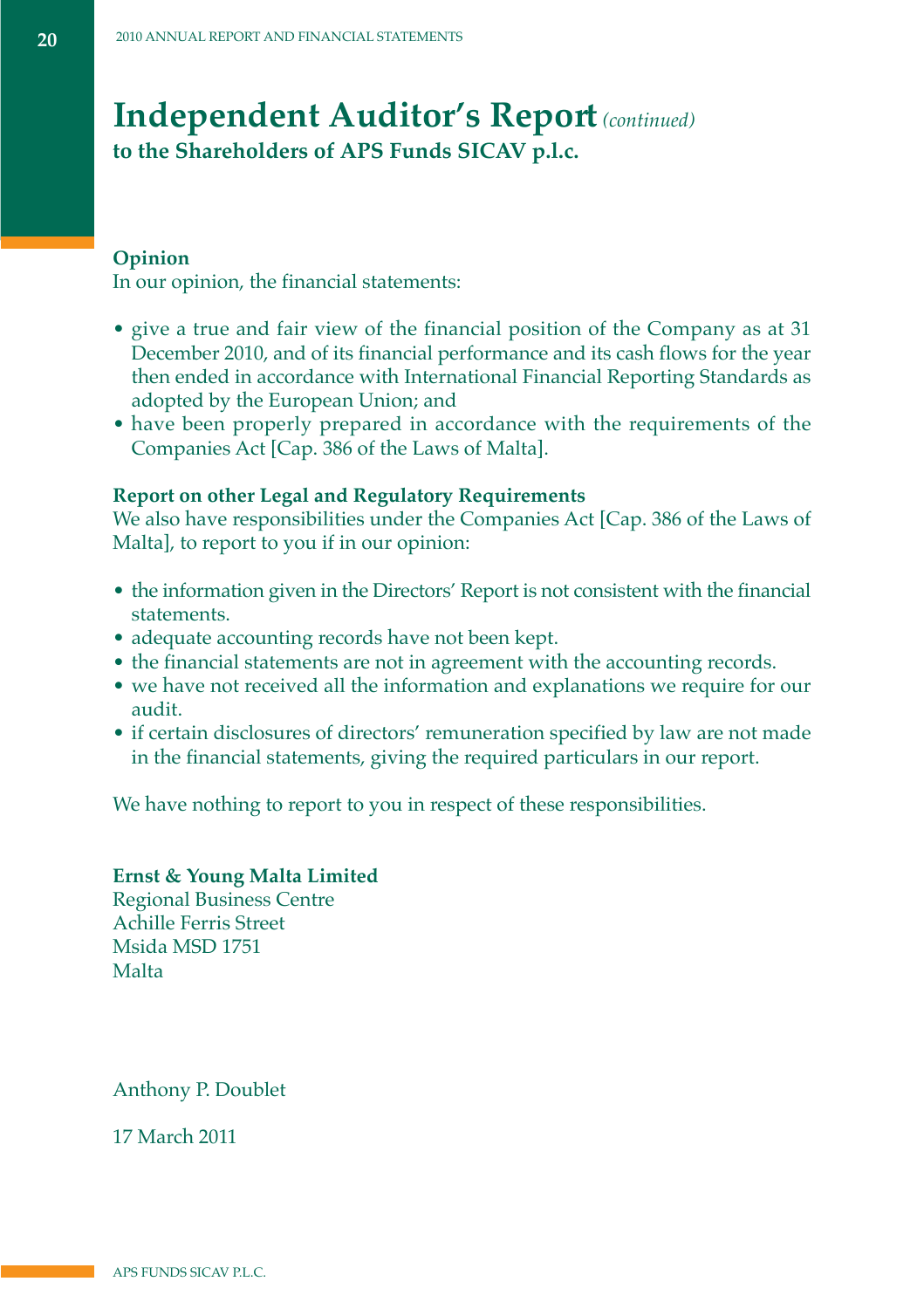# Independent Auditor's Report *(continued)*

**to the Shareholders of APS Funds SICAV p.l.c.**

**Opinion**

In our opinion, the financial statements:

- give a true and fair view of the financial position of the Company as at 31 December 2010, and of its financial performance and its cash flows for the year then ended in accordance with International Financial Reporting Standards as adopted by the European Union; and
- have been properly prepared in accordance with the requirements of the Companies Act [Cap. 386 of the Laws of Malta].

**Report on other Legal and Regulatory Requirements**

We also have responsibilities under the Companies Act [Cap. 386 of the Laws of Malta], to report to you if in our opinion:

- the information given in the Directors' Report is not consistent with the financial statements.
- adequate accounting records have not been kept.
- the financial statements are not in agreement with the accounting records.
- we have not received all the information and explanations we require for our audit.
- if certain disclosures of directors' remuneration specified by law are not made in the financial statements, giving the required particulars in our report.

We have nothing to report to you in respect of these responsibilities.

**Ernst & Young Malta Limited**
Regional Business Centre
Achille Ferris Street
Msida MSD 1751
Malta

Anthony P. Doublet

17 March 2011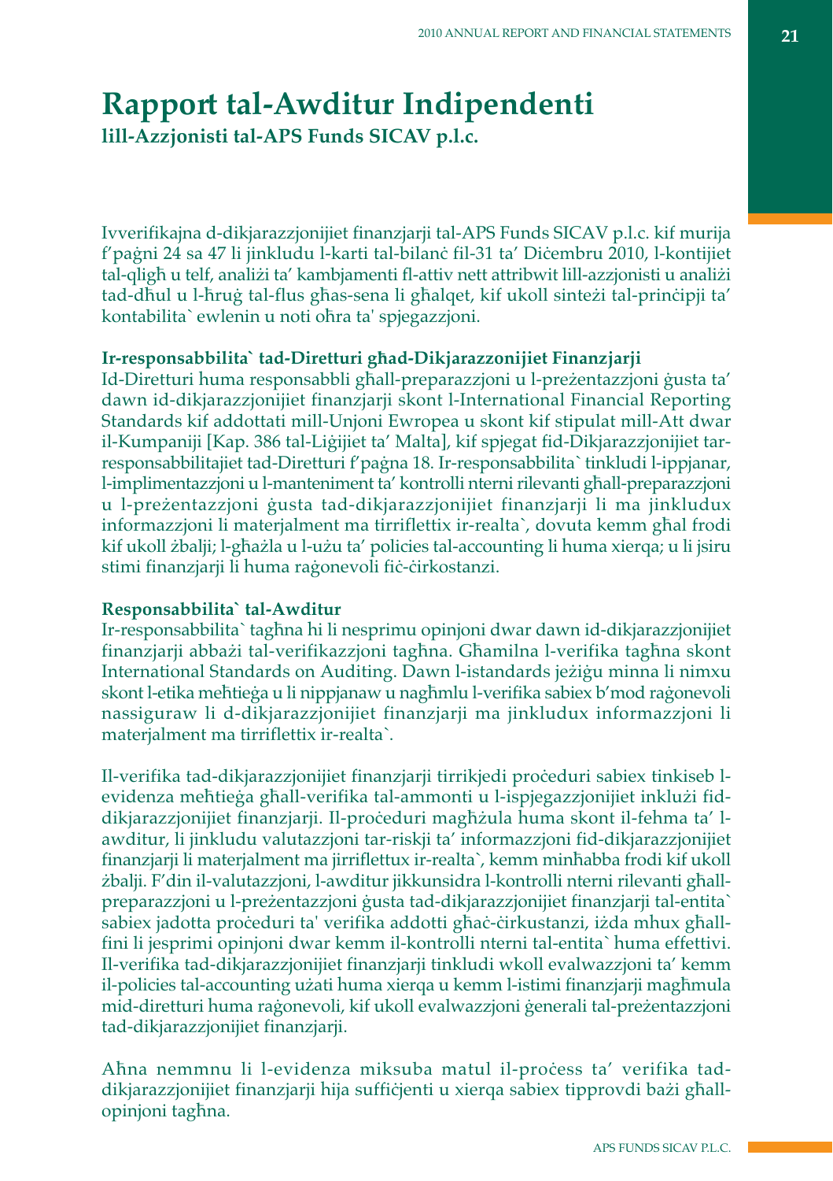# Rapport tal-Awditur Indipendenti

**lill-Azzjonisti tal-APS Funds SICAV p.l.c.**

Ivverifikajna d-dikjarazzjonijiet finanzjarji tal-APS Funds SICAV p.l.c. kif murija f'paġni 24 sa 47 li jinkludu l-karti tal-bilanċ fil-31 ta' Diċembru 2010, l-kontijiet tal-qligħ u telf, analiżi ta' kambjamenti fl-attiv nett attribwit lill-azzjonisti u analiżi tad-dħul u l-ħruġ tal-flus għas-sena li għalqet, kif ukoll sinteżi tal-prinċipji ta' kontabilita` ewlenin u noti oħra ta' spjegazzjoni.

**Ir-responsabbilita` tad-Diretturi għad-Dikjarazzjonijiet Finanzjarji**

Id-Diretturi huma responsabbli għall-preparazzjoni u l-preżentazzjoni ġusta ta' dawn id-dikjarazzjonijiet finanzjarji skont l-International Financial Reporting Standards kif addottati mill-Unjoni Ewropea u skont kif stipulat mill-Att dwar il-Kumpaniji [Kap. 386 tal-Liġijiet ta' Malta], kif spjegat fid-Dikjarazzjonijiet tar-responsabbilitajiet tad-Diretturi f'paġna 18. Ir-responsabbilita` tinkludi l-ippjanar, l-implimentazzjoni u l-manteniment ta' kontrolli nterni rilevanti għall-preparazzjoni u l-preżentazzjoni ġusta tad-dikjarazzjonijiet finanzjarji li ma jinkludux informazzjoni li materjalment ma tirriflettix ir-realta`, dovuta kemm għal frodi kif ukoll żbalji; l-għażla u l-użu ta' policies tal-accounting li huma xierqa; u li jsiru stimi finanzjarji li huma raġonevoli fiċ-ċirkostanzi.

**Responsabbilita` tal-Awditur**

Ir-responsabbilita` tagħna hi li nesprimu opinjoni dwar dawn id-dikjarazzjonijiet finanzjarji abbażi tal-verifikazzjoni tagħna. Għamilna l-verifika tagħna skont International Standards on Auditing. Dawn l-istandards jeżiġu minna li nimxu skont l-etika meħtieġa u li nippjanaw u nagħmlu l-verifika sabiex b'mod raġonevoli nassiguraw li d-dikjarazzjonijiet finanzjarji ma jinkludux informazzjoni li materjalment ma tirriflettix ir-realta`.

Il-verifika tad-dikjarazzjonijiet finanzjarji tirrikjedi proċeduri sabiex tinkiseb l-evidenza meħtieġa għall-verifika tal-ammonti u l-ispjegazzjonijiet inklużi fid-dikjarazzjonijiet finanzjarji. Il-proċeduri magħżula huma skont il-fehma ta' l-awditur, li jinkludu valutazzjoni tar-riskji ta' informazzjoni fid-dikjarazzjonijiet finanzjarji li materjalment ma jirriflettux ir-realta`, kemm minħabba frodi kif ukoll żbalji. F'din il-valutazzjoni, l-awditur jikkunsidra l-kontrolli nterni rilevanti għall-preparazzjoni u l-preżentazzjoni ġusta tad-dikjarazzjonijiet finanzjarji tal-entita` sabiex jadotta proċeduri ta' verifika addotti għaċ-ċirkustanzi, iżda mhux għall-fini li jesprimi opinjoni dwar kemm il-kontrolli nterni tal-entita` huma effettivi. Il-verifika tad-dikjarazzjonijiet finanzjarji tinkludi wkoll evalwazzjoni ta' kemm il-policies tal-accounting użati huma xierqa u kemm l-istimi finanzjarji magħmula mid-diretturi huma raġonevoli, kif ukoll evalwazzjoni ġenerali tal-preżentazzjoni tad-dikjarazzjonijiet finanzjarji.

Aħna nemmnu li l-evidenza miksuba matul il-proċess ta' verifika tad-dikjarazzjonijiet finanzjarji hija suffiċjenti u xierqa sabiex tipprovdi bażi għall-opinjoni tagħna.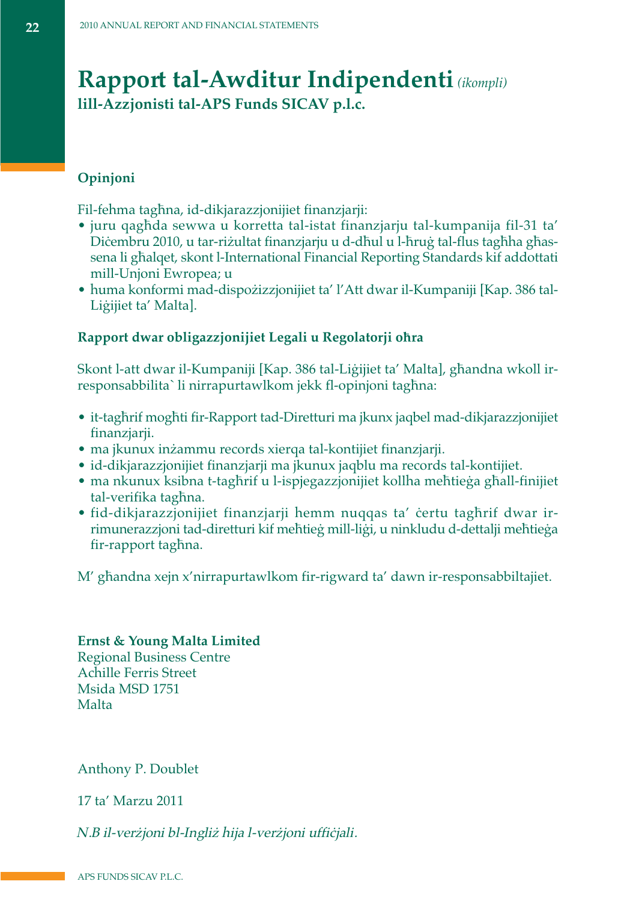# Rapport tal-Awditur Indipendenti *(ikompli)*

**lill-Azzjonisti tal-APS Funds SICAV p.l.c.**

## Opinjoni

Fil-fehma tagħna, id-dikjarazzjonijiet finanzjarji:

- juru qagħda sewwa u korretta tal-istat finanzjarju tal-kumpanija fil-31 ta' Diċembru 2010, u tar-riżultat finanzjarju u d-dħul u l-ħruġ tal-flus tagħha għassena li għalqet, skont l-International Financial Reporting Standards kif addottati mill-Unjoni Ewropea; u
- huma konformi mad-dispożizzjonijiet ta' l'Att dwar il-Kumpaniji [Kap. 386 tal-Liġijiet ta' Malta].

## Rapport dwar obligazzjonijiet Legali u Regolatorji oħra

Skont l-att dwar il-Kumpaniji [Kap. 386 tal-Liġijiet ta' Malta], għandna wkoll ir-responsabbilita` li nirrapurtawlkom jekk fl-opinjoni tagħna:

- it-tagħrif mogħti fir-Rapport tad-Diretturi ma jkunx jaqbel mad-dikjarazzjonijiet finanzjarji.
- ma jkunux inżammu records xierqa tal-kontijiet finanzjarji.
- id-dikjarazzjonijiet finanzjarji ma jkunux jaqblu ma records tal-kontijiet.
- ma nkunux ksibna t-tagħrif u l-ispjegazzjonijiet kollha meħtieġa għall-finijiet tal-verifika tagħna.
- fid-dikjarazzjonijiet finanzjarji hemm nuqqas ta' ċertu tagħrif dwar ir-rimunerazzjoni tad-diretturi kif meħtieġ mill-liġi, u ninkludu d-dettalji meħtieġa fir-rapport tagħna.

M' għandna xejn x'nirrapurtawlkom fir-rigward ta' dawn ir-responsabbiltajiet.

**Ernst & Young Malta Limited**
Regional Business Centre
Achille Ferris Street
Msida MSD 1751
Malta

Anthony P. Doublet

17 ta' Marzu 2011

*N.B il-verżjoni bl-Ingliż hija l-verżjoni uffiċjali.*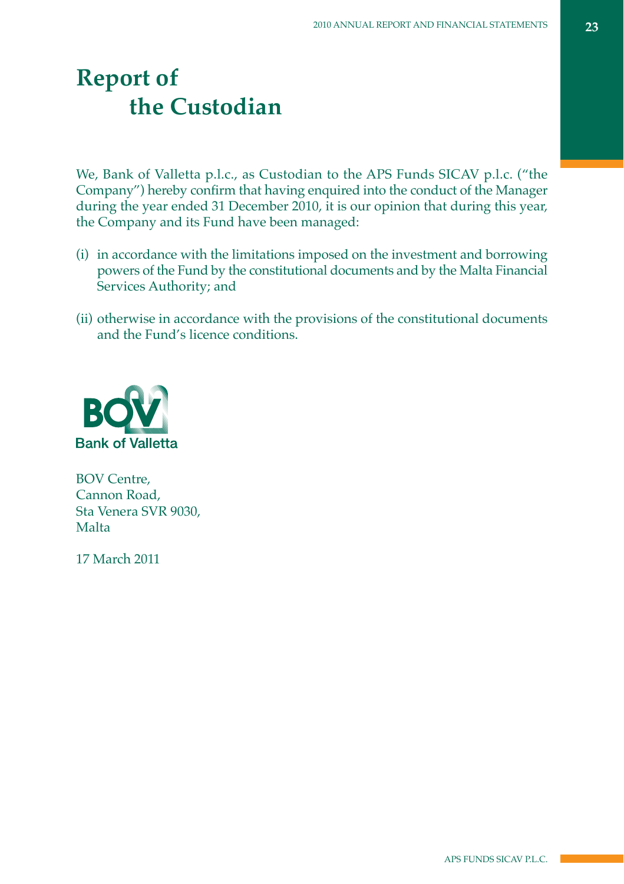# Report of the Custodian

We, Bank of Valletta p.l.c., as Custodian to the APS Funds SICAV p.l.c. ("the Company") hereby confirm that having enquired into the conduct of the Manager during the year ended 31 December 2010, it is our opinion that during this year, the Company and its Fund have been managed:

(i) in accordance with the limitations imposed on the investment and borrowing powers of the Fund by the constitutional documents and by the Malta Financial Services Authority; and

(ii) otherwise in accordance with the provisions of the constitutional documents and the Fund's licence conditions.

BOV

Bank of Valletta

BOV Centre,
Cannon Road,
Sta Venera SVR 9030,
Malta

17 March 2011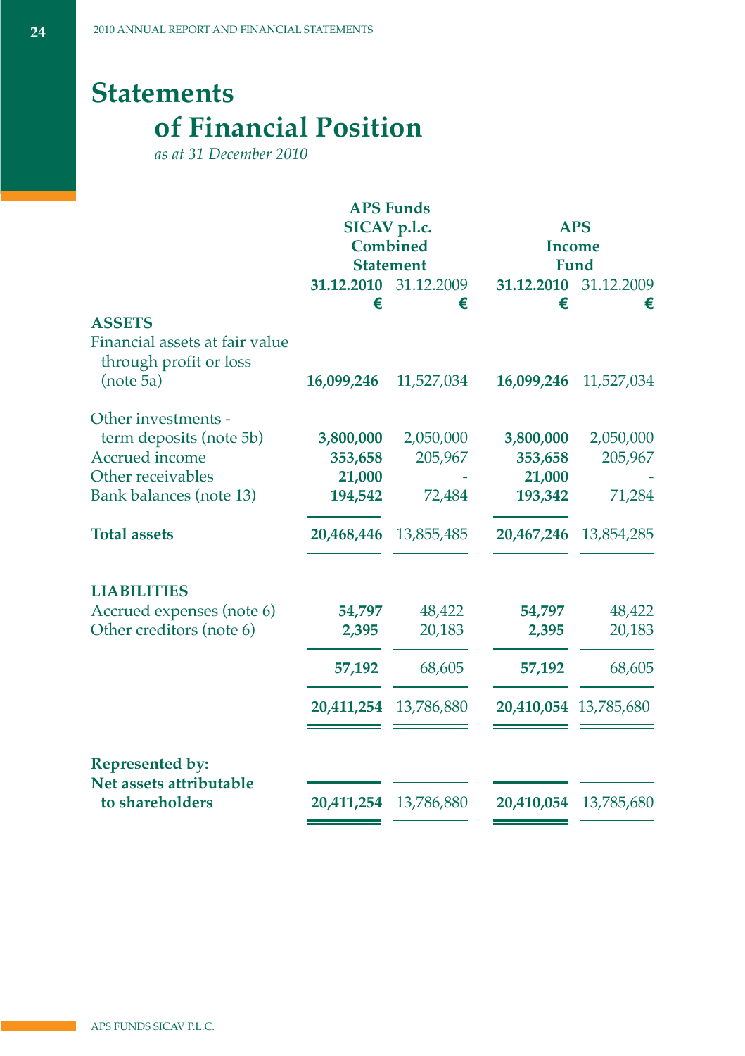# Statements of Financial Position

*as at 31 December 2010*

| | APS Funds SICAV p.l.c. Combined Statement | | APS Income Fund | |
|---|---|---|---|---|
| | **31.12.2010** | 31.12.2009 | **31.12.2010** | 31.12.2009 |
| | **€** | € | **€** | € |
| **ASSETS** | | | | |
| Financial assets at fair value through profit or loss (note 5a) | **16,099,246** | 11,527,034 | **16,099,246** | 11,527,034 |
| Other investments - term deposits (note 5b) | **3,800,000** | 2,050,000 | **3,800,000** | 2,050,000 |
| Accrued income | **353,658** | 205,967 | **353,658** | 205,967 |
| Other receivables | **21,000** | - | **21,000** | - |
| Bank balances (note 13) | **194,542** | 72,484 | **193,342** | 71,284 |
| **Total assets** | **20,468,446** | 13,855,485 | **20,467,246** | 13,854,285 |
| **LIABILITIES** | | | | |
| Accrued expenses (note 6) | **54,797** | 48,422 | **54,797** | 48,422 |
| Other creditors (note 6) | **2,395** | 20,183 | **2,395** | 20,183 |
| | **57,192** | 68,605 | **57,192** | 68,605 |
| | **20,411,254** | 13,786,880 | **20,410,054** | 13,785,680 |
| **Represented by:** | | | | |
| **Net assets attributable to shareholders** | **20,411,254** | 13,786,880 | **20,410,054** | 13,785,680 |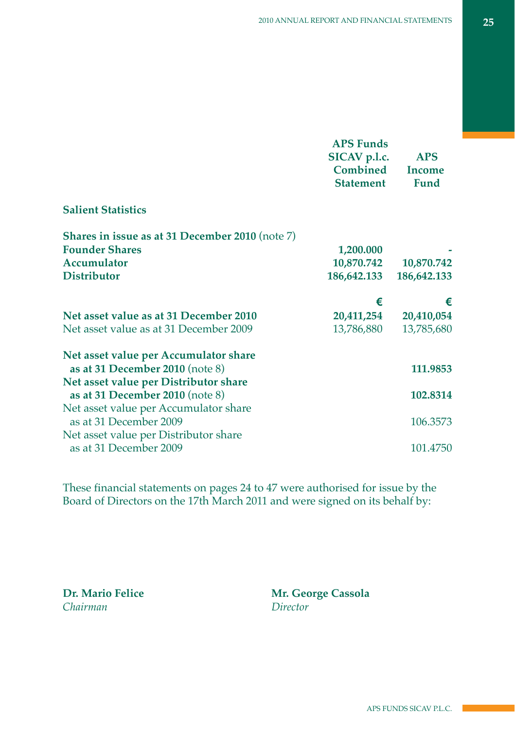| | APS Funds SICAV p.l.c. Combined Statement | APS Income Fund |
|---|---|---|
| **Salient Statistics** | | |
| **Shares in issue as at 31 December 2010** (note 7) | | |
| **Founder Shares** | **1,200.000** | **-** |
| **Accumulator** | **10,870.742** | **10,870.742** |
| **Distributor** | **186,642.133** | **186,642.133** |
| | **€** | **€** |
| **Net asset value as at 31 December 2010** | **20,411,254** | **20,410,054** |
| Net asset value as at 31 December 2009 | 13,786,880 | 13,785,680 |
| **Net asset value per Accumulator share as at 31 December 2010** (note 8) | | **111.9853** |
| **Net asset value per Distributor share as at 31 December 2010** (note 8) | | **102.8314** |
| Net asset value per Accumulator share as at 31 December 2009 | | 106.3573 |
| Net asset value per Distributor share as at 31 December 2009 | | 101.4750 |

These financial statements on pages 24 to 47 were authorised for issue by the Board of Directors on the 17th March 2011 and were signed on its behalf by:

**Dr. Mario Felice**
*Chairman*

**Mr. George Cassola**
*Director*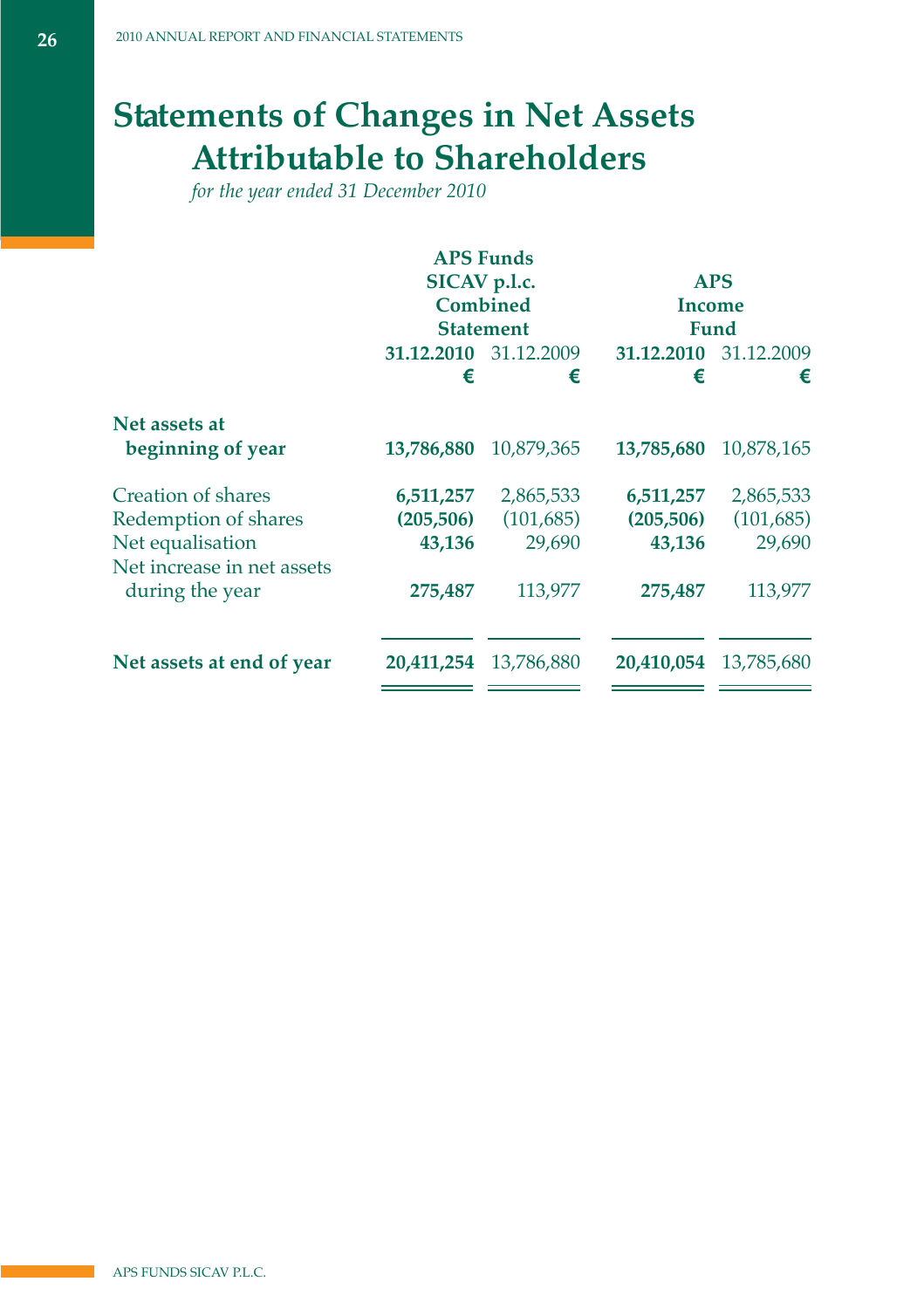# Statements of Changes in Net Assets Attributable to Shareholders

*for the year ended 31 December 2010*

| | APS Funds SICAV p.l.c. Combined Statement | | APS Income Fund | |
|---|---|---|---|---|
| | **31.12.2010** | 31.12.2009 | **31.12.2010** | 31.12.2009 |
| | **€** | € | **€** | € |
| **Net assets at beginning of year** | **13,786,880** | 10,879,365 | **13,785,680** | 10,878,165 |
| Creation of shares | **6,511,257** | 2,865,533 | **6,511,257** | 2,865,533 |
| Redemption of shares | **(205,506)** | (101,685) | **(205,506)** | (101,685) |
| Net equalisation | **43,136** | 29,690 | **43,136** | 29,690 |
| Net increase in net assets during the year | **275,487** | 113,977 | **275,487** | 113,977 |
| **Net assets at end of year** | **20,411,254** | 13,786,880 | **20,410,054** | 13,785,680 |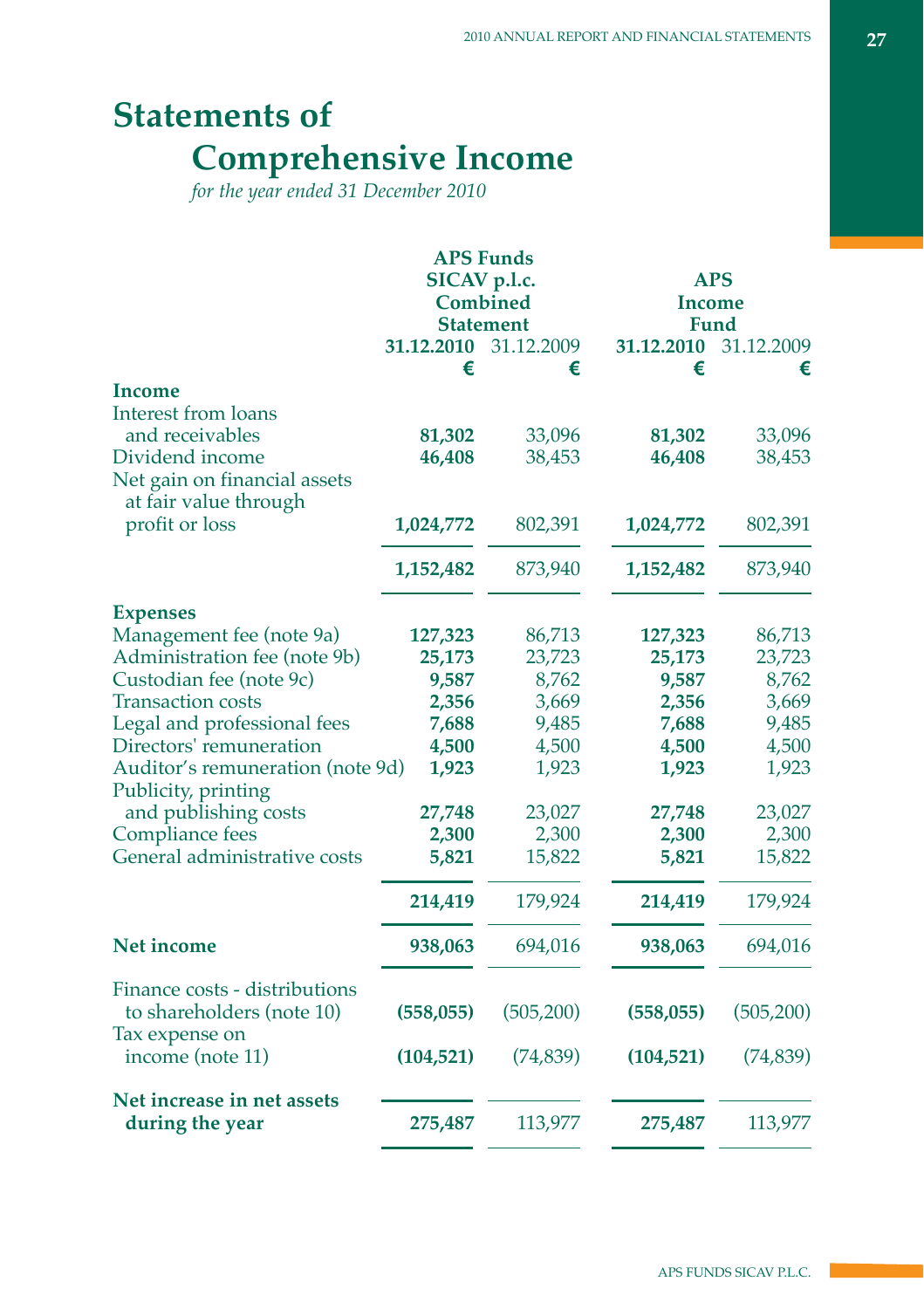# Statements of Comprehensive Income

*for the year ended 31 December 2010*

| | APS Funds SICAV p.l.c. Combined Statement | | APS Income Fund | |
|---|---|---|---|---|
| | **31.12.2010** | 31.12.2009 | **31.12.2010** | 31.12.2009 |
| | **€** | € | **€** | € |
| **Income** | | | | |
| Interest from loans and receivables | **81,302** | 33,096 | **81,302** | 33,096 |
| Dividend income | **46,408** | 38,453 | **46,408** | 38,453 |
| Net gain on financial assets at fair value through profit or loss | **1,024,772** | 802,391 | **1,024,772** | 802,391 |
| | **1,152,482** | 873,940 | **1,152,482** | 873,940 |
| **Expenses** | | | | |
| Management fee (note 9a) | **127,323** | 86,713 | **127,323** | 86,713 |
| Administration fee (note 9b) | **25,173** | 23,723 | **25,173** | 23,723 |
| Custodian fee (note 9c) | **9,587** | 8,762 | **9,587** | 8,762 |
| Transaction costs | **2,356** | 3,669 | **2,356** | 3,669 |
| Legal and professional fees | **7,688** | 9,485 | **7,688** | 9,485 |
| Directors' remuneration | **4,500** | 4,500 | **4,500** | 4,500 |
| Auditor's remuneration (note 9d) | **1,923** | 1,923 | **1,923** | 1,923 |
| Publicity, printing and publishing costs | **27,748** | 23,027 | **27,748** | 23,027 |
| Compliance fees | **2,300** | 2,300 | **2,300** | 2,300 |
| General administrative costs | **5,821** | 15,822 | **5,821** | 15,822 |
| | **214,419** | 179,924 | **214,419** | 179,924 |
| **Net income** | **938,063** | 694,016 | **938,063** | 694,016 |
| Finance costs - distributions to shareholders (note 10) | **(558,055)** | (505,200) | **(558,055)** | (505,200) |
| Tax expense on income (note 11) | **(104,521)** | (74,839) | **(104,521)** | (74,839) |
| **Net increase in net assets during the year** | **275,487** | 113,977 | **275,487** | 113,977 |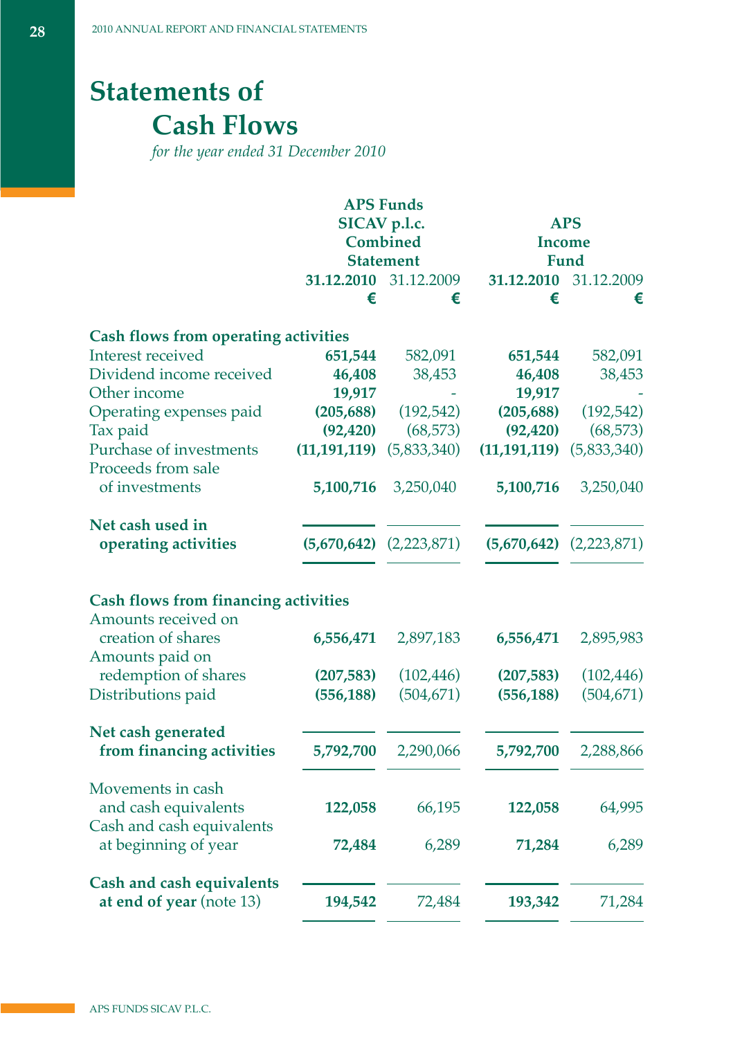# Statements of Cash Flows

*for the year ended 31 December 2010*

| | APS Funds SICAV p.l.c. Combined Statement | | APS Income Fund | |
|---|---|---|---|---|
| | **31.12.2010** | 31.12.2009 | **31.12.2010** | 31.12.2009 |
| | **€** | € | **€** | € |
| **Cash flows from operating activities** | | | | |
| Interest received | **651,544** | 582,091 | **651,544** | 582,091 |
| Dividend income received | **46,408** | 38,453 | **46,408** | 38,453 |
| Other income | **19,917** | - | **19,917** | - |
| Operating expenses paid | **(205,688)** | (192,542) | **(205,688)** | (192,542) |
| Tax paid | **(92,420)** | (68,573) | **(92,420)** | (68,573) |
| Purchase of investments | **(11,191,119)** | (5,833,340) | **(11,191,119)** | (5,833,340) |
| Proceeds from sale of investments | **5,100,716** | 3,250,040 | **5,100,716** | 3,250,040 |
| **Net cash used in operating activities** | **(5,670,642)** | (2,223,871) | **(5,670,642)** | (2,223,871) |
| **Cash flows from financing activities** | | | | |
| Amounts received on creation of shares | **6,556,471** | 2,897,183 | **6,556,471** | 2,895,983 |
| Amounts paid on redemption of shares | **(207,583)** | (102,446) | **(207,583)** | (102,446) |
| Distributions paid | **(556,188)** | (504,671) | **(556,188)** | (504,671) |
| **Net cash generated from financing activities** | **5,792,700** | 2,290,066 | **5,792,700** | 2,288,866 |
| Movements in cash and cash equivalents | **122,058** | 66,195 | **122,058** | 64,995 |
| Cash and cash equivalents at beginning of year | **72,484** | 6,289 | **71,284** | 6,289 |
| **Cash and cash equivalents at end of year** (note 13) | **194,542** | 72,484 | **193,342** | 71,284 |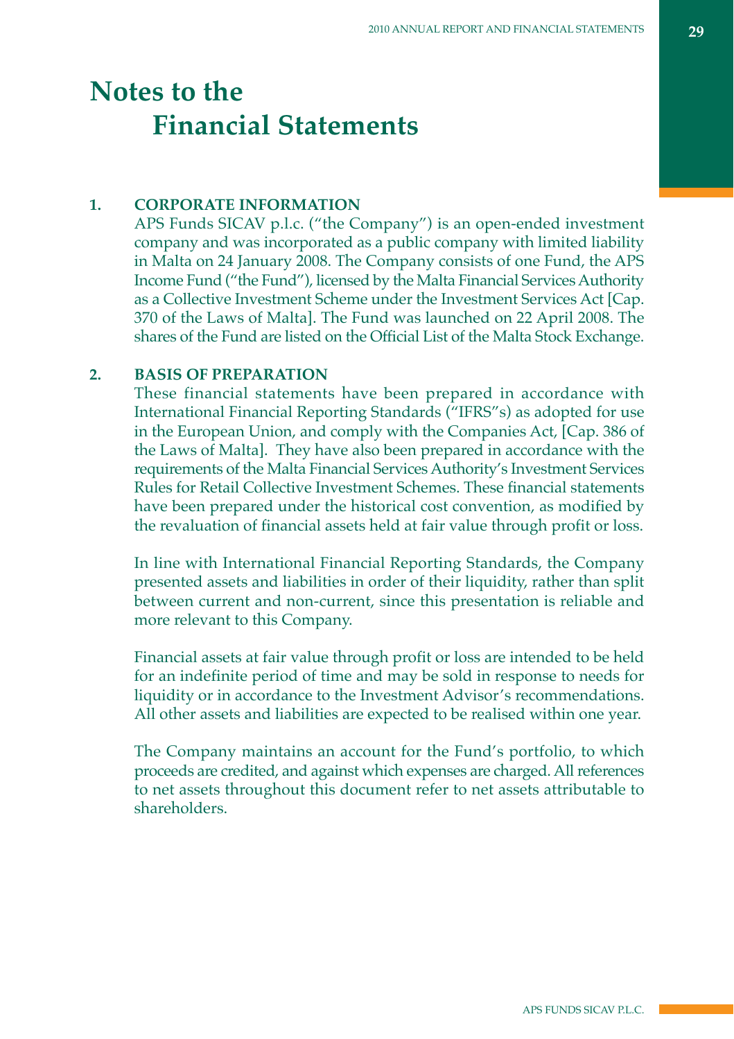# Notes to the Financial Statements

## 1. CORPORATE INFORMATION

APS Funds SICAV p.l.c. ("the Company") is an open-ended investment company and was incorporated as a public company with limited liability in Malta on 24 January 2008. The Company consists of one Fund, the APS Income Fund ("the Fund"), licensed by the Malta Financial Services Authority as a Collective Investment Scheme under the Investment Services Act [Cap. 370 of the Laws of Malta]. The Fund was launched on 22 April 2008. The shares of the Fund are listed on the Official List of the Malta Stock Exchange.

## 2. BASIS OF PREPARATION

These financial statements have been prepared in accordance with International Financial Reporting Standards ("IFRS"s) as adopted for use in the European Union, and comply with the Companies Act, [Cap. 386 of the Laws of Malta]. They have also been prepared in accordance with the requirements of the Malta Financial Services Authority's Investment Services Rules for Retail Collective Investment Schemes. These financial statements have been prepared under the historical cost convention, as modified by the revaluation of financial assets held at fair value through profit or loss.

In line with International Financial Reporting Standards, the Company presented assets and liabilities in order of their liquidity, rather than split between current and non-current, since this presentation is reliable and more relevant to this Company.

Financial assets at fair value through profit or loss are intended to be held for an indefinite period of time and may be sold in response to needs for liquidity or in accordance to the Investment Advisor's recommendations. All other assets and liabilities are expected to be realised within one year.

The Company maintains an account for the Fund's portfolio, to which proceeds are credited, and against which expenses are charged. All references to net assets throughout this document refer to net assets attributable to shareholders.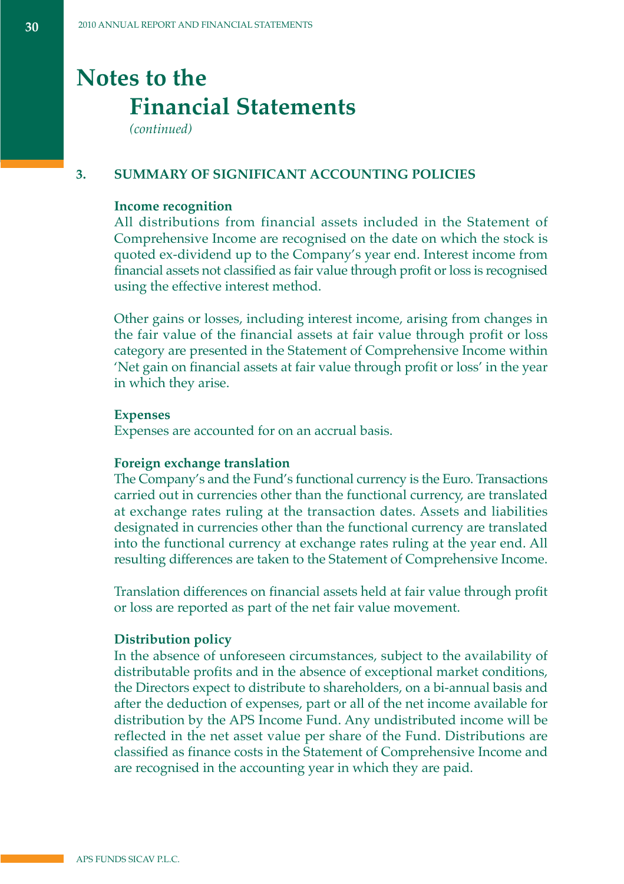# Notes to the Financial Statements

*(continued)*

## 3. SUMMARY OF SIGNIFICANT ACCOUNTING POLICIES

**Income recognition**

All distributions from financial assets included in the Statement of Comprehensive Income are recognised on the date on which the stock is quoted ex-dividend up to the Company's year end. Interest income from financial assets not classified as fair value through profit or loss is recognised using the effective interest method.

Other gains or losses, including interest income, arising from changes in the fair value of the financial assets at fair value through profit or loss category are presented in the Statement of Comprehensive Income within 'Net gain on financial assets at fair value through profit or loss' in the year in which they arise.

**Expenses**

Expenses are accounted for on an accrual basis.

**Foreign exchange translation**

The Company's and the Fund's functional currency is the Euro. Transactions carried out in currencies other than the functional currency, are translated at exchange rates ruling at the transaction dates. Assets and liabilities designated in currencies other than the functional currency are translated into the functional currency at exchange rates ruling at the year end. All resulting differences are taken to the Statement of Comprehensive Income.

Translation differences on financial assets held at fair value through profit or loss are reported as part of the net fair value movement.

**Distribution policy**

In the absence of unforeseen circumstances, subject to the availability of distributable profits and in the absence of exceptional market conditions, the Directors expect to distribute to shareholders, on a bi-annual basis and after the deduction of expenses, part or all of the net income available for distribution by the APS Income Fund. Any undistributed income will be reflected in the net asset value per share of the Fund. Distributions are classified as finance costs in the Statement of Comprehensive Income and are recognised in the accounting year in which they are paid.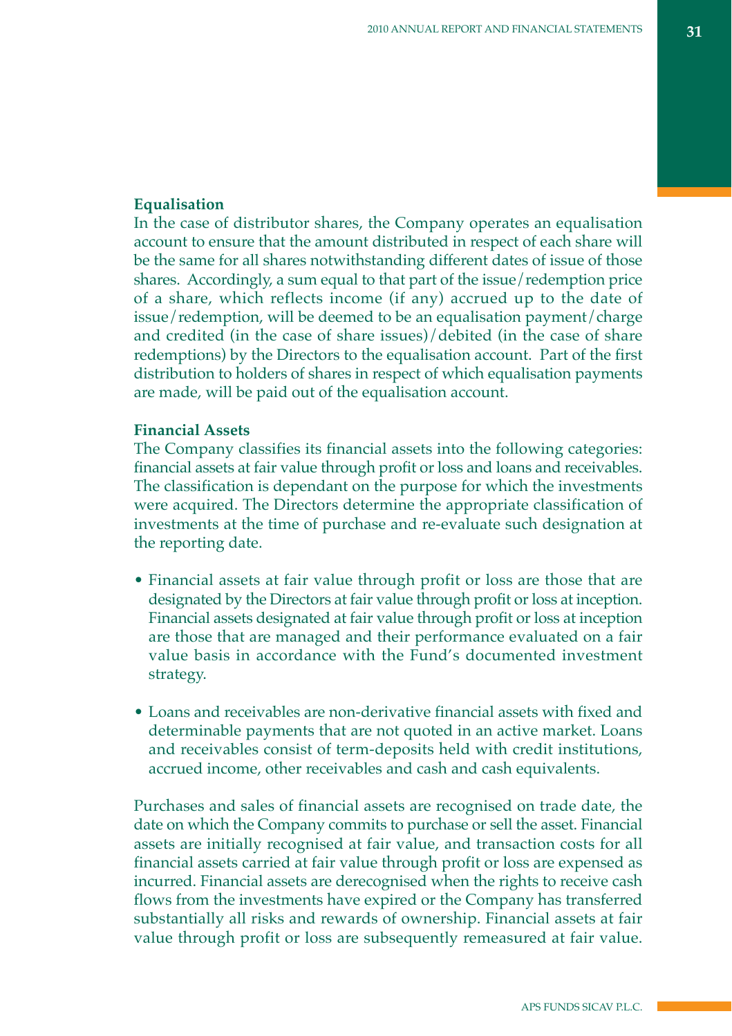**Equalisation**

In the case of distributor shares, the Company operates an equalisation account to ensure that the amount distributed in respect of each share will be the same for all shares notwithstanding different dates of issue of those shares. Accordingly, a sum equal to that part of the issue/redemption price of a share, which reflects income (if any) accrued up to the date of issue/redemption, will be deemed to be an equalisation payment/charge and credited (in the case of share issues)/debited (in the case of share redemptions) by the Directors to the equalisation account. Part of the first distribution to holders of shares in respect of which equalisation payments are made, will be paid out of the equalisation account.

**Financial Assets**

The Company classifies its financial assets into the following categories: financial assets at fair value through profit or loss and loans and receivables. The classification is dependant on the purpose for which the investments were acquired. The Directors determine the appropriate classification of investments at the time of purchase and re-evaluate such designation at the reporting date.

- Financial assets at fair value through profit or loss are those that are designated by the Directors at fair value through profit or loss at inception. Financial assets designated at fair value through profit or loss at inception are those that are managed and their performance evaluated on a fair value basis in accordance with the Fund's documented investment strategy.

- Loans and receivables are non-derivative financial assets with fixed and determinable payments that are not quoted in an active market. Loans and receivables consist of term-deposits held with credit institutions, accrued income, other receivables and cash and cash equivalents.

Purchases and sales of financial assets are recognised on trade date, the date on which the Company commits to purchase or sell the asset. Financial assets are initially recognised at fair value, and transaction costs for all financial assets carried at fair value through profit or loss are expensed as incurred. Financial assets are derecognised when the rights to receive cash flows from the investments have expired or the Company has transferred substantially all risks and rewards of ownership. Financial assets at fair value through profit or loss are subsequently remeasured at fair value.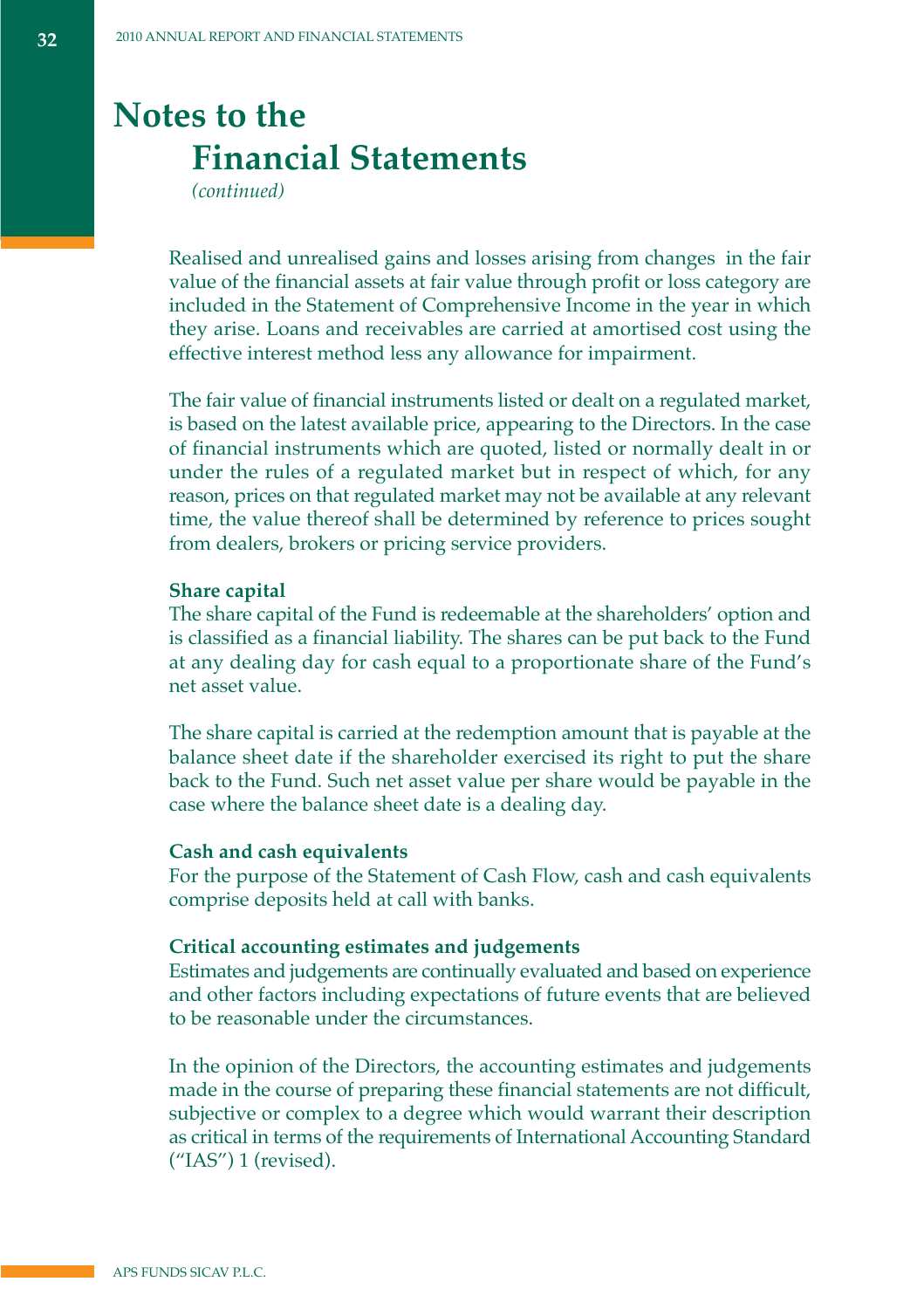# Notes to the Financial Statements

*(continued)*

Realised and unrealised gains and losses arising from changes in the fair value of the financial assets at fair value through profit or loss category are included in the Statement of Comprehensive Income in the year in which they arise. Loans and receivables are carried at amortised cost using the effective interest method less any allowance for impairment.

The fair value of financial instruments listed or dealt on a regulated market, is based on the latest available price, appearing to the Directors. In the case of financial instruments which are quoted, listed or normally dealt in or under the rules of a regulated market but in respect of which, for any reason, prices on that regulated market may not be available at any relevant time, the value thereof shall be determined by reference to prices sought from dealers, brokers or pricing service providers.

**Share capital**

The share capital of the Fund is redeemable at the shareholders' option and is classified as a financial liability. The shares can be put back to the Fund at any dealing day for cash equal to a proportionate share of the Fund's net asset value.

The share capital is carried at the redemption amount that is payable at the balance sheet date if the shareholder exercised its right to put the share back to the Fund. Such net asset value per share would be payable in the case where the balance sheet date is a dealing day.

**Cash and cash equivalents**

For the purpose of the Statement of Cash Flow, cash and cash equivalents comprise deposits held at call with banks.

**Critical accounting estimates and judgements**

Estimates and judgements are continually evaluated and based on experience and other factors including expectations of future events that are believed to be reasonable under the circumstances.

In the opinion of the Directors, the accounting estimates and judgements made in the course of preparing these financial statements are not difficult, subjective or complex to a degree which would warrant their description as critical in terms of the requirements of International Accounting Standard ("IAS") 1 (revised).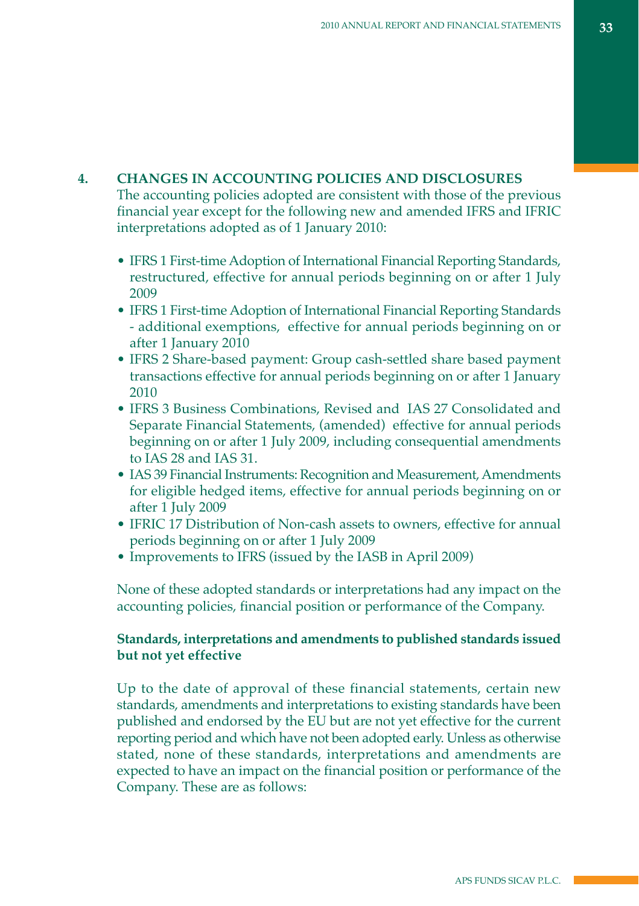## 4. CHANGES IN ACCOUNTING POLICIES AND DISCLOSURES

The accounting policies adopted are consistent with those of the previous financial year except for the following new and amended IFRS and IFRIC interpretations adopted as of 1 January 2010:

- IFRS 1 First-time Adoption of International Financial Reporting Standards, restructured, effective for annual periods beginning on or after 1 July 2009
- IFRS 1 First-time Adoption of International Financial Reporting Standards - additional exemptions, effective for annual periods beginning on or after 1 January 2010
- IFRS 2 Share-based payment: Group cash-settled share based payment transactions effective for annual periods beginning on or after 1 January 2010
- IFRS 3 Business Combinations, Revised and IAS 27 Consolidated and Separate Financial Statements, (amended) effective for annual periods beginning on or after 1 July 2009, including consequential amendments to IAS 28 and IAS 31.
- IAS 39 Financial Instruments: Recognition and Measurement, Amendments for eligible hedged items, effective for annual periods beginning on or after 1 July 2009
- IFRIC 17 Distribution of Non-cash assets to owners, effective for annual periods beginning on or after 1 July 2009
- Improvements to IFRS (issued by the IASB in April 2009)

None of these adopted standards or interpretations had any impact on the accounting policies, financial position or performance of the Company.

**Standards, interpretations and amendments to published standards issued but not yet effective**

Up to the date of approval of these financial statements, certain new standards, amendments and interpretations to existing standards have been published and endorsed by the EU but are not yet effective for the current reporting period and which have not been adopted early. Unless as otherwise stated, none of these standards, interpretations and amendments are expected to have an impact on the financial position or performance of the Company. These are as follows: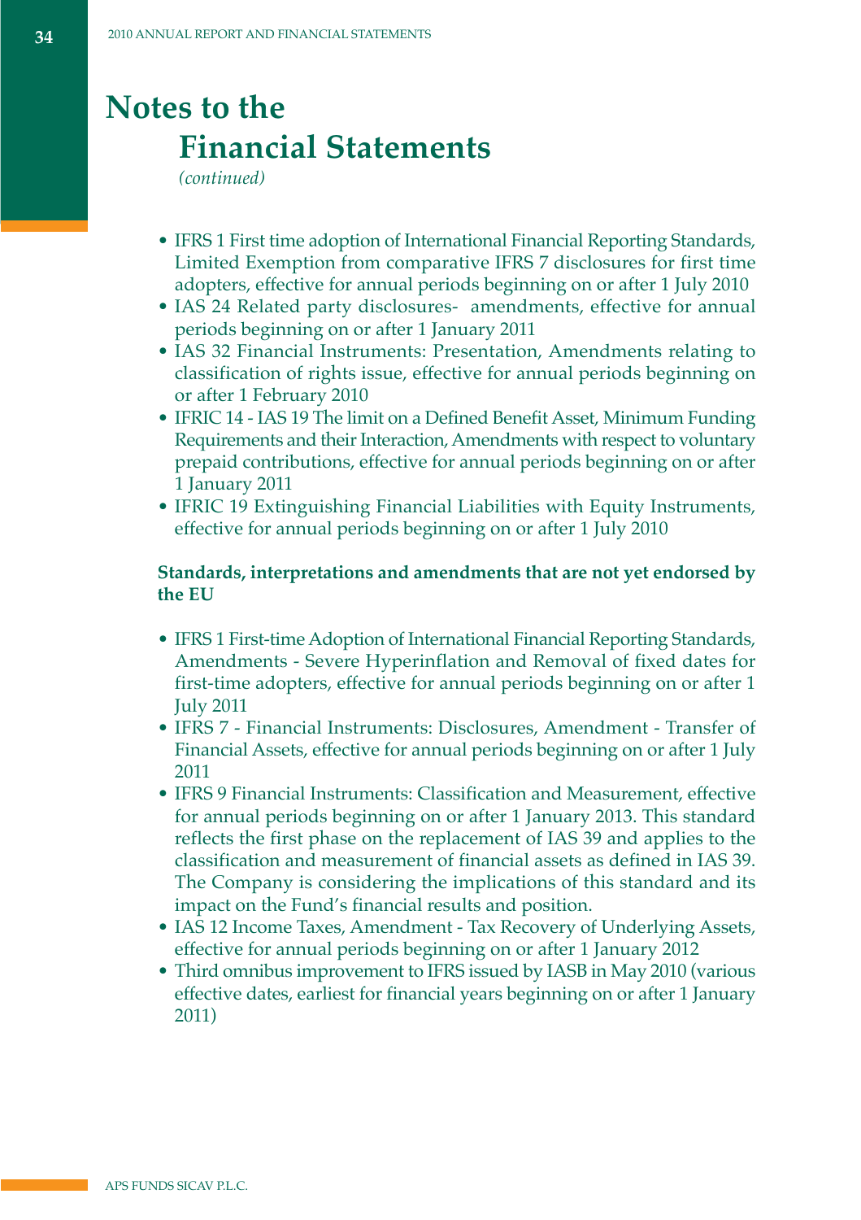# Notes to the Financial Statements

*(continued)*

- IFRS 1 First time adoption of International Financial Reporting Standards, Limited Exemption from comparative IFRS 7 disclosures for first time adopters, effective for annual periods beginning on or after 1 July 2010
- IAS 24 Related party disclosures- amendments, effective for annual periods beginning on or after 1 January 2011
- IAS 32 Financial Instruments: Presentation, Amendments relating to classification of rights issue, effective for annual periods beginning on or after 1 February 2010
- IFRIC 14 - IAS 19 The limit on a Defined Benefit Asset, Minimum Funding Requirements and their Interaction, Amendments with respect to voluntary prepaid contributions, effective for annual periods beginning on or after 1 January 2011
- IFRIC 19 Extinguishing Financial Liabilities with Equity Instruments, effective for annual periods beginning on or after 1 July 2010

**Standards, interpretations and amendments that are not yet endorsed by the EU**

- IFRS 1 First-time Adoption of International Financial Reporting Standards, Amendments - Severe Hyperinflation and Removal of fixed dates for first-time adopters, effective for annual periods beginning on or after 1 July 2011
- IFRS 7 - Financial Instruments: Disclosures, Amendment - Transfer of Financial Assets, effective for annual periods beginning on or after 1 July 2011
- IFRS 9 Financial Instruments: Classification and Measurement, effective for annual periods beginning on or after 1 January 2013. This standard reflects the first phase on the replacement of IAS 39 and applies to the classification and measurement of financial assets as defined in IAS 39. The Company is considering the implications of this standard and its impact on the Fund's financial results and position.
- IAS 12 Income Taxes, Amendment - Tax Recovery of Underlying Assets, effective for annual periods beginning on or after 1 January 2012
- Third omnibus improvement to IFRS issued by IASB in May 2010 (various effective dates, earliest for financial years beginning on or after 1 January 2011)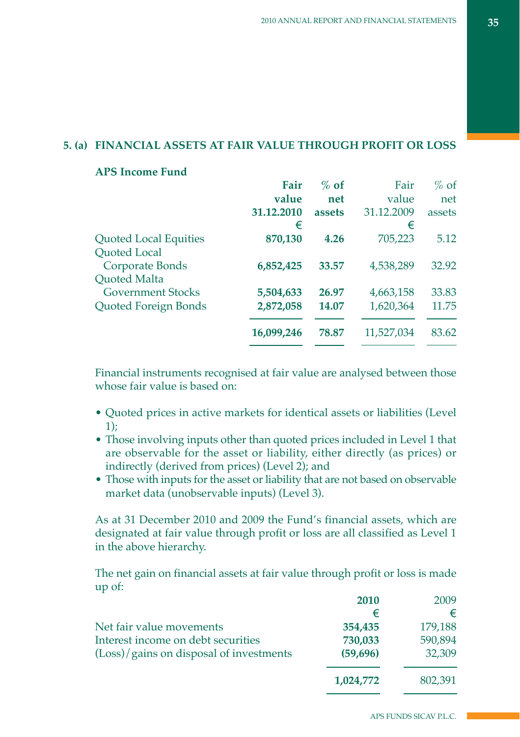## 5. (a) FINANCIAL ASSETS AT FAIR VALUE THROUGH PROFIT OR LOSS

**APS Income Fund**

| | **Fair value 31.12.2010 €** | **% of net assets** | Fair value 31.12.2009 € | % of net assets |
|---|---|---|---|---|
| Quoted Local Equities | **870,130** | **4.26** | 705,223 | 5.12 |
| Quoted Local Corporate Bonds | **6,852,425** | **33.57** | 4,538,289 | 32.92 |
| Quoted Malta Government Stocks | **5,504,633** | **26.97** | 4,663,158 | 33.83 |
| Quoted Foreign Bonds | **2,872,058** | **14.07** | 1,620,364 | 11.75 |
| | **16,099,246** | **78.87** | 11,527,034 | 83.62 |

Financial instruments recognised at fair value are analysed between those whose fair value is based on:

- Quoted prices in active markets for identical assets or liabilities (Level 1);
- Those involving inputs other than quoted prices included in Level 1 that are observable for the asset or liability, either directly (as prices) or indirectly (derived from prices) (Level 2); and
- Those with inputs for the asset or liability that are not based on observable market data (unobservable inputs) (Level 3).

As at 31 December 2010 and 2009 the Fund's financial assets, which are designated at fair value through profit or loss are all classified as Level 1 in the above hierarchy.

The net gain on financial assets at fair value through profit or loss is made up of:

| | **2010 €** | 2009 € |
|---|---|---|
| Net fair value movements | **354,435** | 179,188 |
| Interest income on debt securities | **730,033** | 590,894 |
| (Loss)/gains on disposal of investments | **(59,696)** | 32,309 |
| | **1,024,772** | 802,391 |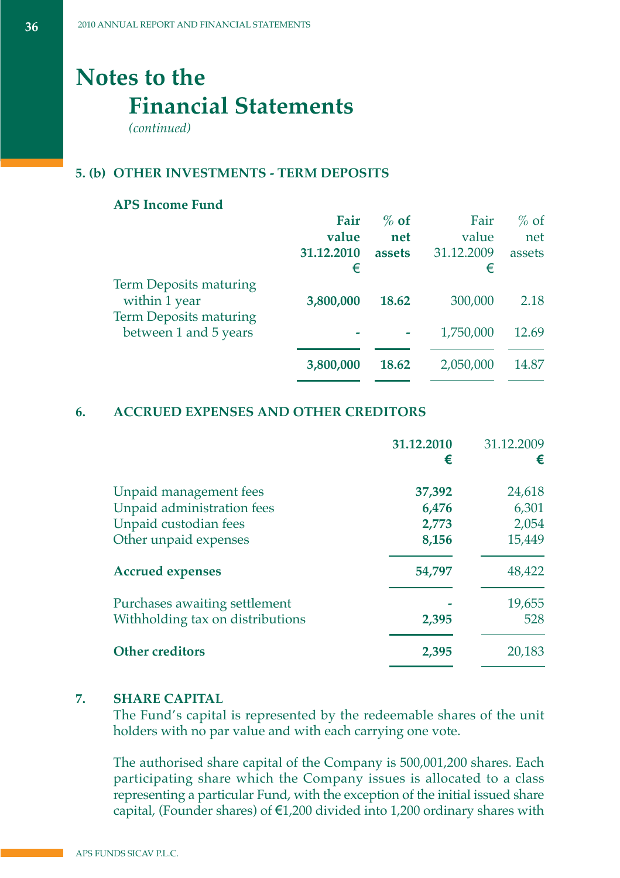# Notes to the Financial Statements

*(continued)*

### 5. (b) OTHER INVESTMENTS - TERM DEPOSITS

**APS Income Fund**

| | **Fair value 31.12.2010 €** | **% of net assets** | Fair value 31.12.2009 € | % of net assets |
|---|---|---|---|---|
| Term Deposits maturing within 1 year | **3,800,000** | **18.62** | 300,000 | 2.18 |
| Term Deposits maturing between 1 and 5 years | **-** | **-** | 1,750,000 | 12.69 |
| | **3,800,000** | **18.62** | 2,050,000 | 14.87 |

### 6. ACCRUED EXPENSES AND OTHER CREDITORS

| | **31.12.2010 €** | 31.12.2009 € |
|---|---|---|
| Unpaid management fees | **37,392** | 24,618 |
| Unpaid administration fees | **6,476** | 6,301 |
| Unpaid custodian fees | **2,773** | 2,054 |
| Other unpaid expenses | **8,156** | 15,449 |
| **Accrued expenses** | **54,797** | 48,422 |
| Purchases awaiting settlement | **-** | 19,655 |
| Withholding tax on distributions | **2,395** | 528 |
| **Other creditors** | **2,395** | 20,183 |

### 7. SHARE CAPITAL

The Fund's capital is represented by the redeemable shares of the unit holders with no par value and with each carrying one vote.

The authorised share capital of the Company is 500,001,200 shares. Each participating share which the Company issues is allocated to a class representing a particular Fund, with the exception of the initial issued share capital, (Founder shares) of €1,200 divided into 1,200 ordinary shares with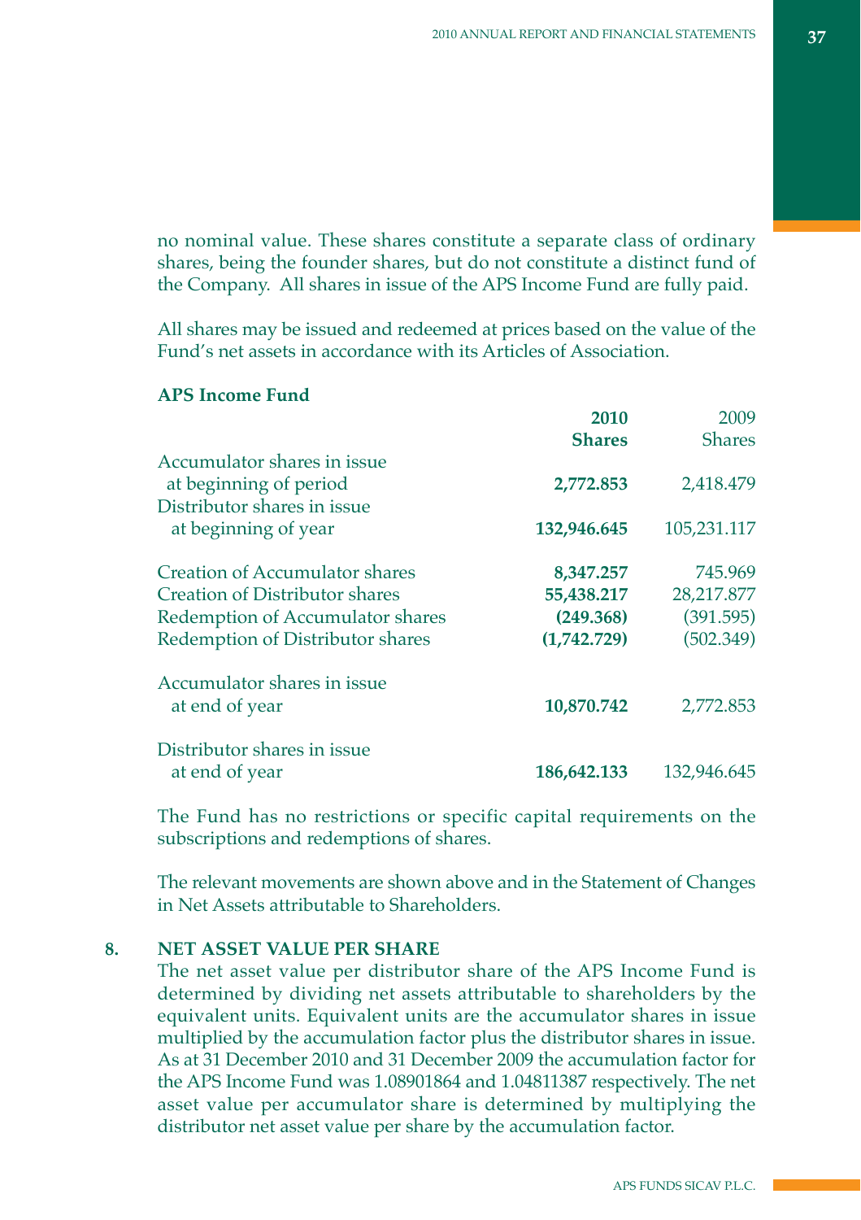no nominal value. These shares constitute a separate class of ordinary shares, being the founder shares, but do not constitute a distinct fund of the Company. All shares in issue of the APS Income Fund are fully paid.

All shares may be issued and redeemed at prices based on the value of the Fund's net assets in accordance with its Articles of Association.

**APS Income Fund**

| | **2010 Shares** | 2009 Shares |
|---|---|---|
| Accumulator shares in issue at beginning of period | **2,772.853** | 2,418.479 |
| Distributor shares in issue at beginning of year | **132,946.645** | 105,231.117 |
| Creation of Accumulator shares | **8,347.257** | 745.969 |
| Creation of Distributor shares | **55,438.217** | 28,217.877 |
| Redemption of Accumulator shares | **(249.368)** | (391.595) |
| Redemption of Distributor shares | **(1,742.729)** | (502.349) |
| Accumulator shares in issue at end of year | **10,870.742** | 2,772.853 |
| Distributor shares in issue at end of year | **186,642.133** | 132,946.645 |

The Fund has no restrictions or specific capital requirements on the subscriptions and redemptions of shares.

The relevant movements are shown above and in the Statement of Changes in Net Assets attributable to Shareholders.

**8. NET ASSET VALUE PER SHARE**

The net asset value per distributor share of the APS Income Fund is determined by dividing net assets attributable to shareholders by the equivalent units. Equivalent units are the accumulator shares in issue multiplied by the accumulation factor plus the distributor shares in issue. As at 31 December 2010 and 31 December 2009 the accumulation factor for the APS Income Fund was 1.08901864 and 1.04811387 respectively. The net asset value per accumulator share is determined by multiplying the distributor net asset value per share by the accumulation factor.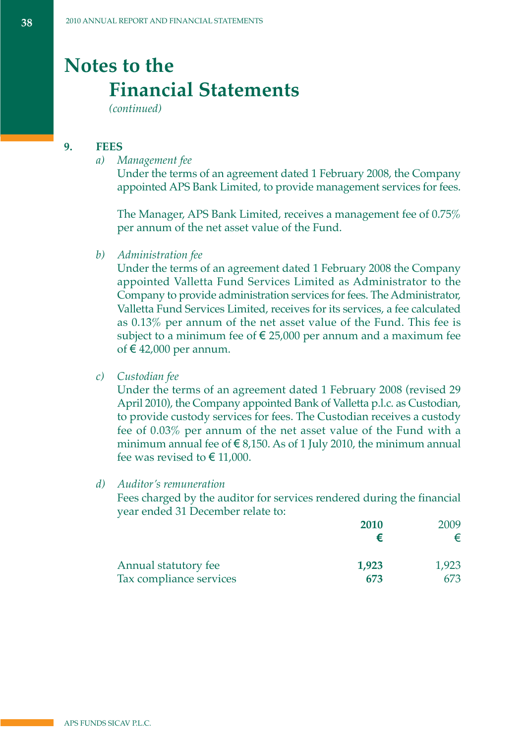# Notes to the Financial Statements

*(continued)*

## 9. FEES

*a) Management fee*

Under the terms of an agreement dated 1 February 2008, the Company appointed APS Bank Limited, to provide management services for fees.

The Manager, APS Bank Limited, receives a management fee of 0.75% per annum of the net asset value of the Fund.

*b) Administration fee*

Under the terms of an agreement dated 1 February 2008 the Company appointed Valletta Fund Services Limited as Administrator to the Company to provide administration services for fees. The Administrator, Valletta Fund Services Limited, receives for its services, a fee calculated as 0.13% per annum of the net asset value of the Fund. This fee is subject to a minimum fee of € 25,000 per annum and a maximum fee of € 42,000 per annum.

*c) Custodian fee*

Under the terms of an agreement dated 1 February 2008 (revised 29 April 2010), the Company appointed Bank of Valletta p.l.c. as Custodian, to provide custody services for fees. The Custodian receives a custody fee of 0.03% per annum of the net asset value of the Fund with a minimum annual fee of € 8,150. As of 1 July 2010, the minimum annual fee was revised to € 11,000.

*d) Auditor's remuneration*

Fees charged by the auditor for services rendered during the financial year ended 31 December relate to:

| | **2010** | 2009 |
|---|---|---|
| | **€** | € |
| Annual statutory fee | **1,923** | 1,923 |
| Tax compliance services | **673** | 673 |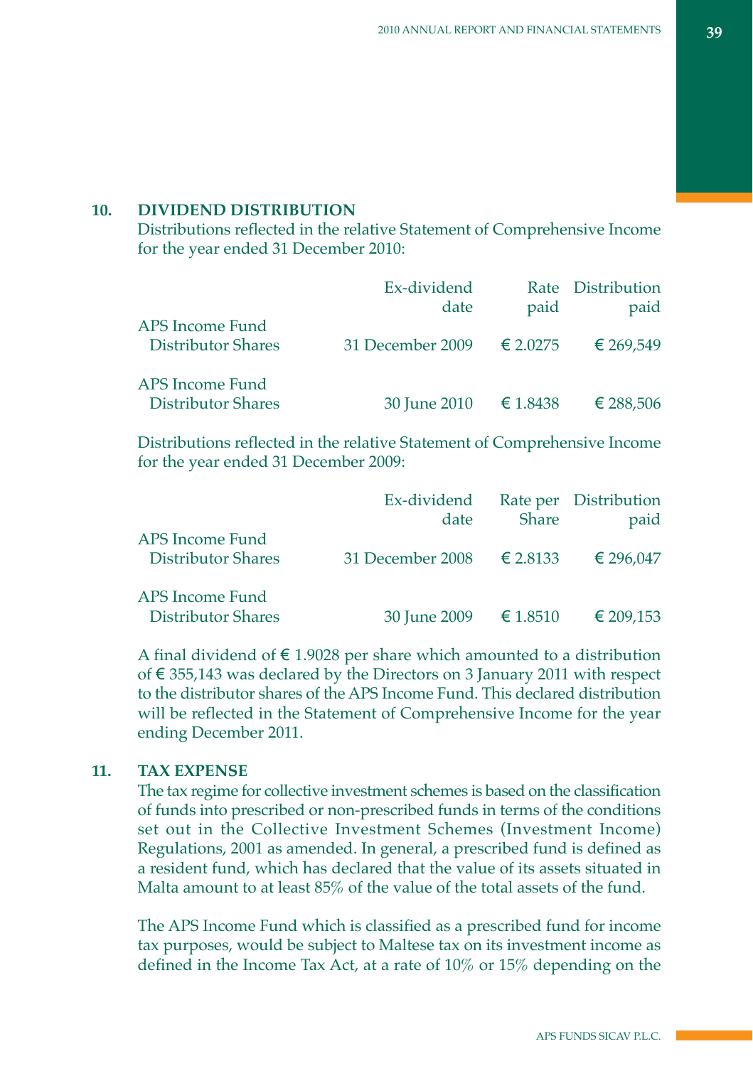## 10. DIVIDEND DISTRIBUTION

Distributions reflected in the relative Statement of Comprehensive Income for the year ended 31 December 2010:

| | Ex-dividend date | Rate paid | Distribution paid |
|---|---|---|---|
| APS Income Fund Distributor Shares | 31 December 2009 | € 2.0275 | € 269,549 |
| APS Income Fund Distributor Shares | 30 June 2010 | € 1.8438 | € 288,506 |

Distributions reflected in the relative Statement of Comprehensive Income for the year ended 31 December 2009:

| | Ex-dividend date | Rate per Share | Distribution paid |
|---|---|---|---|
| APS Income Fund Distributor Shares | 31 December 2008 | € 2.8133 | € 296,047 |
| APS Income Fund Distributor Shares | 30 June 2009 | € 1.8510 | € 209,153 |

A final dividend of € 1.9028 per share which amounted to a distribution of € 355,143 was declared by the Directors on 3 January 2011 with respect to the distributor shares of the APS Income Fund. This declared distribution will be reflected in the Statement of Comprehensive Income for the year ending December 2011.

## 11. TAX EXPENSE

The tax regime for collective investment schemes is based on the classification of funds into prescribed or non-prescribed funds in terms of the conditions set out in the Collective Investment Schemes (Investment Income) Regulations, 2001 as amended. In general, a prescribed fund is defined as a resident fund, which has declared that the value of its assets situated in Malta amount to at least 85% of the value of the total assets of the fund.

The APS Income Fund which is classified as a prescribed fund for income tax purposes, would be subject to Maltese tax on its investment income as defined in the Income Tax Act, at a rate of 10% or 15% depending on the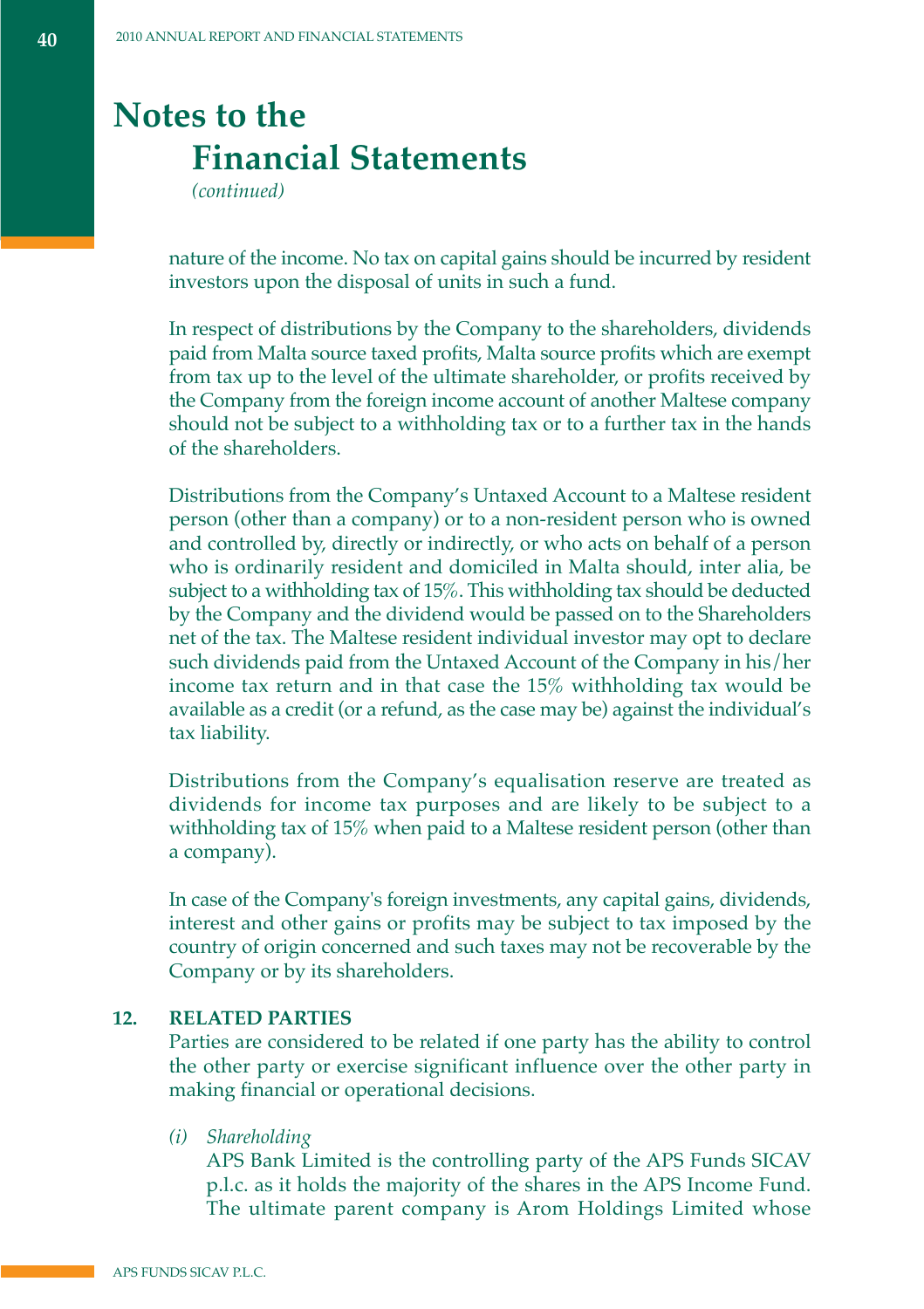nature of the income. No tax on capital gains should be incurred by resident investors upon the disposal of units in such a fund.

In respect of distributions by the Company to the shareholders, dividends paid from Malta source taxed profits, Malta source profits which are exempt from tax up to the level of the ultimate shareholder, or profits received by the Company from the foreign income account of another Maltese company should not be subject to a withholding tax or to a further tax in the hands of the shareholders.

Distributions from the Company's Untaxed Account to a Maltese resident person (other than a company) or to a non-resident person who is owned and controlled by, directly or indirectly, or who acts on behalf of a person who is ordinarily resident and domiciled in Malta should, inter alia, be subject to a withholding tax of 15%. This withholding tax should be deducted by the Company and the dividend would be passed on to the Shareholders net of the tax. The Maltese resident individual investor may opt to declare such dividends paid from the Untaxed Account of the Company in his/her income tax return and in that case the 15% withholding tax would be available as a credit (or a refund, as the case may be) against the individual's tax liability.

Distributions from the Company's equalisation reserve are treated as dividends for income tax purposes and are likely to be subject to a withholding tax of 15% when paid to a Maltese resident person (other than a company).

In case of the Company's foreign investments, any capital gains, dividends, interest and other gains or profits may be subject to tax imposed by the country of origin concerned and such taxes may not be recoverable by the Company or by its shareholders.

## 12. RELATED PARTIES

Parties are considered to be related if one party has the ability to control the other party or exercise significant influence over the other party in making financial or operational decisions.

*(i) Shareholding*

APS Bank Limited is the controlling party of the APS Funds SICAV p.l.c. as it holds the majority of the shares in the APS Income Fund. The ultimate parent company is Arom Holdings Limited whose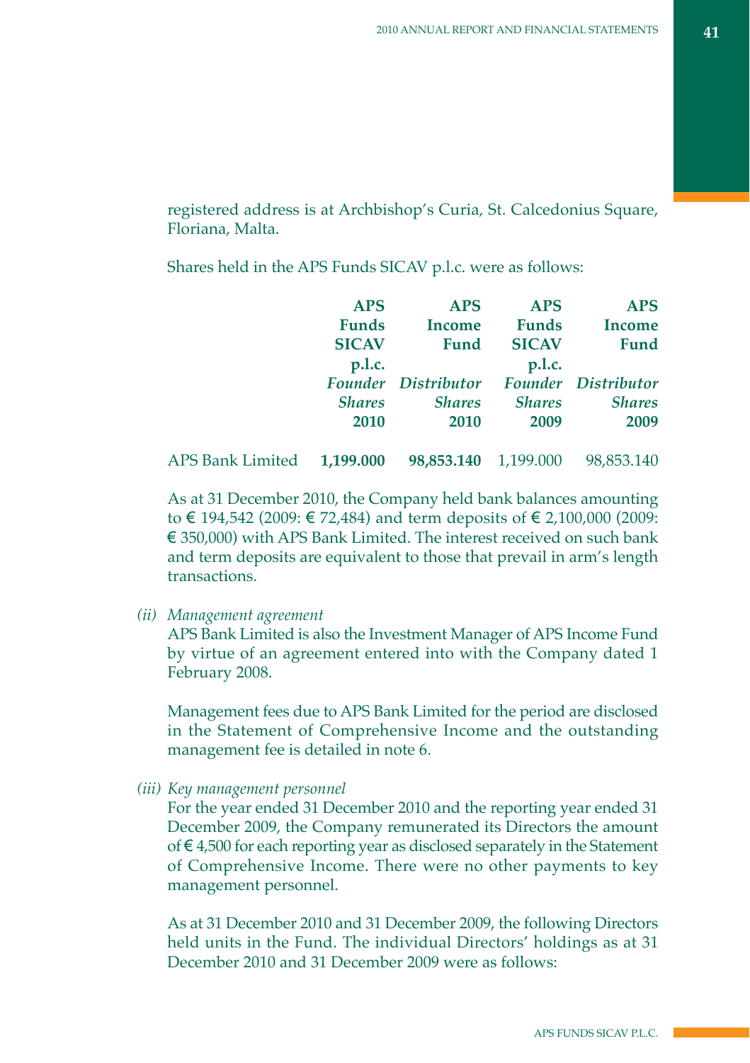registered address is at Archbishop's Curia, St. Calcedonius Square, Floriana, Malta.

Shares held in the APS Funds SICAV p.l.c. were as follows:

| | **APS Funds SICAV p.l.c.** *Founder Shares* **2010** | **APS Income Fund** *Distributor Shares* **2010** | **APS Funds SICAV p.l.c.** *Founder Shares* **2009** | **APS Income Fund** *Distributor Shares* **2009** |
|---|---|---|---|---|
| APS Bank Limited | **1,199.000** | **98,853.140** | 1,199.000 | 98,853.140 |

As at 31 December 2010, the Company held bank balances amounting to € 194,542 (2009: € 72,484) and term deposits of € 2,100,000 (2009: € 350,000) with APS Bank Limited. The interest received on such bank and term deposits are equivalent to those that prevail in arm's length transactions.

*(ii) Management agreement*

APS Bank Limited is also the Investment Manager of APS Income Fund by virtue of an agreement entered into with the Company dated 1 February 2008.

Management fees due to APS Bank Limited for the period are disclosed in the Statement of Comprehensive Income and the outstanding management fee is detailed in note 6.

*(iii) Key management personnel*

For the year ended 31 December 2010 and the reporting year ended 31 December 2009, the Company remunerated its Directors the amount of € 4,500 for each reporting year as disclosed separately in the Statement of Comprehensive Income. There were no other payments to key management personnel.

As at 31 December 2010 and 31 December 2009, the following Directors held units in the Fund. The individual Directors' holdings as at 31 December 2010 and 31 December 2009 were as follows: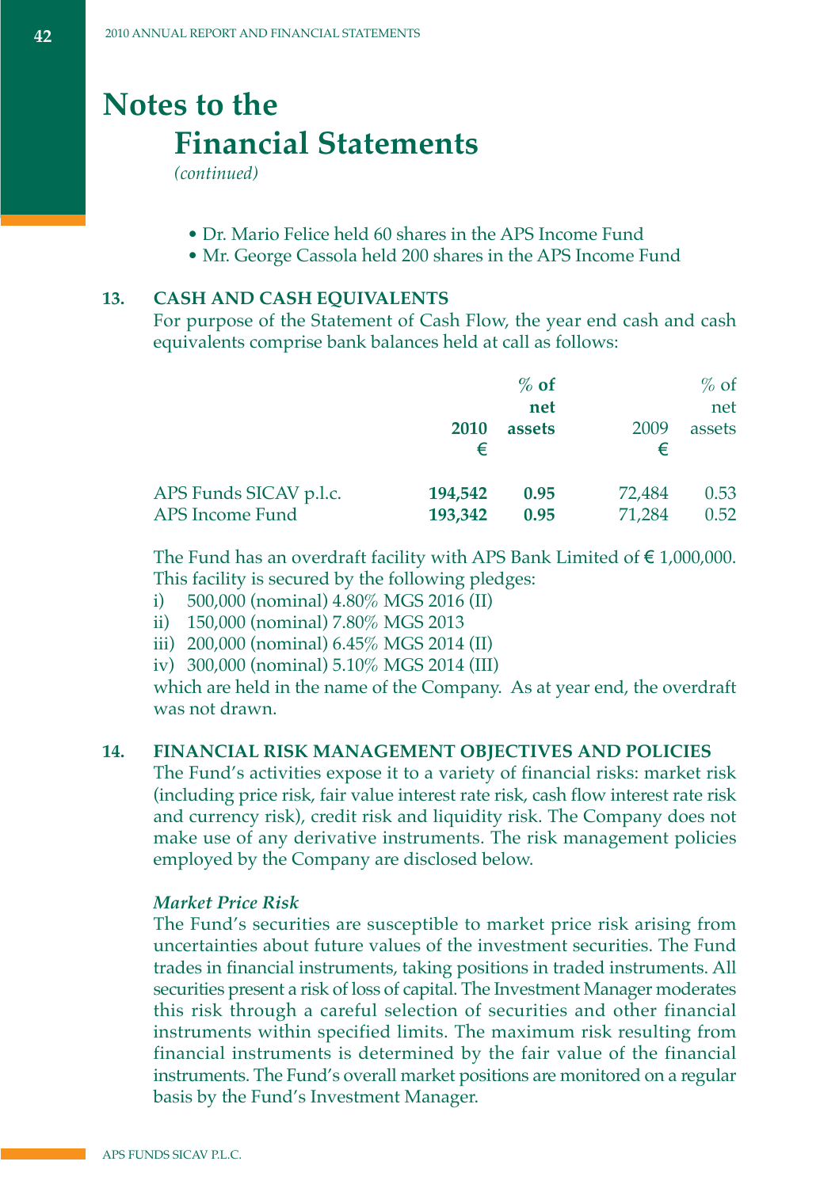# Notes to the Financial Statements

*(continued)*

- Dr. Mario Felice held 60 shares in the APS Income Fund
- Mr. George Cassola held 200 shares in the APS Income Fund

## 13. CASH AND CASH EQUIVALENTS

For purpose of the Statement of Cash Flow, the year end cash and cash equivalents comprise bank balances held at call as follows:

| | **2010** **€** | **% of net assets** | 2009 € | % of net assets |
|---|---|---|---|---|
| APS Funds SICAV p.l.c. | **194,542** | **0.95** | 72,484 | 0.53 |
| APS Income Fund | **193,342** | **0.95** | 71,284 | 0.52 |

The Fund has an overdraft facility with APS Bank Limited of € 1,000,000. This facility is secured by the following pledges:

i) 500,000 (nominal) 4.80% MGS 2016 (II)
ii) 150,000 (nominal) 7.80% MGS 2013
iii) 200,000 (nominal) 6.45% MGS 2014 (II)
iv) 300,000 (nominal) 5.10% MGS 2014 (III)

which are held in the name of the Company. As at year end, the overdraft was not drawn.

## 14. FINANCIAL RISK MANAGEMENT OBJECTIVES AND POLICIES

The Fund's activities expose it to a variety of financial risks: market risk (including price risk, fair value interest rate risk, cash flow interest rate risk and currency risk), credit risk and liquidity risk. The Company does not make use of any derivative instruments. The risk management policies employed by the Company are disclosed below.

### *Market Price Risk*

The Fund's securities are susceptible to market price risk arising from uncertainties about future values of the investment securities. The Fund trades in financial instruments, taking positions in traded instruments. All securities present a risk of loss of capital. The Investment Manager moderates this risk through a careful selection of securities and other financial instruments within specified limits. The maximum risk resulting from financial instruments is determined by the fair value of the financial instruments. The Fund's overall market positions are monitored on a regular basis by the Fund's Investment Manager.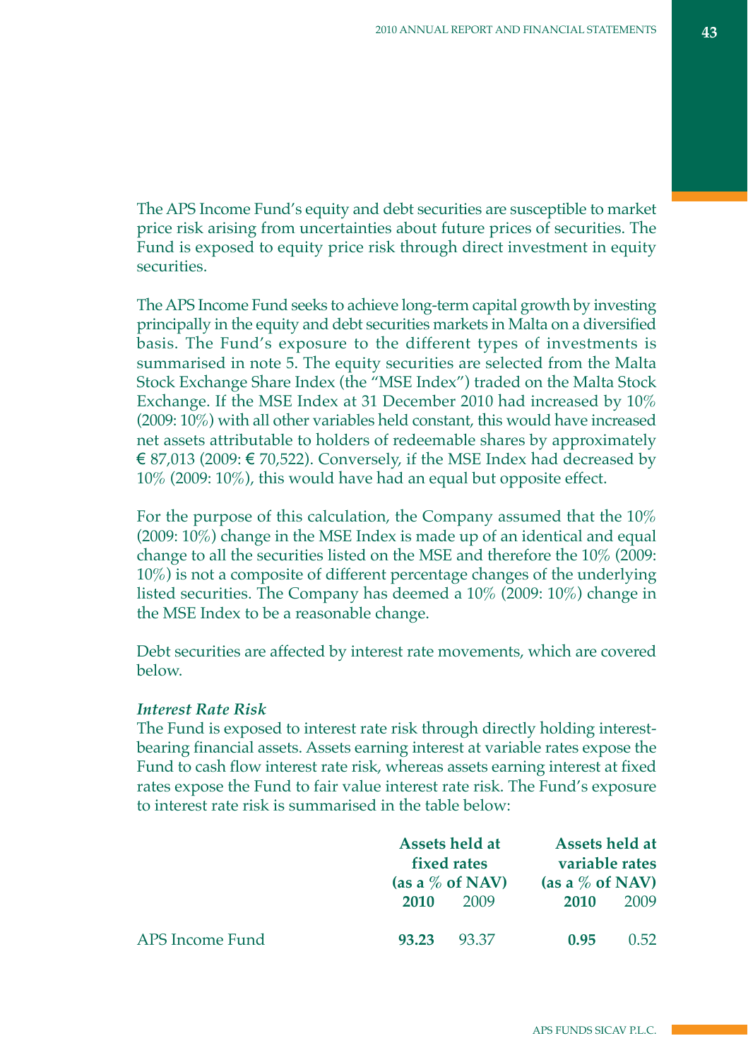The APS Income Fund's equity and debt securities are susceptible to market price risk arising from uncertainties about future prices of securities. The Fund is exposed to equity price risk through direct investment in equity securities.

The APS Income Fund seeks to achieve long-term capital growth by investing principally in the equity and debt securities markets in Malta on a diversified basis. The Fund's exposure to the different types of investments is summarised in note 5. The equity securities are selected from the Malta Stock Exchange Share Index (the "MSE Index") traded on the Malta Stock Exchange. If the MSE Index at 31 December 2010 had increased by 10% (2009: 10%) with all other variables held constant, this would have increased net assets attributable to holders of redeemable shares by approximately € 87,013 (2009: € 70,522). Conversely, if the MSE Index had decreased by 10% (2009: 10%), this would have had an equal but opposite effect.

For the purpose of this calculation, the Company assumed that the 10% (2009: 10%) change in the MSE Index is made up of an identical and equal change to all the securities listed on the MSE and therefore the 10% (2009: 10%) is not a composite of different percentage changes of the underlying listed securities. The Company has deemed a 10% (2009: 10%) change in the MSE Index to be a reasonable change.

Debt securities are affected by interest rate movements, which are covered below.

***Interest Rate Risk***

The Fund is exposed to interest rate risk through directly holding interest-bearing financial assets. Assets earning interest at variable rates expose the Fund to cash flow interest rate risk, whereas assets earning interest at fixed rates expose the Fund to fair value interest rate risk. The Fund's exposure to interest rate risk is summarised in the table below:

| | **Assets held at fixed rates (as a % of NAV)** | | **Assets held at variable rates (as a % of NAV)** | |
|---|---|---|---|---|
| | **2010** | 2009 | **2010** | 2009 |
| APS Income Fund | **93.23** | 93.37 | **0.95** | 0.52 |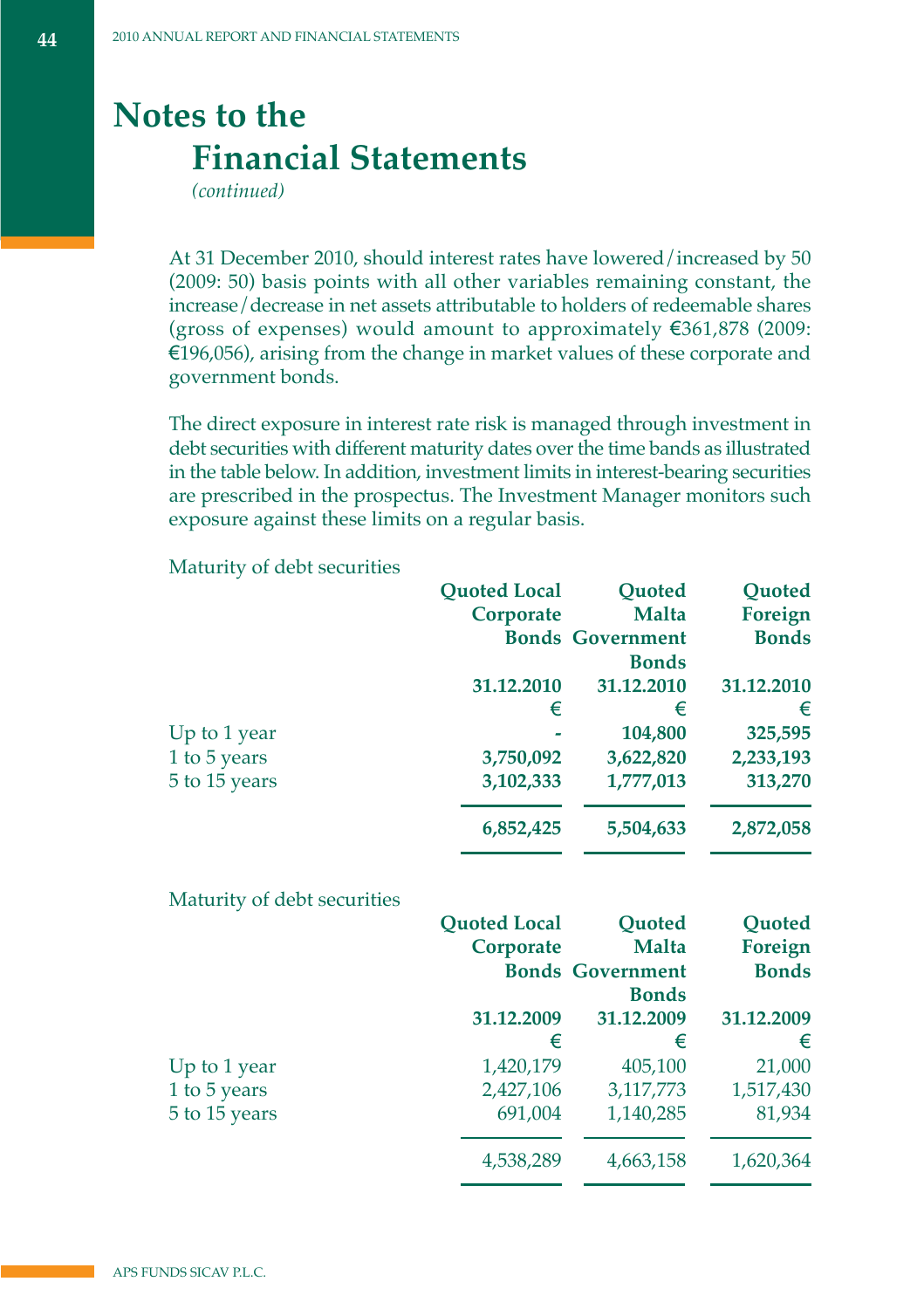# Notes to the Financial Statements

*(continued)*

At 31 December 2010, should interest rates have lowered/increased by 50 (2009: 50) basis points with all other variables remaining constant, the increase/decrease in net assets attributable to holders of redeemable shares (gross of expenses) would amount to approximately €361,878 (2009: €196,056), arising from the change in market values of these corporate and government bonds.

The direct exposure in interest rate risk is managed through investment in debt securities with different maturity dates over the time bands as illustrated in the table below. In addition, investment limits in interest-bearing securities are prescribed in the prospectus. The Investment Manager monitors such exposure against these limits on a regular basis.

Maturity of debt securities

| | **Quoted Local Corporate Bonds** | **Quoted Malta Government Bonds** | **Quoted Foreign Bonds** |
|---|---|---|---|
| | **31.12.2010** | **31.12.2010** | **31.12.2010** |
| | **€** | **€** | **€** |
| Up to 1 year | **-** | **104,800** | **325,595** |
| 1 to 5 years | **3,750,092** | **3,622,820** | **2,233,193** |
| 5 to 15 years | **3,102,333** | **1,777,013** | **313,270** |
| | **6,852,425** | **5,504,633** | **2,872,058** |

Maturity of debt securities

| | **Quoted Local Corporate Bonds** | **Quoted Malta Government Bonds** | **Quoted Foreign Bonds** |
|---|---|---|---|
| | **31.12.2009** | **31.12.2009** | **31.12.2009** |
| | **€** | **€** | **€** |
| Up to 1 year | 1,420,179 | 405,100 | 21,000 |
| 1 to 5 years | 2,427,106 | 3,117,773 | 1,517,430 |
| 5 to 15 years | 691,004 | 1,140,285 | 81,934 |
| | 4,538,289 | 4,663,158 | 1,620,364 |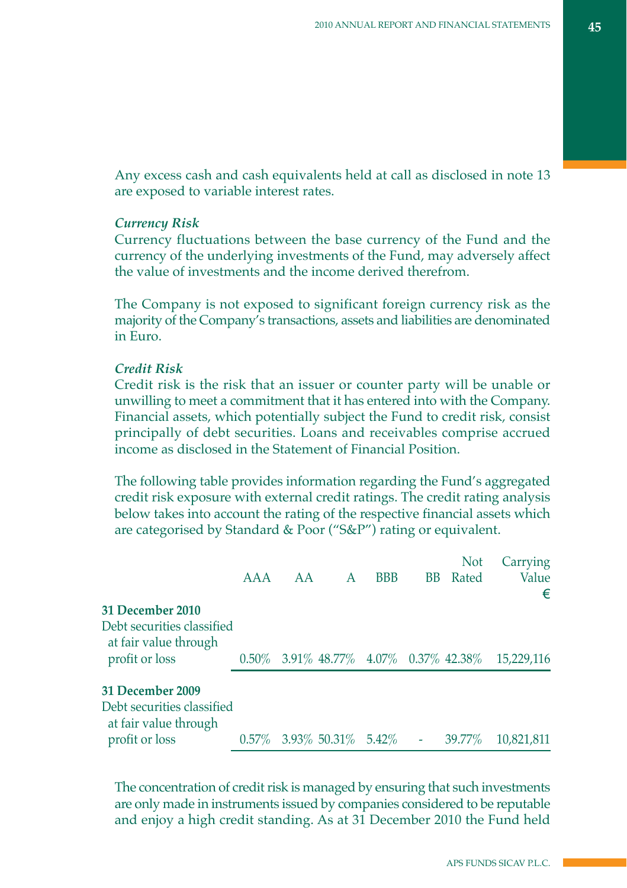Any excess cash and cash equivalents held at call as disclosed in note 13 are exposed to variable interest rates.

*Currency Risk*

Currency fluctuations between the base currency of the Fund and the currency of the underlying investments of the Fund, may adversely affect the value of investments and the income derived therefrom.

The Company is not exposed to significant foreign currency risk as the majority of the Company's transactions, assets and liabilities are denominated in Euro.

*Credit Risk*

Credit risk is the risk that an issuer or counter party will be unable or unwilling to meet a commitment that it has entered into with the Company. Financial assets, which potentially subject the Fund to credit risk, consist principally of debt securities. Loans and receivables comprise accrued income as disclosed in the Statement of Financial Position.

The following table provides information regarding the Fund's aggregated credit risk exposure with external credit ratings. The credit rating analysis below takes into account the rating of the respective financial assets which are categorised by Standard & Poor ("S&P") rating or equivalent.

| | AAA | AA | A | BBB | BB | Not Rated | Carrying Value € |
|---|---|---|---|---|---|---|---|
| **31 December 2010** | | | | | | | |
| Debt securities classified at fair value through profit or loss | 0.50% | 3.91% | 48.77% | 4.07% | 0.37% | 42.38% | 15,229,116 |
| **31 December 2009** | | | | | | | |
| Debt securities classified at fair value through profit or loss | 0.57% | 3.93% | 50.31% | 5.42% | - | 39.77% | 10,821,811 |

The concentration of credit risk is managed by ensuring that such investments are only made in instruments issued by companies considered to be reputable and enjoy a high credit standing. As at 31 December 2010 the Fund held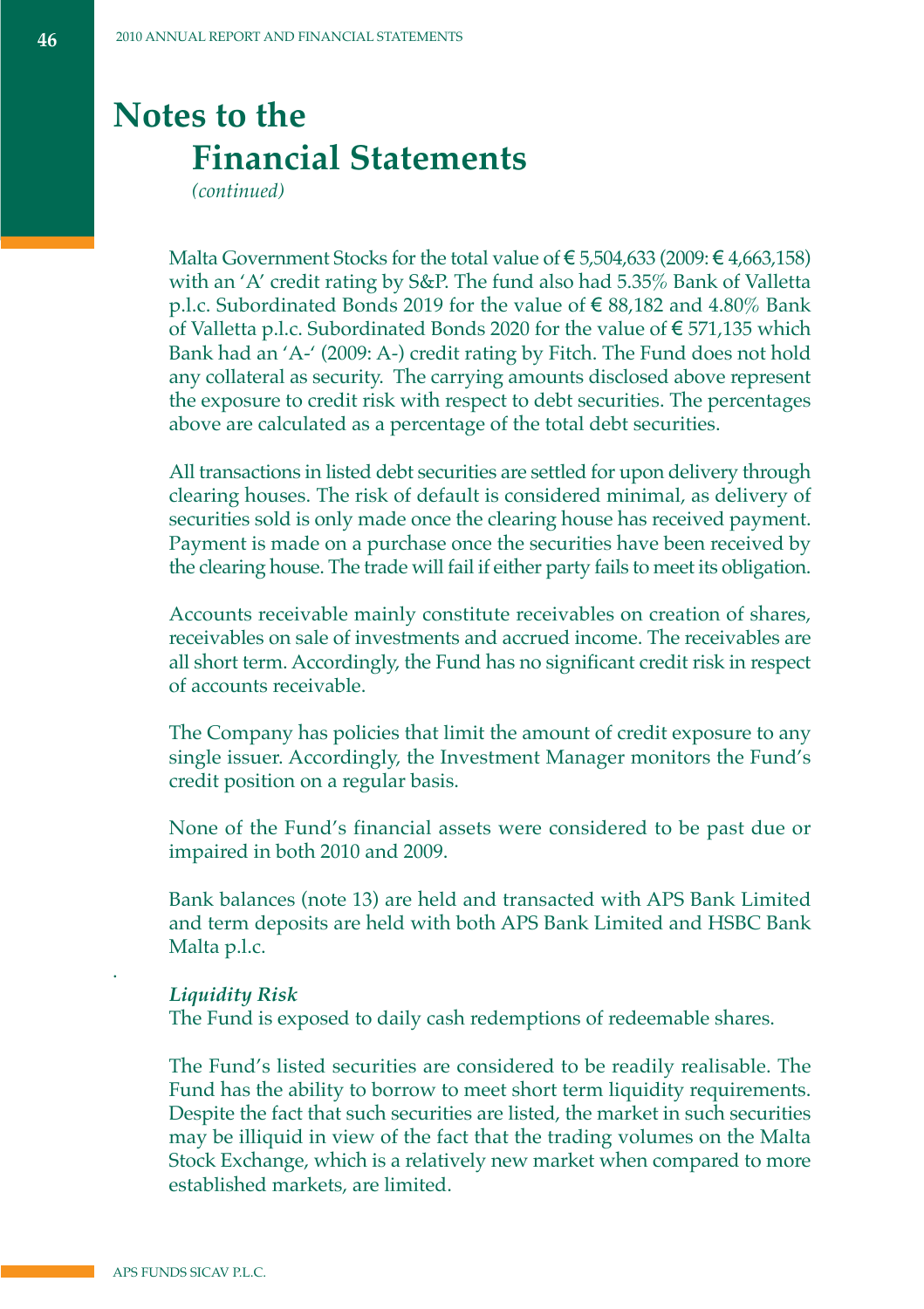# Notes to the Financial Statements

*(continued)*

Malta Government Stocks for the total value of € 5,504,633 (2009: € 4,663,158) with an 'A' credit rating by S&P. The fund also had 5.35% Bank of Valletta p.l.c. Subordinated Bonds 2019 for the value of € 88,182 and 4.80% Bank of Valletta p.l.c. Subordinated Bonds 2020 for the value of € 571,135 which Bank had an 'A-' (2009: A-) credit rating by Fitch. The Fund does not hold any collateral as security. The carrying amounts disclosed above represent the exposure to credit risk with respect to debt securities. The percentages above are calculated as a percentage of the total debt securities.

All transactions in listed debt securities are settled for upon delivery through clearing houses. The risk of default is considered minimal, as delivery of securities sold is only made once the clearing house has received payment. Payment is made on a purchase once the securities have been received by the clearing house. The trade will fail if either party fails to meet its obligation.

Accounts receivable mainly constitute receivables on creation of shares, receivables on sale of investments and accrued income. The receivables are all short term. Accordingly, the Fund has no significant credit risk in respect of accounts receivable.

The Company has policies that limit the amount of credit exposure to any single issuer. Accordingly, the Investment Manager monitors the Fund's credit position on a regular basis.

None of the Fund's financial assets were considered to be past due or impaired in both 2010 and 2009.

Bank balances (note 13) are held and transacted with APS Bank Limited and term deposits are held with both APS Bank Limited and HSBC Bank Malta p.l.c.

***Liquidity Risk***

The Fund is exposed to daily cash redemptions of redeemable shares.

The Fund's listed securities are considered to be readily realisable. The Fund has the ability to borrow to meet short term liquidity requirements. Despite the fact that such securities are listed, the market in such securities may be illiquid in view of the fact that the trading volumes on the Malta Stock Exchange, which is a relatively new market when compared to more established markets, are limited.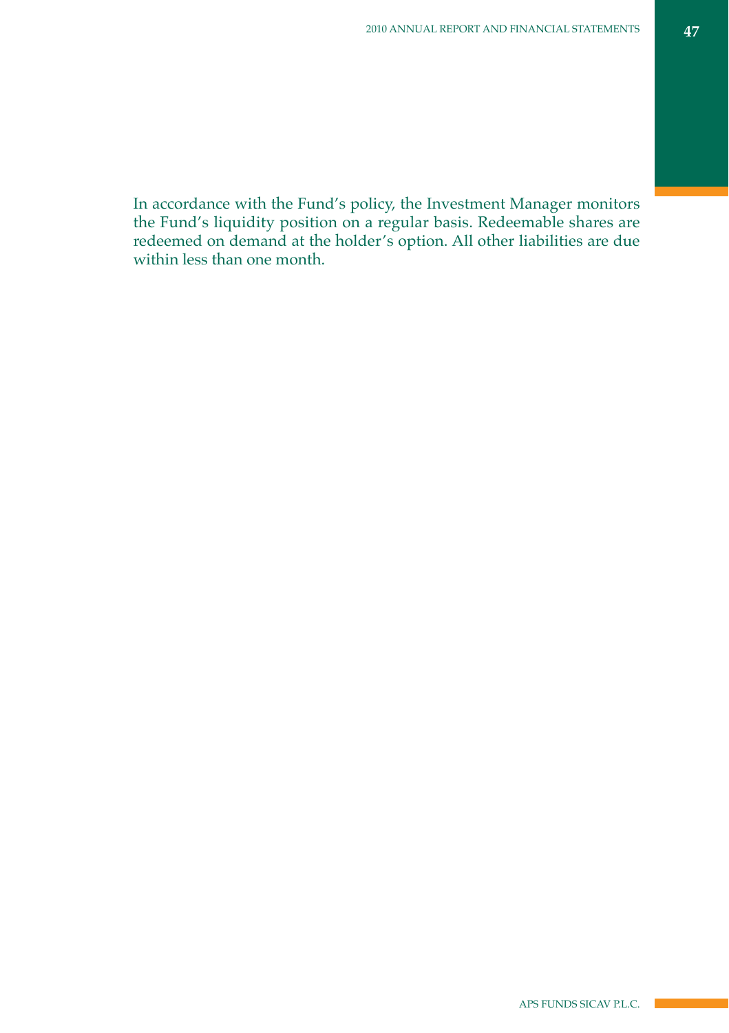In accordance with the Fund's policy, the Investment Manager monitors the Fund's liquidity position on a regular basis. Redeemable shares are redeemed on demand at the holder's option. All other liabilities are due within less than one month.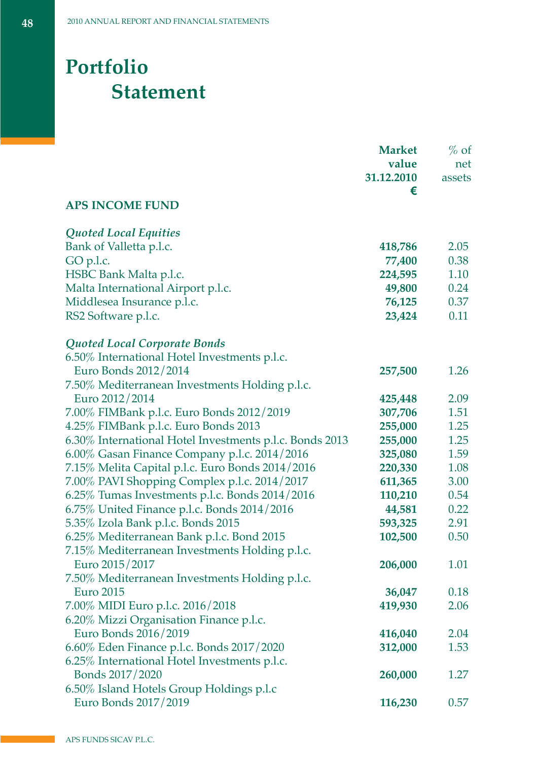# Portfolio Statement

| | Market value 31.12.2010 € | % of net assets |
|---|---|---|
| **APS INCOME FUND** | | |
| ***Quoted Local Equities*** | | |
| Bank of Valletta p.l.c. | **418,786** | 2.05 |
| GO p.l.c. | **77,400** | 0.38 |
| HSBC Bank Malta p.l.c. | **224,595** | 1.10 |
| Malta International Airport p.l.c. | **49,800** | 0.24 |
| Middlesea Insurance p.l.c. | **76,125** | 0.37 |
| RS2 Software p.l.c. | **23,424** | 0.11 |
| ***Quoted Local Corporate Bonds*** | | |
| 6.50% International Hotel Investments p.l.c. Euro Bonds 2012/2014 | **257,500** | 1.26 |
| 7.50% Mediterranean Investments Holding p.l.c. Euro 2012/2014 | **425,448** | 2.09 |
| 7.00% FIMBank p.l.c. Euro Bonds 2012/2019 | **307,706** | 1.51 |
| 4.25% FIMBank p.l.c. Euro Bonds 2013 | **255,000** | 1.25 |
| 6.30% International Hotel Investments p.l.c. Bonds 2013 | **255,000** | 1.25 |
| 6.00% Gasan Finance Company p.l.c. 2014/2016 | **325,080** | 1.59 |
| 7.15% Melita Capital p.l.c. Euro Bonds 2014/2016 | **220,330** | 1.08 |
| 7.00% PAVI Shopping Complex p.l.c. 2014/2017 | **611,365** | 3.00 |
| 6.25% Tumas Investments p.l.c. Bonds 2014/2016 | **110,210** | 0.54 |
| 6.75% United Finance p.l.c. Bonds 2014/2016 | **44,581** | 0.22 |
| 5.35% Izola Bank p.l.c. Bonds 2015 | **593,325** | 2.91 |
| 6.25% Mediterranean Bank p.l.c. Bond 2015 | **102,500** | 0.50 |
| 7.15% Mediterranean Investments Holding p.l.c. Euro 2015/2017 | **206,000** | 1.01 |
| 7.50% Mediterranean Investments Holding p.l.c. Euro 2015 | **36,047** | 0.18 |
| 7.00% MIDI Euro p.l.c. 2016/2018 | **419,930** | 2.06 |
| 6.20% Mizzi Organisation Finance p.l.c. Euro Bonds 2016/2019 | **416,040** | 2.04 |
| 6.60% Eden Finance p.l.c. Bonds 2017/2020 | **312,000** | 1.53 |
| 6.25% International Hotel Investments p.l.c. Bonds 2017/2020 | **260,000** | 1.27 |
| 6.50% Island Hotels Group Holdings p.l.c Euro Bonds 2017/2019 | **116,230** | 0.57 |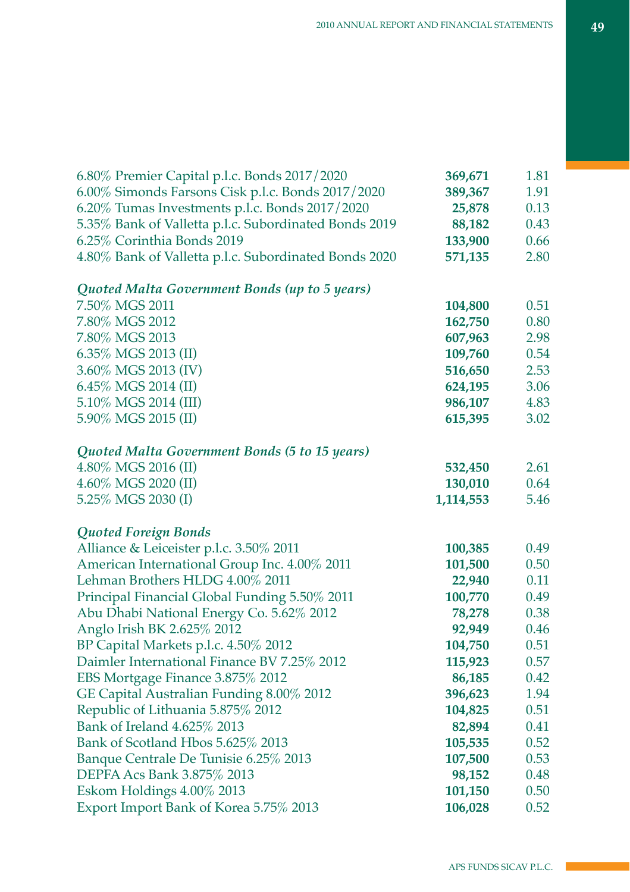| | | |
|---|---|---|
| 6.80% Premier Capital p.l.c. Bonds 2017/2020 | **369,671** | 1.81 |
| 6.00% Simonds Farsons Cisk p.l.c. Bonds 2017/2020 | **389,367** | 1.91 |
| 6.20% Tumas Investments p.l.c. Bonds 2017/2020 | **25,878** | 0.13 |
| 5.35% Bank of Valletta p.l.c. Subordinated Bonds 2019 | **88,182** | 0.43 |
| 6.25% Corinthia Bonds 2019 | **133,900** | 0.66 |
| 4.80% Bank of Valletta p.l.c. Subordinated Bonds 2020 | **571,135** | 2.80 |
| | | |
| ***Quoted Malta Government Bonds (up to 5 years)*** | | |
| 7.50% MGS 2011 | **104,800** | 0.51 |
| 7.80% MGS 2012 | **162,750** | 0.80 |
| 7.80% MGS 2013 | **607,963** | 2.98 |
| 6.35% MGS 2013 (II) | **109,760** | 0.54 |
| 3.60% MGS 2013 (IV) | **516,650** | 2.53 |
| 6.45% MGS 2014 (II) | **624,195** | 3.06 |
| 5.10% MGS 2014 (III) | **986,107** | 4.83 |
| 5.90% MGS 2015 (II) | **615,395** | 3.02 |
| | | |
| ***Quoted Malta Government Bonds (5 to 15 years)*** | | |
| 4.80% MGS 2016 (II) | **532,450** | 2.61 |
| 4.60% MGS 2020 (II) | **130,010** | 0.64 |
| 5.25% MGS 2030 (I) | **1,114,553** | 5.46 |
| | | |
| ***Quoted Foreign Bonds*** | | |
| Alliance & Leiceister p.l.c. 3.50% 2011 | **100,385** | 0.49 |
| American International Group Inc. 4.00% 2011 | **101,500** | 0.50 |
| Lehman Brothers HLDG 4.00% 2011 | **22,940** | 0.11 |
| Principal Financial Global Funding 5.50% 2011 | **100,770** | 0.49 |
| Abu Dhabi National Energy Co. 5.62% 2012 | **78,278** | 0.38 |
| Anglo Irish BK 2.625% 2012 | **92,949** | 0.46 |
| BP Capital Markets p.l.c. 4.50% 2012 | **104,750** | 0.51 |
| Daimler International Finance BV 7.25% 2012 | **115,923** | 0.57 |
| EBS Mortgage Finance 3.875% 2012 | **86,185** | 0.42 |
| GE Capital Australian Funding 8.00% 2012 | **396,623** | 1.94 |
| Republic of Lithuania 5.875% 2012 | **104,825** | 0.51 |
| Bank of Ireland 4.625% 2013 | **82,894** | 0.41 |
| Bank of Scotland Hbos 5.625% 2013 | **105,535** | 0.52 |
| Banque Centrale De Tunisie 6.25% 2013 | **107,500** | 0.53 |
| DEPFA Acs Bank 3.875% 2013 | **98,152** | 0.48 |
| Eskom Holdings 4.00% 2013 | **101,150** | 0.50 |
| Export Import Bank of Korea 5.75% 2013 | **106,028** | 0.52 |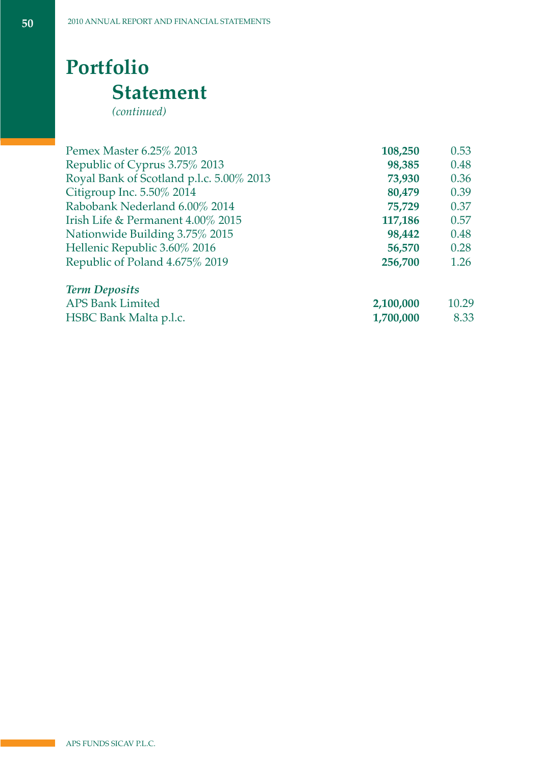# Portfolio Statement

*(continued)*

| | | |
|---|---|---|
| Pemex Master 6.25% 2013 | **108,250** | 0.53 |
| Republic of Cyprus 3.75% 2013 | **98,385** | 0.48 |
| Royal Bank of Scotland p.l.c. 5.00% 2013 | **73,930** | 0.36 |
| Citigroup Inc. 5.50% 2014 | **80,479** | 0.39 |
| Rabobank Nederland 6.00% 2014 | **75,729** | 0.37 |
| Irish Life & Permanent 4.00% 2015 | **117,186** | 0.57 |
| Nationwide Building 3.75% 2015 | **98,442** | 0.48 |
| Hellenic Republic 3.60% 2016 | **56,570** | 0.28 |
| Republic of Poland 4.675% 2019 | **256,700** | 1.26 |
| ***Term Deposits*** | | |
| APS Bank Limited | **2,100,000** | 10.29 |
| HSBC Bank Malta p.l.c. | **1,700,000** | 8.33 |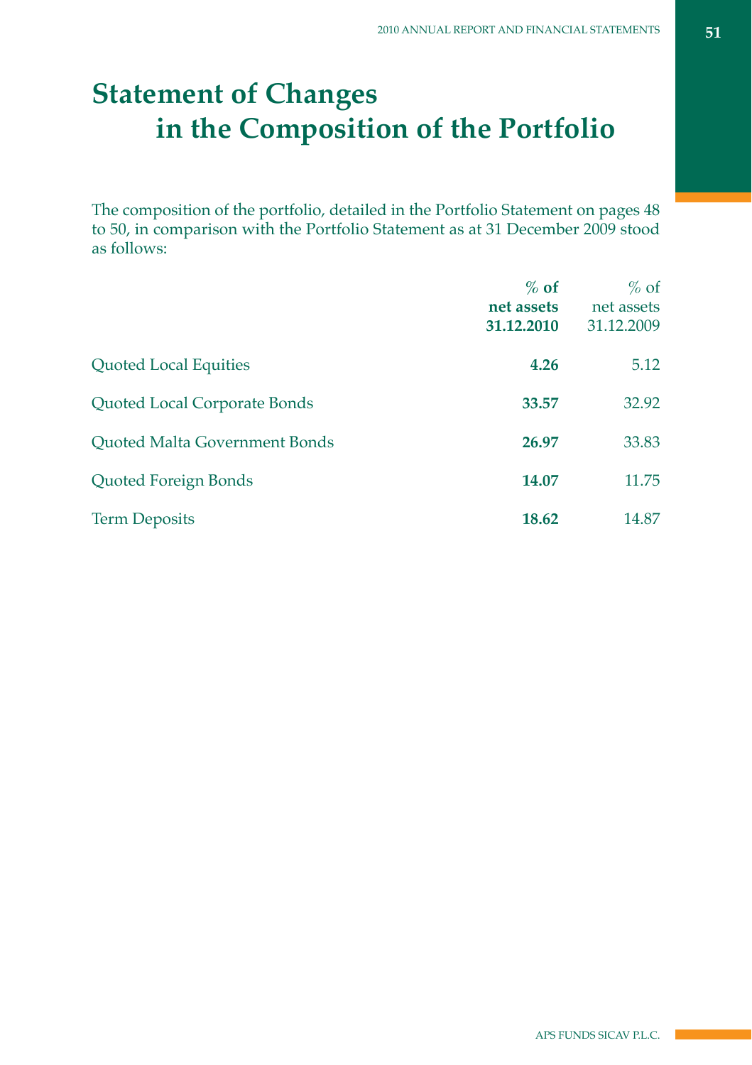# Statement of Changes in the Composition of the Portfolio

The composition of the portfolio, detailed in the Portfolio Statement on pages 48 to 50, in comparison with the Portfolio Statement as at 31 December 2009 stood as follows:

| | **% of net assets 31.12.2010** | % of net assets 31.12.2009 |
|---|---|---|
| Quoted Local Equities | **4.26** | 5.12 |
| Quoted Local Corporate Bonds | **33.57** | 32.92 |
| Quoted Malta Government Bonds | **26.97** | 33.83 |
| Quoted Foreign Bonds | **14.07** | 11.75 |
| Term Deposits | **18.62** | 14.87 |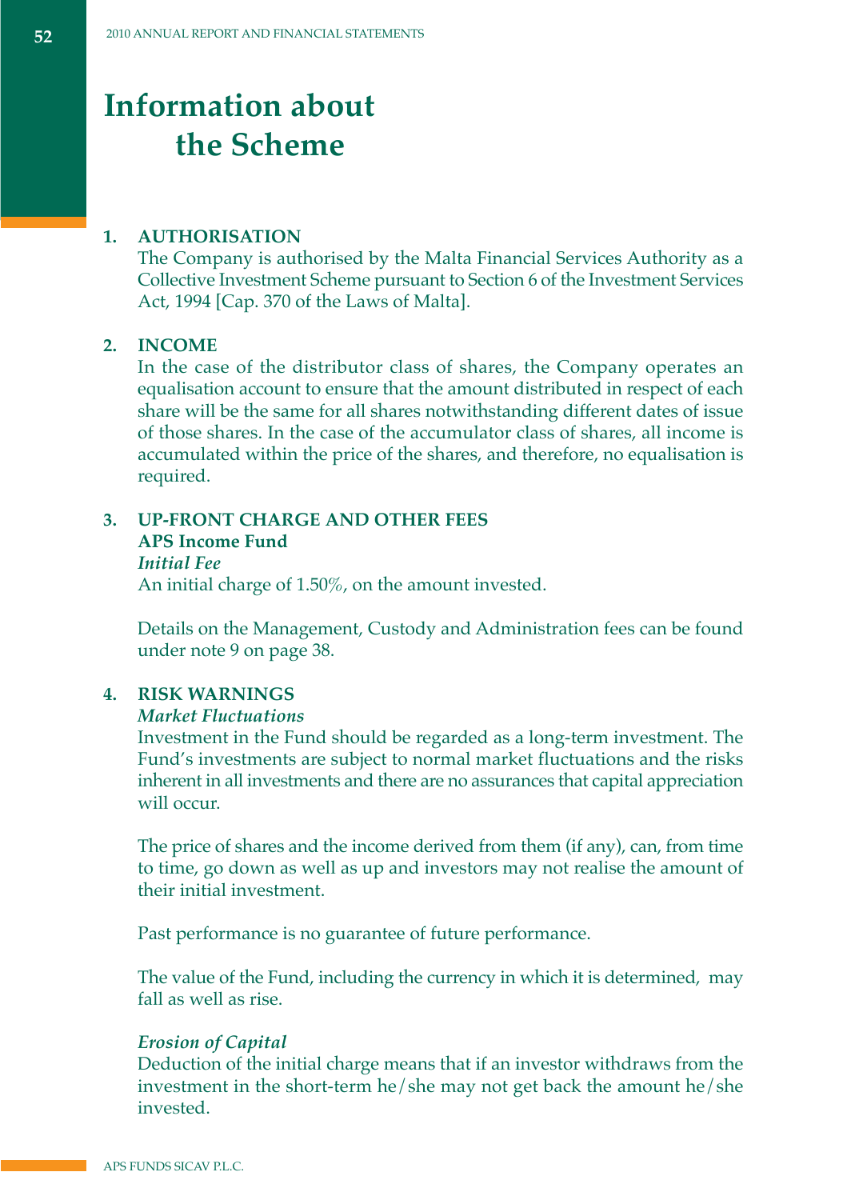# Information about the Scheme

**1. AUTHORISATION**

The Company is authorised by the Malta Financial Services Authority as a Collective Investment Scheme pursuant to Section 6 of the Investment Services Act, 1994 [Cap. 370 of the Laws of Malta].

**2. INCOME**

In the case of the distributor class of shares, the Company operates an equalisation account to ensure that the amount distributed in respect of each share will be the same for all shares notwithstanding different dates of issue of those shares. In the case of the accumulator class of shares, all income is accumulated within the price of the shares, and therefore, no equalisation is required.

**3. UP-FRONT CHARGE AND OTHER FEES**

**APS Income Fund**

***Initial Fee***

An initial charge of 1.50%, on the amount invested.

Details on the Management, Custody and Administration fees can be found under note 9 on page 38.

**4. RISK WARNINGS**

***Market Fluctuations***

Investment in the Fund should be regarded as a long-term investment. The Fund's investments are subject to normal market fluctuations and the risks inherent in all investments and there are no assurances that capital appreciation will occur.

The price of shares and the income derived from them (if any), can, from time to time, go down as well as up and investors may not realise the amount of their initial investment.

Past performance is no guarantee of future performance.

The value of the Fund, including the currency in which it is determined, may fall as well as rise.

***Erosion of Capital***

Deduction of the initial charge means that if an investor withdraws from the investment in the short-term he/she may not get back the amount he/she invested.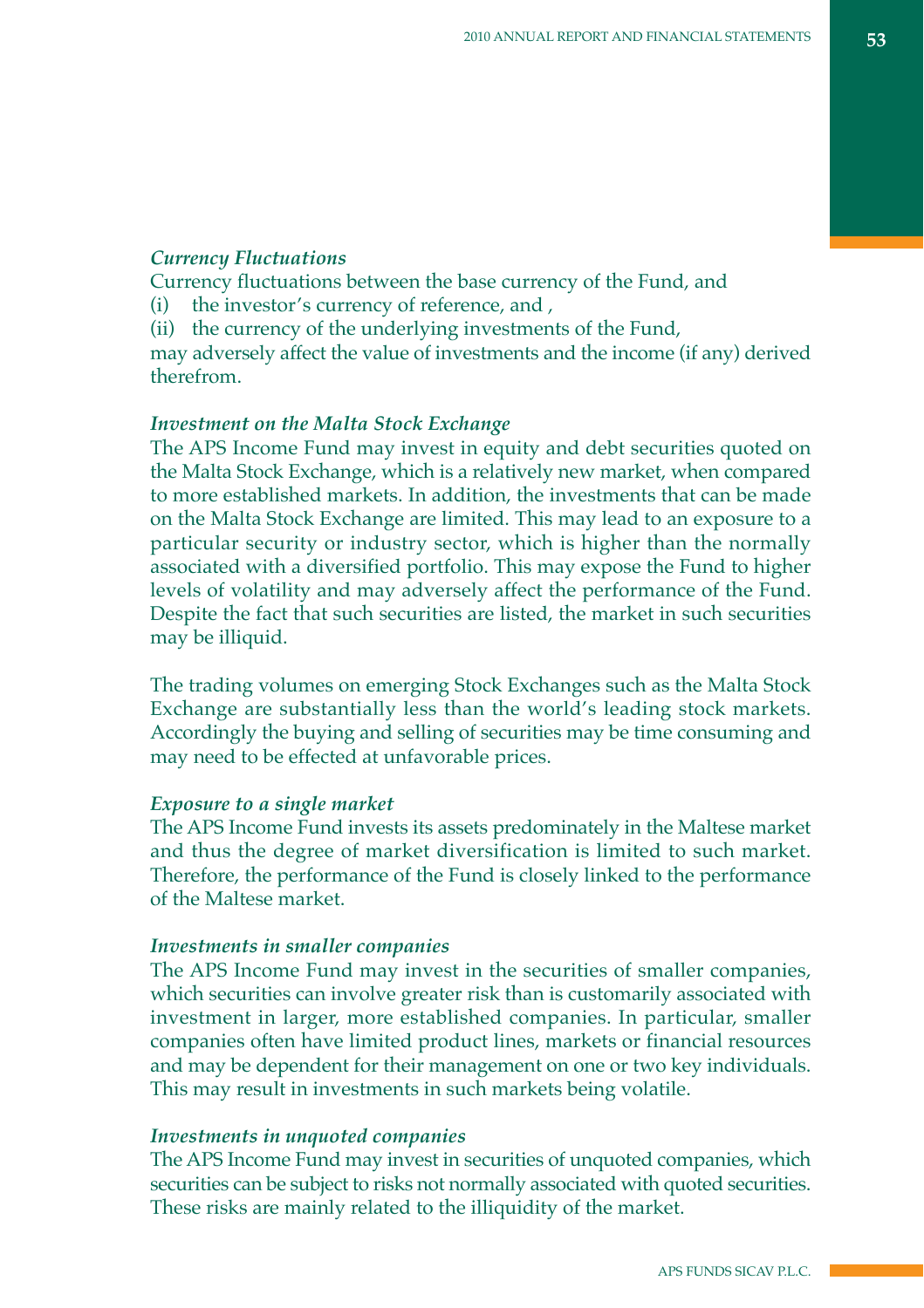*Currency Fluctuations*

Currency fluctuations between the base currency of the Fund, and

(i) the investor's currency of reference, and ,

(ii) the currency of the underlying investments of the Fund,

may adversely affect the value of investments and the income (if any) derived therefrom.

*Investment on the Malta Stock Exchange*

The APS Income Fund may invest in equity and debt securities quoted on the Malta Stock Exchange, which is a relatively new market, when compared to more established markets. In addition, the investments that can be made on the Malta Stock Exchange are limited. This may lead to an exposure to a particular security or industry sector, which is higher than the normally associated with a diversified portfolio. This may expose the Fund to higher levels of volatility and may adversely affect the performance of the Fund. Despite the fact that such securities are listed, the market in such securities may be illiquid.

The trading volumes on emerging Stock Exchanges such as the Malta Stock Exchange are substantially less than the world's leading stock markets. Accordingly the buying and selling of securities may be time consuming and may need to be effected at unfavorable prices.

*Exposure to a single market*

The APS Income Fund invests its assets predominately in the Maltese market and thus the degree of market diversification is limited to such market. Therefore, the performance of the Fund is closely linked to the performance of the Maltese market.

*Investments in smaller companies*

The APS Income Fund may invest in the securities of smaller companies, which securities can involve greater risk than is customarily associated with investment in larger, more established companies. In particular, smaller companies often have limited product lines, markets or financial resources and may be dependent for their management on one or two key individuals. This may result in investments in such markets being volatile.

*Investments in unquoted companies*

The APS Income Fund may invest in securities of unquoted companies, which securities can be subject to risks not normally associated with quoted securities. These risks are mainly related to the illiquidity of the market.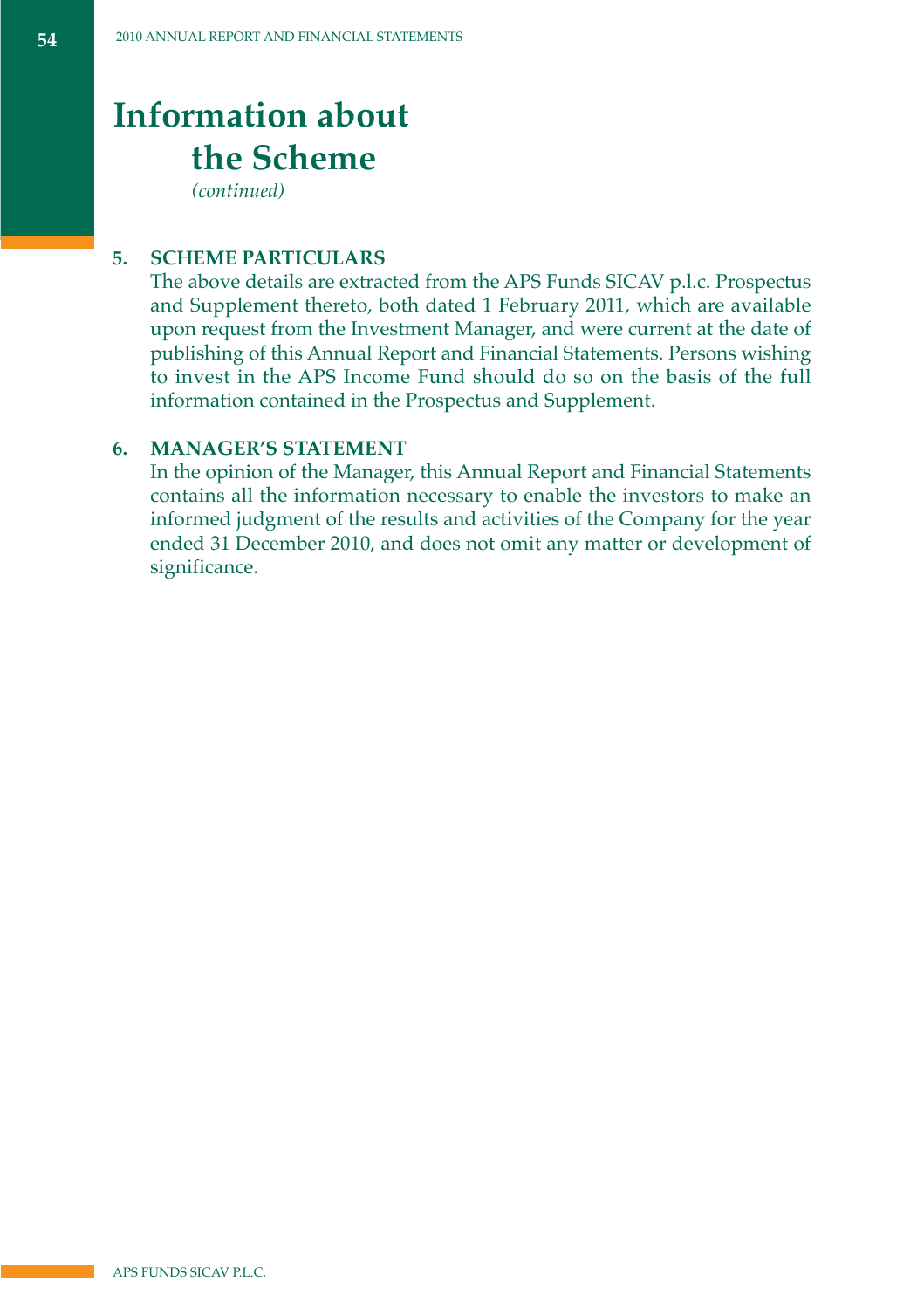# Information about the Scheme

*(continued)*

## 5. SCHEME PARTICULARS

The above details are extracted from the APS Funds SICAV p.l.c. Prospectus and Supplement thereto, both dated 1 February 2011, which are available upon request from the Investment Manager, and were current at the date of publishing of this Annual Report and Financial Statements. Persons wishing to invest in the APS Income Fund should do so on the basis of the full information contained in the Prospectus and Supplement.

## 6. MANAGER'S STATEMENT

In the opinion of the Manager, this Annual Report and Financial Statements contains all the information necessary to enable the investors to make an informed judgment of the results and activities of the Company for the year ended 31 December 2010, and does not omit any matter or development of significance.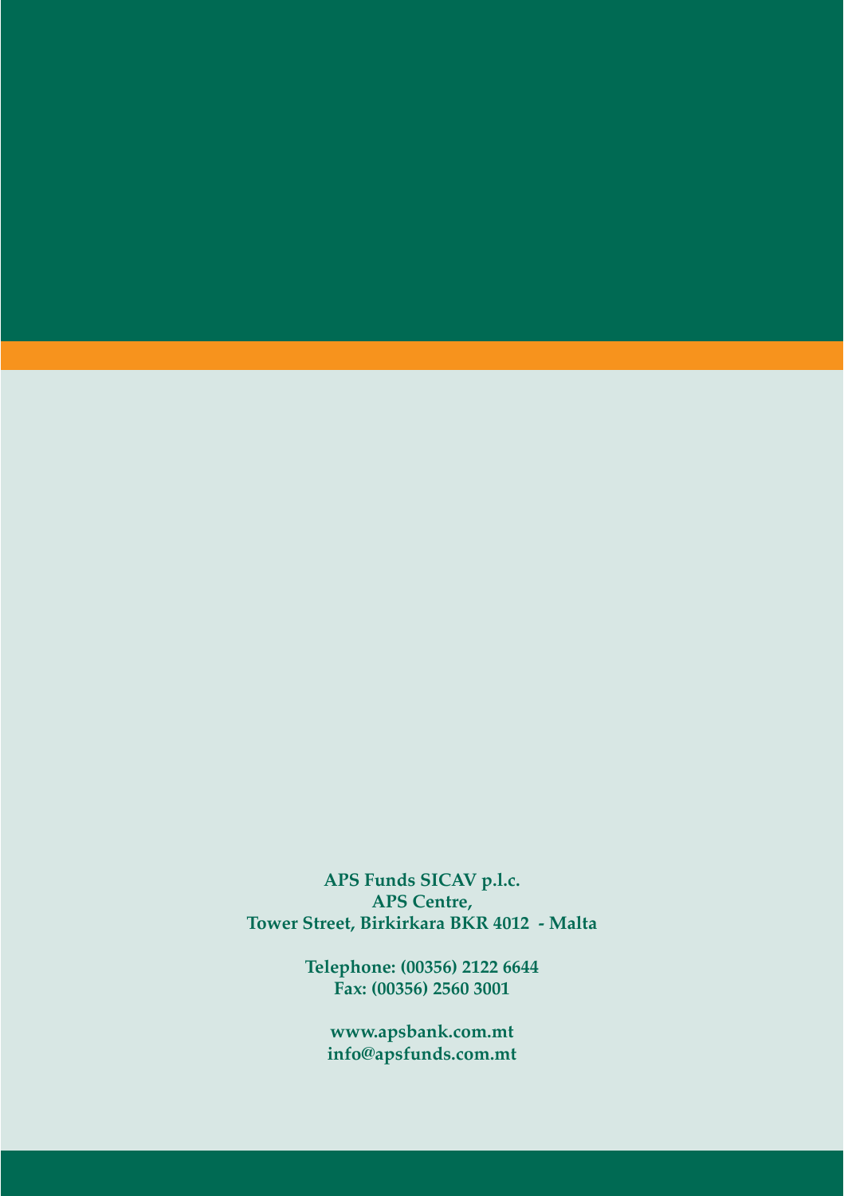**APS Funds SICAV p.l.c.**
**APS Centre,**
**Tower Street, Birkirkara BKR 4012 - Malta**

**Telephone: (00356) 2122 6644**
**Fax: (00356) 2560 3001**

**www.apsbank.com.mt**
**info@apsfunds.com.mt**